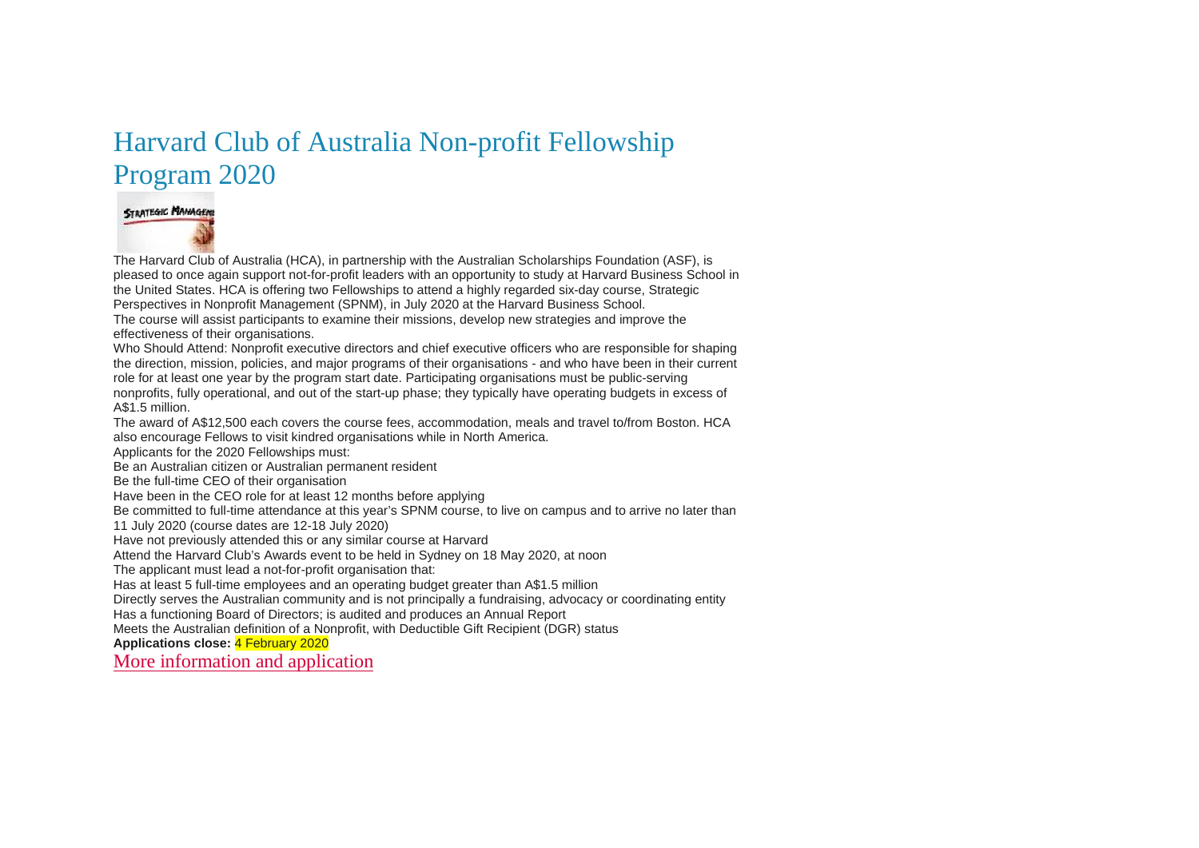# Harvard Club of Australia Non-profit Fellowship Program 2020

The Harvard Club of Australia (HCA), in partnership with the Australian Scholarships Foundation (ASF), is pleased to once again support not-for-profit leaders with an opportunity to study at Harvard Business School in the United States. HCA is offering two Fellowships to attend a highly regarded six-day course, Strategic Perspectives in Nonprofit Management (SPNM), in July 2020 at the Harvard Business School.

The course will assist participants to examine their missions, develop new strategies and improve the effectiveness of their organisations.

Who Should Attend: Nonprofit executive directors and chief executive officers who are responsible for shaping the direction, mission, policies, and major programs of their organisations - and who have been in their current role for at least one year by the program start date. Participating organisations must be public-serving nonprofits, fully operational, and out of the start-up phase; they typically have operating budgets in excess of A$1.5 million.

The award of A$12,500 each covers the course fees, accommodation, meals and travel to/from Boston. HCA also encourage Fellows to visit kindred organisations while in North America.

Applicants for the 2020 Fellowships must:

Be an Australian citizen or Australian permanent resident

Be the full-time CEO of their organisation

Have been in the CEO role for at least 12 months before applying

Be committed to full-time attendance at this year's SPNM course, to live on campus and to arrive no later than 11 July 2020 (course dates are 12-18 July 2020)

Have not previously attended this or any similar course at Harvard

Attend the Harvard Club's Awards event to be held in Sydney on 18 May 2020, at noon

The applicant must lead a not-for-profit organisation that:

Has at least 5 full-time employees and an operating budget greater than A$1.5 million

Directly serves the Australian community and is not principally a fundraising, advocacy or coordinating entity

Has a functioning Board of Directors; is audited and produces an Annual Report

Meets the Australian definition of a Nonprofit, with Deductible Gift Recipient (DGR) status

**Applications close:** 4 February 2020

More information and application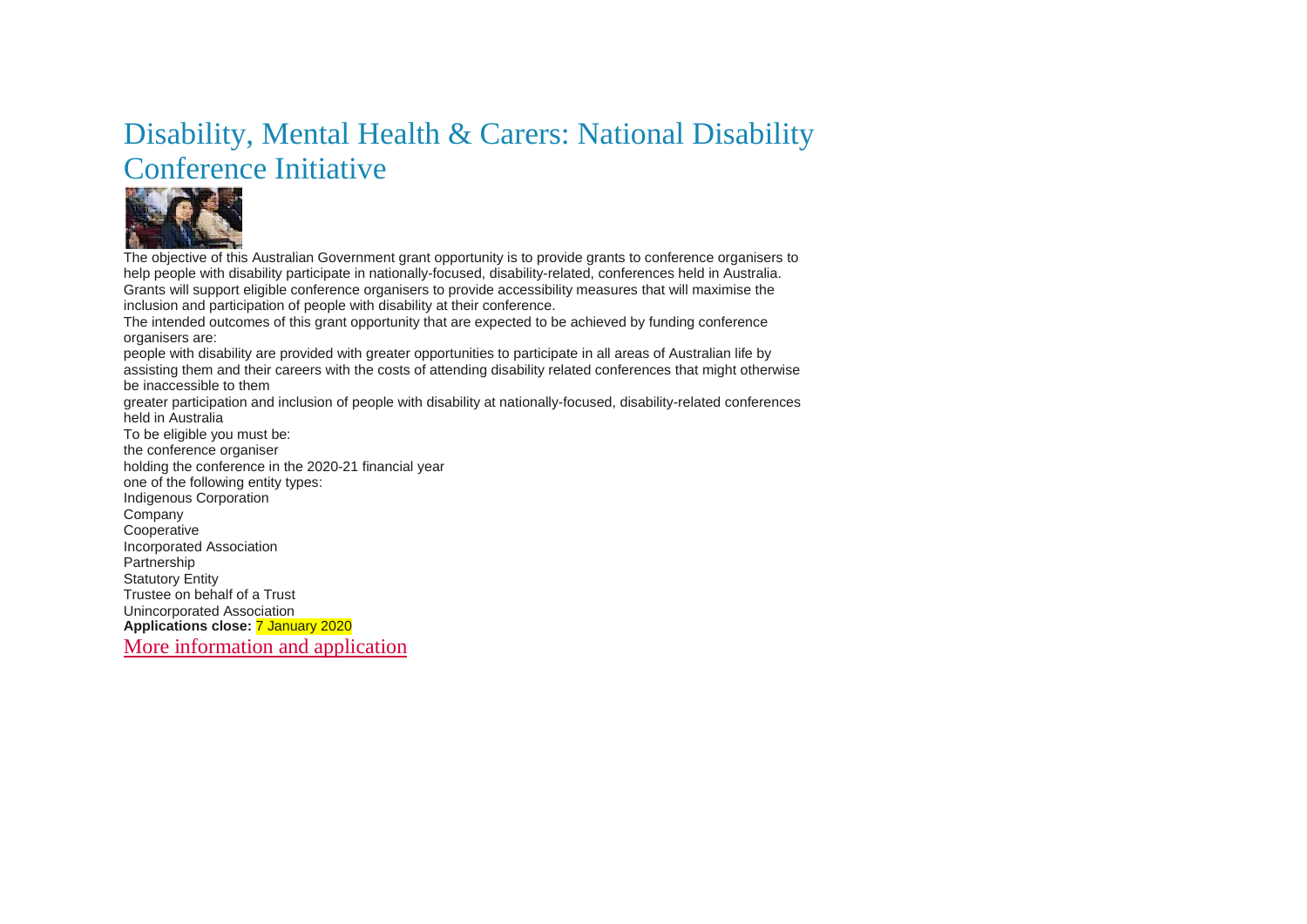# Disability, Mental Health & Carers: National Disability Conference Initiative

The objective of this Australian Government grant opportunity is to provide grants to conference organisers to help people with disability participate in nationally-focused, disability-related, conferences held in Australia. Grants will support eligible conference organisers to provide accessibility measures that will maximise the inclusion and participation of people with disability at their conference.

The intended outcomes of this grant opportunity that are expected to be achieved by funding conference organisers are:

- people with disability are provided with greater opportunities to participate in all areas of Australian life by assisting them and their careers with the costs of attending disability related conferences that might otherwise be inaccessible to them
- greater participation and inclusion of people with disability at nationally-focused, disability-related conferences held in Australia

To be eligible you must be:

- the conference organiser
- holding the conference in the 2020-21 financial year
- one of the following entity types:
  - Indigenous Corporation
  - Company
  - Cooperative
  - Incorporated Association
  - Partnership
  - Statutory Entity
  - Trustee on behalf of a Trust
  - Unincorporated Association

**Applications close:** 7 January 2020

More information and application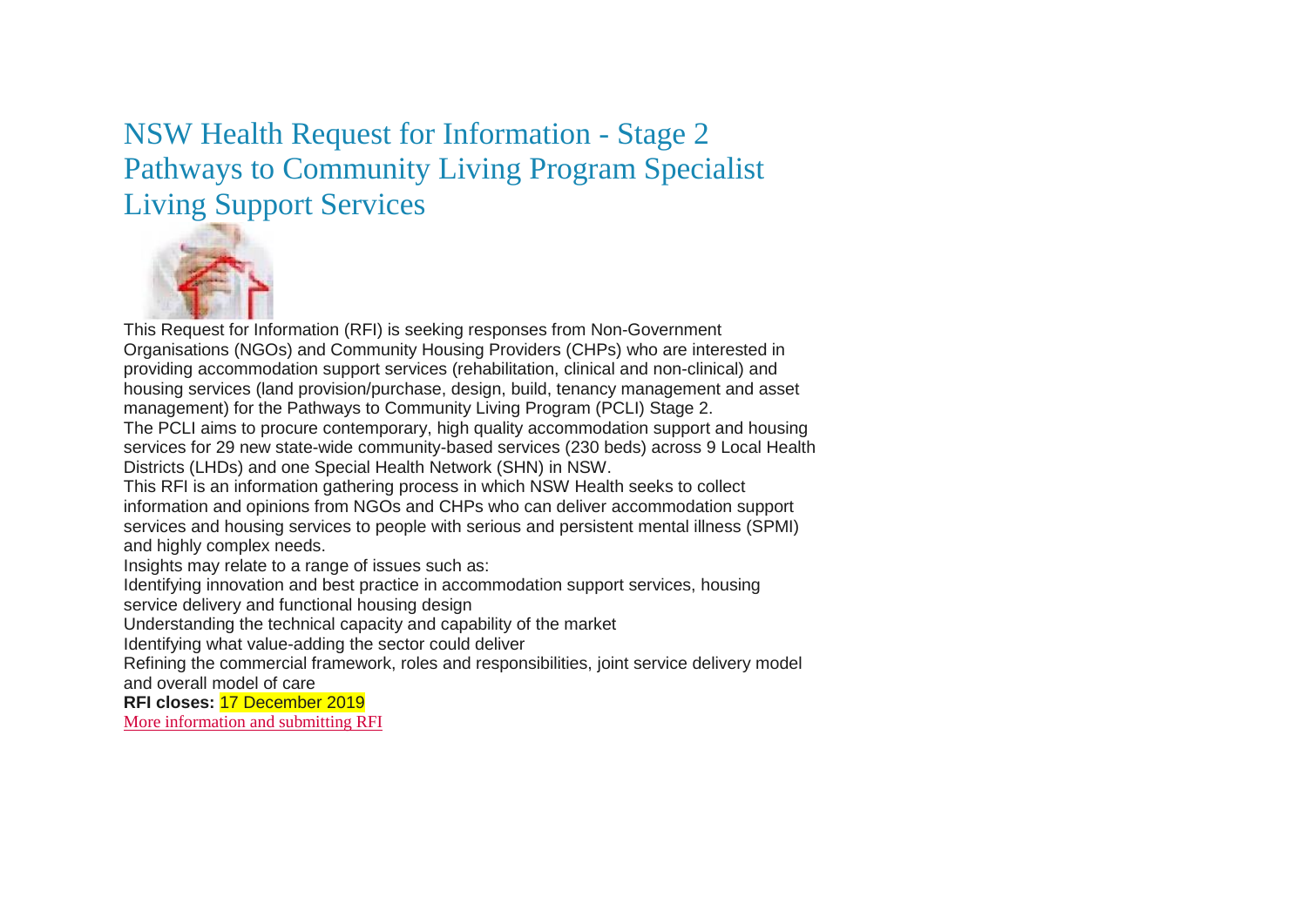# NSW Health Request for Information - Stage 2 Pathways to Community Living Program Specialist Living Support Services

This Request for Information (RFI) is seeking responses from Non-Government Organisations (NGOs) and Community Housing Providers (CHPs) who are interested in providing accommodation support services (rehabilitation, clinical and non-clinical) and housing services (land provision/purchase, design, build, tenancy management and asset management) for the Pathways to Community Living Program (PCLI) Stage 2.

The PCLI aims to procure contemporary, high quality accommodation support and housing services for 29 new state-wide community-based services (230 beds) across 9 Local Health Districts (LHDs) and one Special Health Network (SHN) in NSW.

This RFI is an information gathering process in which NSW Health seeks to collect information and opinions from NGOs and CHPs who can deliver accommodation support services and housing services to people with serious and persistent mental illness (SPMI) and highly complex needs.

Insights may relate to a range of issues such as:

Identifying innovation and best practice in accommodation support services, housing service delivery and functional housing design

Understanding the technical capacity and capability of the market

Identifying what value-adding the sector could deliver

Refining the commercial framework, roles and responsibilities, joint service delivery model and overall model of care

**RFI closes:** 17 December 2019

More information and submitting RFI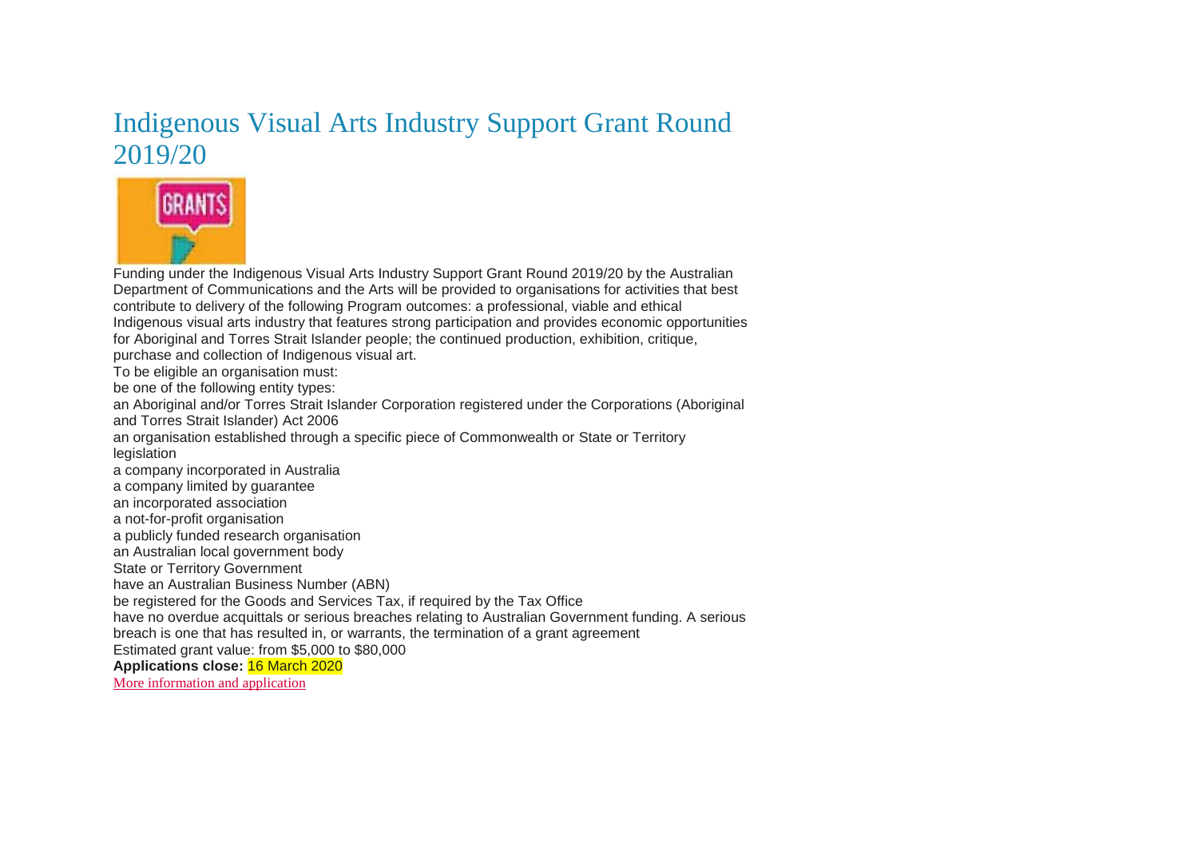# Indigenous Visual Arts Industry Support Grant Round 2019/20

Funding under the Indigenous Visual Arts Industry Support Grant Round 2019/20 by the Australian Department of Communications and the Arts will be provided to organisations for activities that best contribute to delivery of the following Program outcomes: a professional, viable and ethical Indigenous visual arts industry that features strong participation and provides economic opportunities for Aboriginal and Torres Strait Islander people; the continued production, exhibition, critique, purchase and collection of Indigenous visual art.

To be eligible an organisation must:

- be one of the following entity types:
  - an Aboriginal and/or Torres Strait Islander Corporation registered under the Corporations (Aboriginal and Torres Strait Islander) Act 2006
  - an organisation established through a specific piece of Commonwealth or State or Territory legislation
  - a company incorporated in Australia
  - a company limited by guarantee
  - an incorporated association
  - a not-for-profit organisation
  - a publicly funded research organisation
  - an Australian local government body
  - State or Territory Government
- have an Australian Business Number (ABN)
- be registered for the Goods and Services Tax, if required by the Tax Office
- have no overdue acquittals or serious breaches relating to Australian Government funding. A serious breach is one that has resulted in, or warrants, the termination of a grant agreement

Estimated grant value: from $5,000 to $80,000

**Applications close:** 16 March 2020

More information and application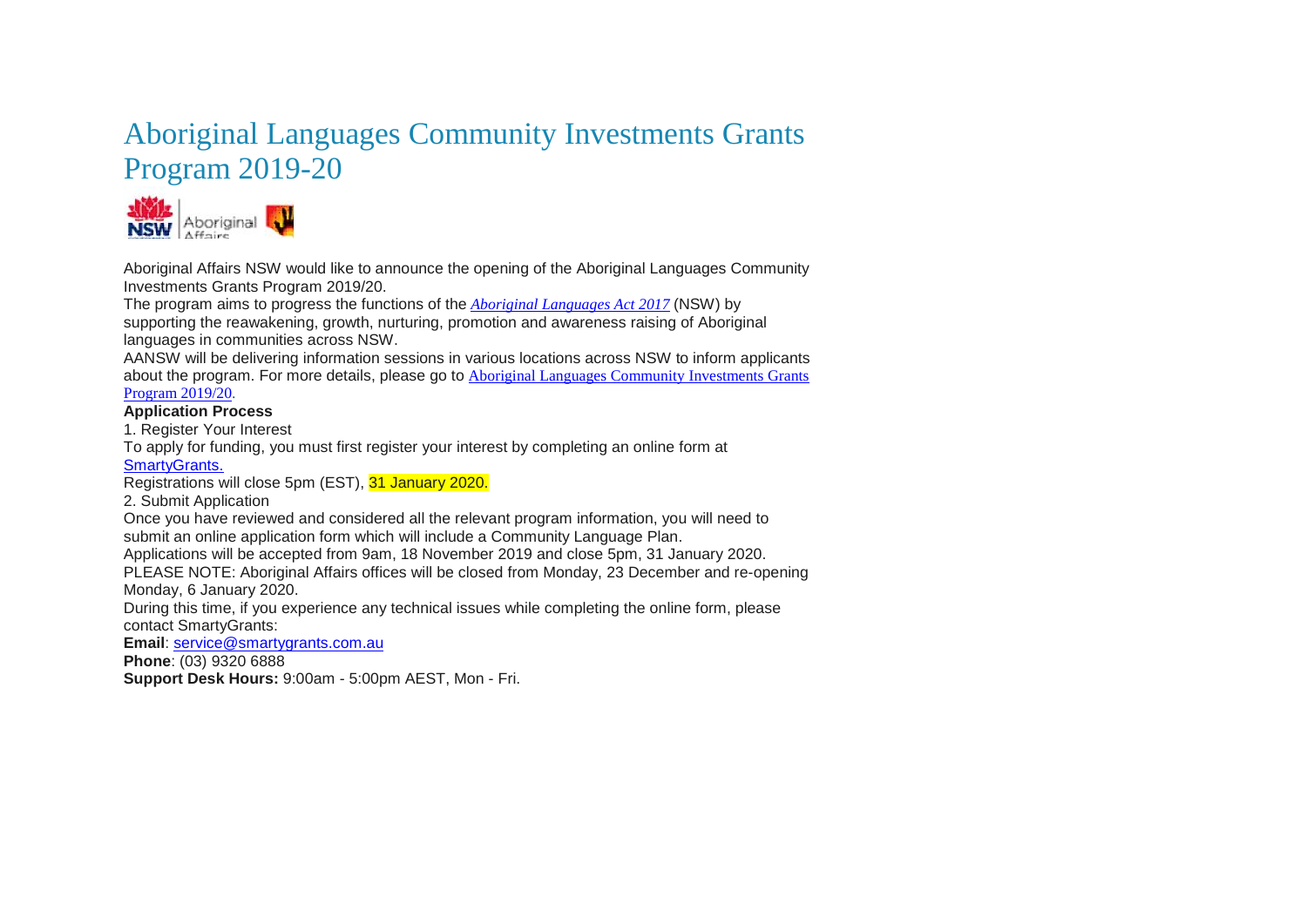# Aboriginal Languages Community Investments Grants Program 2019-20

Aboriginal Affairs NSW would like to announce the opening of the Aboriginal Languages Community Investments Grants Program 2019/20.

The program aims to progress the functions of the *Aboriginal Languages Act 2017* (NSW) by supporting the reawakening, growth, nurturing, promotion and awareness raising of Aboriginal languages in communities across NSW.

AANSW will be delivering information sessions in various locations across NSW to inform applicants about the program. For more details, please go to Aboriginal Languages Community Investments Grants Program 2019/20.

**Application Process**

1. Register Your Interest

To apply for funding, you must first register your interest by completing an online form at SmartyGrants.

Registrations will close 5pm (EST), 31 January 2020.

2. Submit Application

Once you have reviewed and considered all the relevant program information, you will need to submit an online application form which will include a Community Language Plan.

Applications will be accepted from 9am, 18 November 2019 and close 5pm, 31 January 2020.

PLEASE NOTE: Aboriginal Affairs offices will be closed from Monday, 23 December and re-opening Monday, 6 January 2020.

During this time, if you experience any technical issues while completing the online form, please contact SmartyGrants:

**Email**: service@smartygrants.com.au

**Phone**: (03) 9320 6888

**Support Desk Hours:** 9:00am - 5:00pm AEST, Mon - Fri.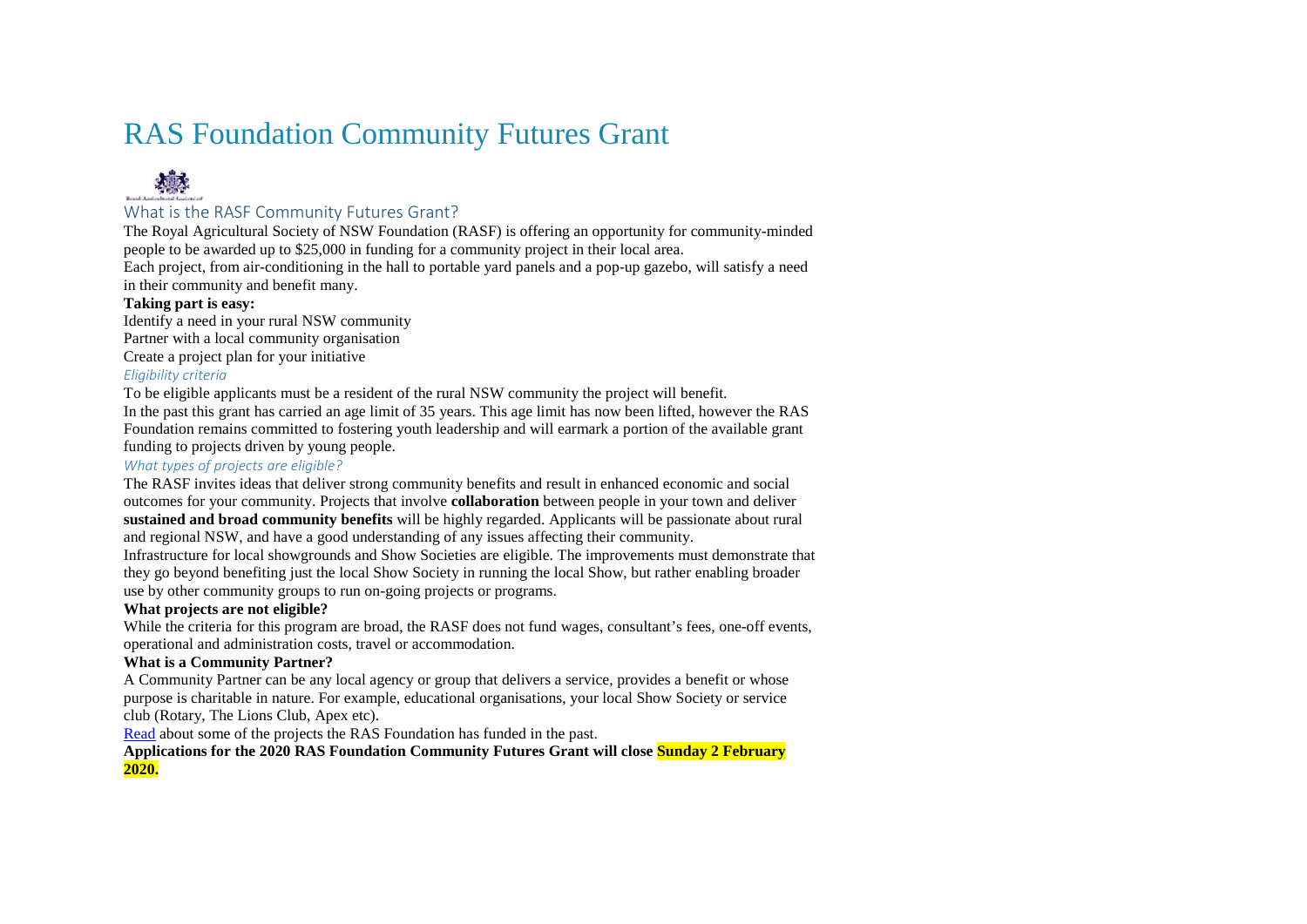# RAS Foundation Community Futures Grant

## What is the RASF Community Futures Grant?

The Royal Agricultural Society of NSW Foundation (RASF) is offering an opportunity for community-minded people to be awarded up to $25,000 in funding for a community project in their local area.

Each project, from air-conditioning in the hall to portable yard panels and a pop-up gazebo, will satisfy a need in their community and benefit many.

**Taking part is easy:**

Identify a need in your rural NSW community

Partner with a local community organisation

Create a project plan for your initiative

### *Eligibility criteria*

To be eligible applicants must be a resident of the rural NSW community the project will benefit.

In the past this grant has carried an age limit of 35 years. This age limit has now been lifted, however the RAS Foundation remains committed to fostering youth leadership and will earmark a portion of the available grant funding to projects driven by young people.

### *What types of projects are eligible?*

The RASF invites ideas that deliver strong community benefits and result in enhanced economic and social outcomes for your community. Projects that involve **collaboration** between people in your town and deliver **sustained and broad community benefits** will be highly regarded. Applicants will be passionate about rural and regional NSW, and have a good understanding of any issues affecting their community.

Infrastructure for local showgrounds and Show Societies are eligible. The improvements must demonstrate that they go beyond benefiting just the local Show Society in running the local Show, but rather enabling broader use by other community groups to run on-going projects or programs.

**What projects are not eligible?**

While the criteria for this program are broad, the RASF does not fund wages, consultant's fees, one-off events, operational and administration costs, travel or accommodation.

**What is a Community Partner?**

A Community Partner can be any local agency or group that delivers a service, provides a benefit or whose purpose is charitable in nature. For example, educational organisations, your local Show Society or service club (Rotary, The Lions Club, Apex etc).

Read about some of the projects the RAS Foundation has funded in the past.

**Applications for the 2020 RAS Foundation Community Futures Grant will close Sunday 2 February 2020.**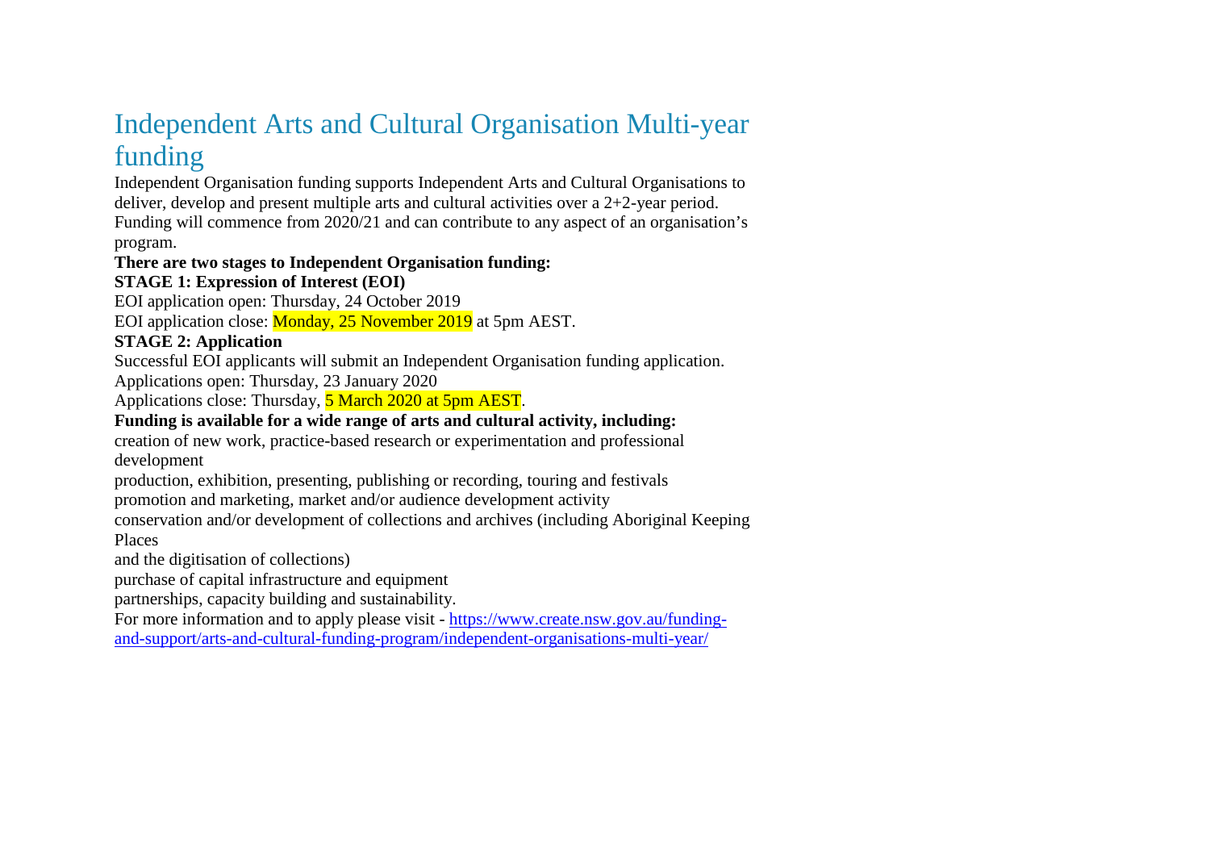# Independent Arts and Cultural Organisation Multi-year funding

Independent Organisation funding supports Independent Arts and Cultural Organisations to deliver, develop and present multiple arts and cultural activities over a 2+2-year period. Funding will commence from 2020/21 and can contribute to any aspect of an organisation's program.

**There are two stages to Independent Organisation funding:**

**STAGE 1: Expression of Interest (EOI)**

EOI application open: Thursday, 24 October 2019

EOI application close: Monday, 25 November 2019 at 5pm AEST.

**STAGE 2: Application**

Successful EOI applicants will submit an Independent Organisation funding application.

Applications open: Thursday, 23 January 2020

Applications close: Thursday, 5 March 2020 at 5pm AEST.

**Funding is available for a wide range of arts and cultural activity, including:**

creation of new work, practice-based research or experimentation and professional development

production, exhibition, presenting, publishing or recording, touring and festivals

promotion and marketing, market and/or audience development activity

conservation and/or development of collections and archives (including Aboriginal Keeping Places

and the digitisation of collections)

purchase of capital infrastructure and equipment

partnerships, capacity building and sustainability.

For more information and to apply please visit - [https://www.create.nsw.gov.au/funding-and-support/arts-and-cultural-funding-program/independent-organisations-multi-year/](https://www.create.nsw.gov.au/funding-and-support/arts-and-cultural-funding-program/independent-organisations-multi-year/)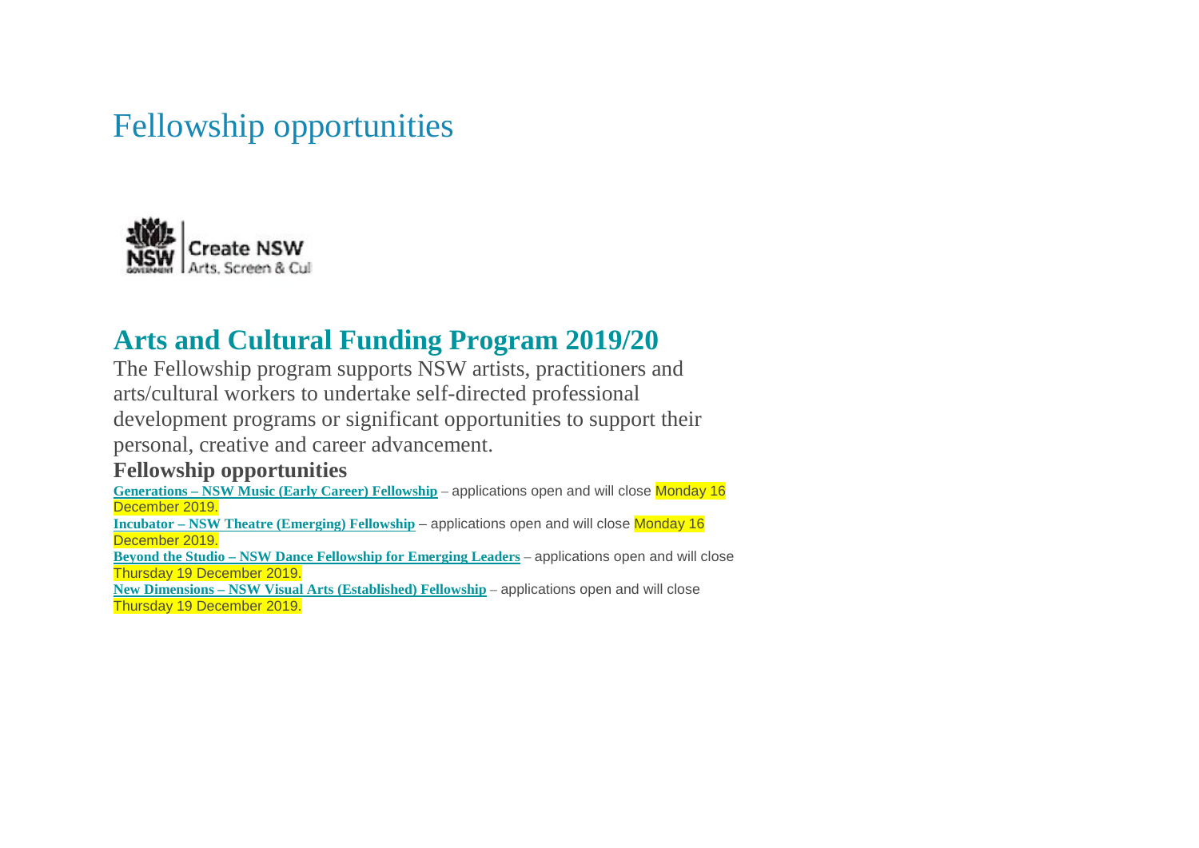# Fellowship opportunities

## Arts and Cultural Funding Program 2019/20

The Fellowship program supports NSW artists, practitioners and arts/cultural workers to undertake self-directed professional development programs or significant opportunities to support their personal, creative and career advancement.

### Fellowship opportunities

**Generations – NSW Music (Early Career) Fellowship** – applications open and will close Monday 16 December 2019.

**Incubator – NSW Theatre (Emerging) Fellowship** – applications open and will close Monday 16 December 2019.

**Beyond the Studio – NSW Dance Fellowship for Emerging Leaders** – applications open and will close Thursday 19 December 2019.

**New Dimensions – NSW Visual Arts (Established) Fellowship** – applications open and will close Thursday 19 December 2019.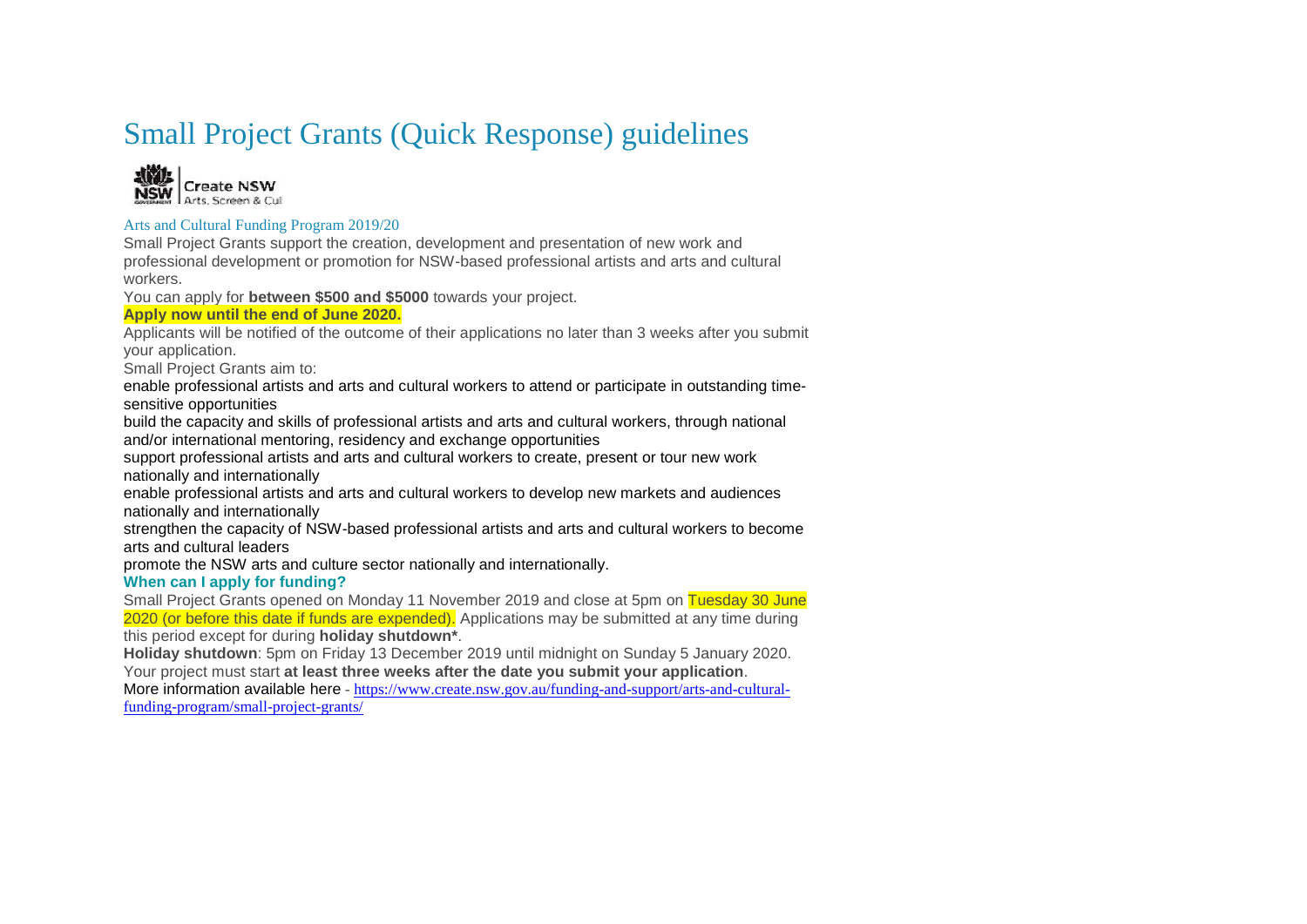# Small Project Grants (Quick Response) guidelines

Create NSW
Arts, Screen & Cul

## Arts and Cultural Funding Program 2019/20

Small Project Grants support the creation, development and presentation of new work and professional development or promotion for NSW-based professional artists and arts and cultural workers.

You can apply for **between $500 and $5000** towards your project.

**Apply now until the end of June 2020.**

Applicants will be notified of the outcome of their applications no later than 3 weeks after you submit your application.

Small Project Grants aim to:

- enable professional artists and arts and cultural workers to attend or participate in outstanding time-sensitive opportunities
- build the capacity and skills of professional artists and arts and cultural workers, through national and/or international mentoring, residency and exchange opportunities
- support professional artists and arts and cultural workers to create, present or tour new work nationally and internationally
- enable professional artists and arts and cultural workers to develop new markets and audiences nationally and internationally
- strengthen the capacity of NSW-based professional artists and arts and cultural workers to become arts and cultural leaders
- promote the NSW arts and culture sector nationally and internationally.

### When can I apply for funding?

Small Project Grants opened on Monday 11 November 2019 and close at 5pm on Tuesday 30 June 2020 (or before this date if funds are expended). Applications may be submitted at any time during this period except for during **holiday shutdown***.

**Holiday shutdown**: 5pm on Friday 13 December 2019 until midnight on Sunday 5 January 2020.

Your project must start **at least three weeks after the date you submit your application**.

More information available here - https://www.create.nsw.gov.au/funding-and-support/arts-and-cultural-funding-program/small-project-grants/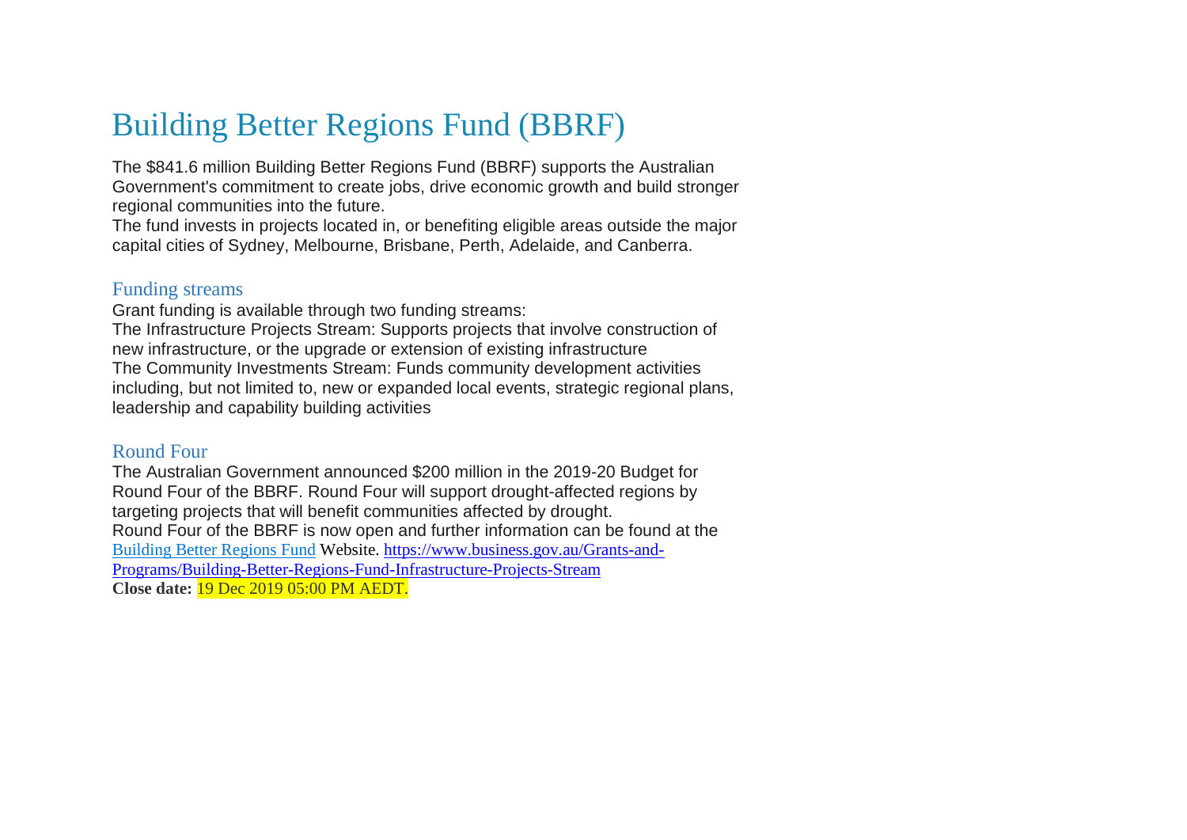# Building Better Regions Fund (BBRF)

The $841.6 million Building Better Regions Fund (BBRF) supports the Australian Government's commitment to create jobs, drive economic growth and build stronger regional communities into the future.

The fund invests in projects located in, or benefiting eligible areas outside the major capital cities of Sydney, Melbourne, Brisbane, Perth, Adelaide, and Canberra.

## Funding streams

Grant funding is available through two funding streams:

The Infrastructure Projects Stream: Supports projects that involve construction of new infrastructure, or the upgrade or extension of existing infrastructure

The Community Investments Stream: Funds community development activities including, but not limited to, new or expanded local events, strategic regional plans, leadership and capability building activities

## Round Four

The Australian Government announced $200 million in the 2019-20 Budget for Round Four of the BBRF. Round Four will support drought-affected regions by targeting projects that will benefit communities affected by drought.

Round Four of the BBRF is now open and further information can be found at the [Building Better Regions Fund](https://www.business.gov.au/Grants-and-Programs/Building-Better-Regions-Fund-Infrastructure-Projects-Stream) Website. https://www.business.gov.au/Grants-and-Programs/Building-Better-Regions-Fund-Infrastructure-Projects-Stream

**Close date:** 19 Dec 2019 05:00 PM AEDT.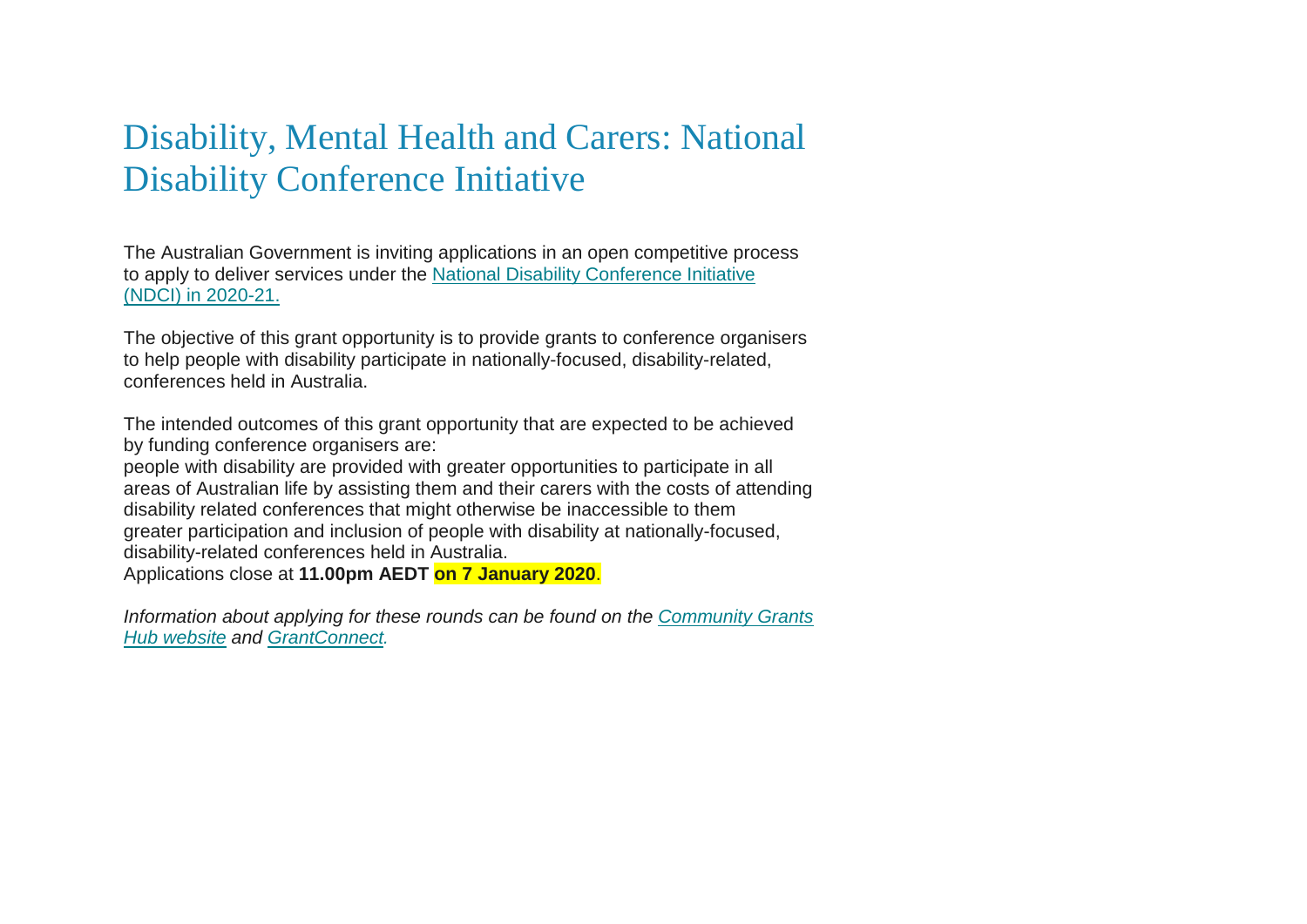# Disability, Mental Health and Carers: National Disability Conference Initiative

The Australian Government is inviting applications in an open competitive process to apply to deliver services under the [National Disability Conference Initiative (NDCI) in 2020-21.]

The objective of this grant opportunity is to provide grants to conference organisers to help people with disability participate in nationally-focused, disability-related, conferences held in Australia.

The intended outcomes of this grant opportunity that are expected to be achieved by funding conference organisers are:

people with disability are provided with greater opportunities to participate in all areas of Australian life by assisting them and their carers with the costs of attending disability related conferences that might otherwise be inaccessible to them

greater participation and inclusion of people with disability at nationally-focused, disability-related conferences held in Australia.

Applications close at **11.00pm AEDT on 7 January 2020**.

*Information about applying for these rounds can be found on the Community Grants Hub website and GrantConnect.*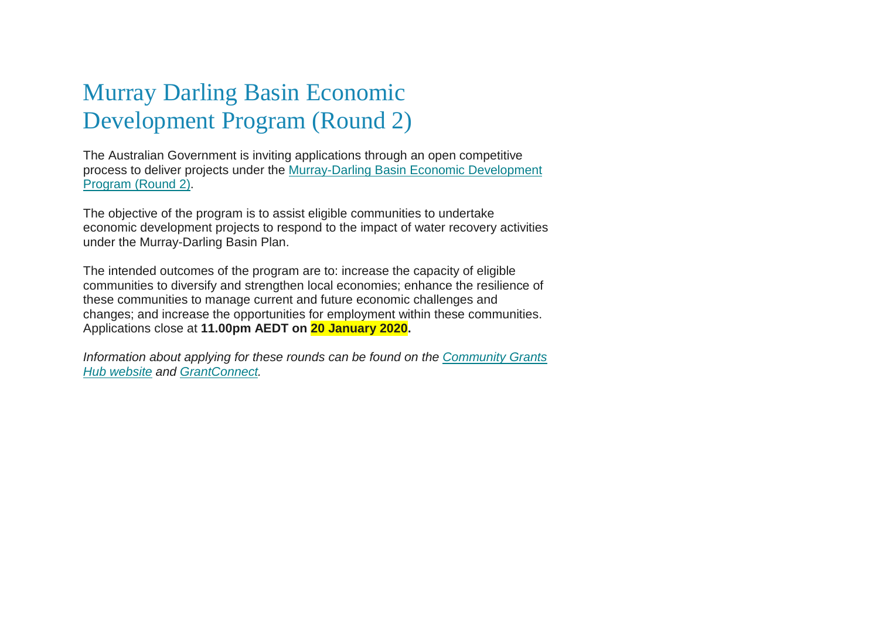# Murray Darling Basin Economic Development Program (Round 2)

The Australian Government is inviting applications through an open competitive process to deliver projects under the Murray-Darling Basin Economic Development Program (Round 2).

The objective of the program is to assist eligible communities to undertake economic development projects to respond to the impact of water recovery activities under the Murray-Darling Basin Plan.

The intended outcomes of the program are to: increase the capacity of eligible communities to diversify and strengthen local economies; enhance the resilience of these communities to manage current and future economic challenges and changes; and increase the opportunities for employment within these communities. Applications close at **11.00pm AEDT on 20 January 2020.**

*Information about applying for these rounds can be found on the Community Grants Hub website and GrantConnect.*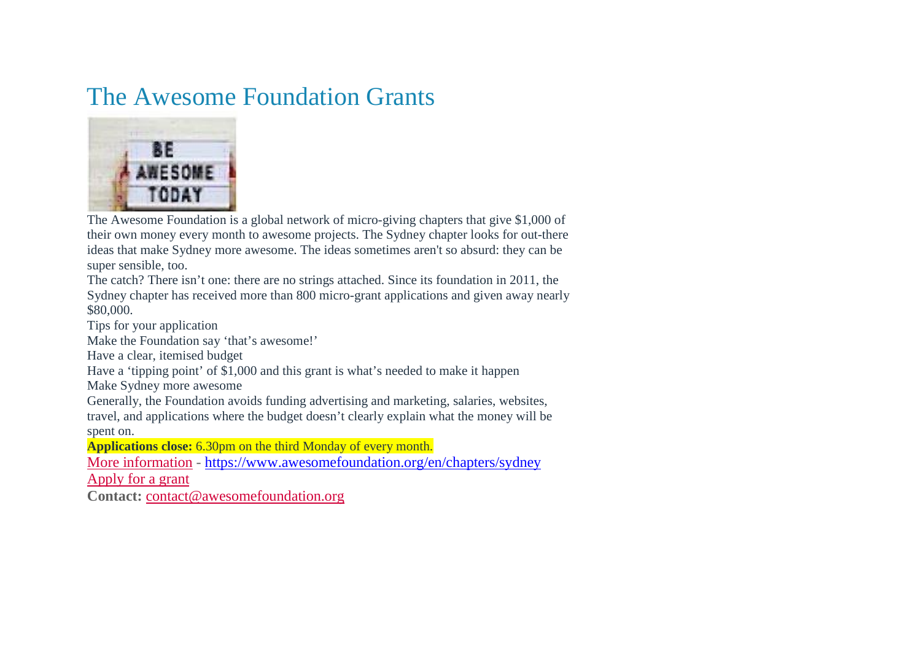# The Awesome Foundation Grants

The Awesome Foundation is a global network of micro-giving chapters that give $1,000 of their own money every month to awesome projects. The Sydney chapter looks for out-there ideas that make Sydney more awesome. The ideas sometimes aren't so absurd: they can be super sensible, too.

The catch? There isn't one: there are no strings attached. Since its foundation in 2011, the Sydney chapter has received more than 800 micro-grant applications and given away nearly $80,000.

Tips for your application

Make the Foundation say 'that's awesome!'

Have a clear, itemised budget

Have a 'tipping point' of $1,000 and this grant is what's needed to make it happen

Make Sydney more awesome

Generally, the Foundation avoids funding advertising and marketing, salaries, websites, travel, and applications where the budget doesn't clearly explain what the money will be spent on.

**Applications close:** 6.30pm on the third Monday of every month.

More information - https://www.awesomefoundation.org/en/chapters/sydney

Apply for a grant

**Contact:** contact@awesomefoundation.org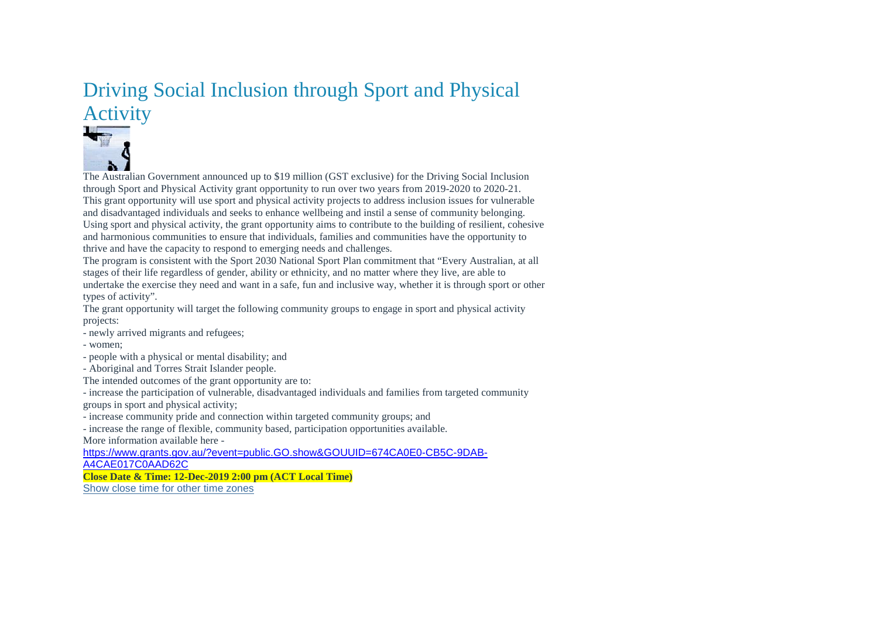# Driving Social Inclusion through Sport and Physical Activity

The Australian Government announced up to $19 million (GST exclusive) for the Driving Social Inclusion through Sport and Physical Activity grant opportunity to run over two years from 2019-2020 to 2020-21.

This grant opportunity will use sport and physical activity projects to address inclusion issues for vulnerable and disadvantaged individuals and seeks to enhance wellbeing and instil a sense of community belonging. Using sport and physical activity, the grant opportunity aims to contribute to the building of resilient, cohesive and harmonious communities to ensure that individuals, families and communities have the opportunity to thrive and have the capacity to respond to emerging needs and challenges.

The program is consistent with the Sport 2030 National Sport Plan commitment that "Every Australian, at all stages of their life regardless of gender, ability or ethnicity, and no matter where they live, are able to undertake the exercise they need and want in a safe, fun and inclusive way, whether it is through sport or other types of activity".

The grant opportunity will target the following community groups to engage in sport and physical activity projects:

- newly arrived migrants and refugees;
- women;
- people with a physical or mental disability; and
- Aboriginal and Torres Strait Islander people.

The intended outcomes of the grant opportunity are to:

- increase the participation of vulnerable, disadvantaged individuals and families from targeted community groups in sport and physical activity;
- increase community pride and connection within targeted community groups; and
- increase the range of flexible, community based, participation opportunities available.

More information available here - https://www.grants.gov.au/?event=public.GO.show&GOUUID=674CA0E0-CB5C-9DAB-A4CAE017C0AAD62C

**Close Date & Time: 12-Dec-2019 2:00 pm (ACT Local Time)**

Show close time for other time zones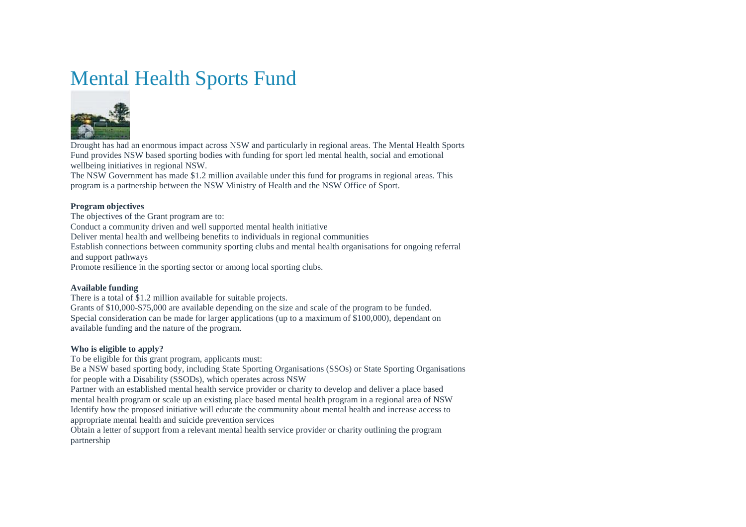# Mental Health Sports Fund

Drought has had an enormous impact across NSW and particularly in regional areas. The Mental Health Sports Fund provides NSW based sporting bodies with funding for sport led mental health, social and emotional wellbeing initiatives in regional NSW.

The NSW Government has made $1.2 million available under this fund for programs in regional areas. This program is a partnership between the NSW Ministry of Health and the NSW Office of Sport.

**Program objectives**

The objectives of the Grant program are to:

Conduct a community driven and well supported mental health initiative

Deliver mental health and wellbeing benefits to individuals in regional communities

Establish connections between community sporting clubs and mental health organisations for ongoing referral and support pathways

Promote resilience in the sporting sector or among local sporting clubs.

**Available funding**

There is a total of $1.2 million available for suitable projects.

Grants of $10,000-$75,000 are available depending on the size and scale of the program to be funded.

Special consideration can be made for larger applications (up to a maximum of $100,000), dependant on available funding and the nature of the program.

**Who is eligible to apply?**

To be eligible for this grant program, applicants must:

Be a NSW based sporting body, including State Sporting Organisations (SSOs) or State Sporting Organisations for people with a Disability (SSODs), which operates across NSW

Partner with an established mental health service provider or charity to develop and deliver a place based mental health program or scale up an existing place based mental health program in a regional area of NSW

Identify how the proposed initiative will educate the community about mental health and increase access to appropriate mental health and suicide prevention services

Obtain a letter of support from a relevant mental health service provider or charity outlining the program partnership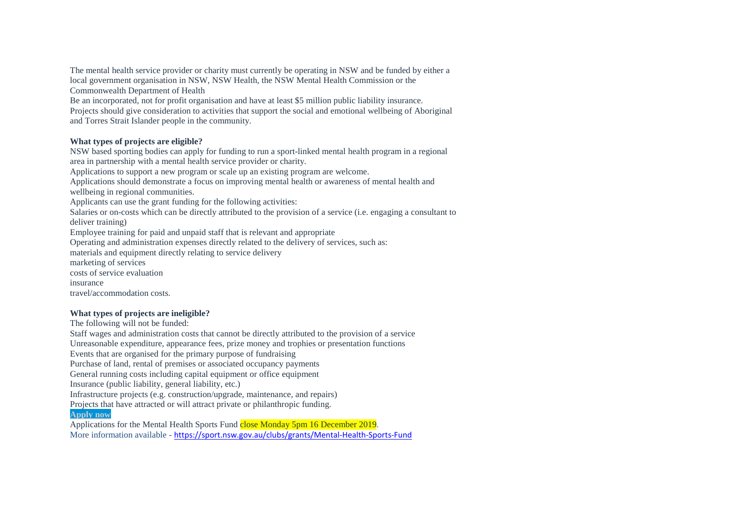The mental health service provider or charity must currently be operating in NSW and be funded by either a local government organisation in NSW, NSW Health, the NSW Mental Health Commission or the Commonwealth Department of Health

Be an incorporated, not for profit organisation and have at least $5 million public liability insurance.

Projects should give consideration to activities that support the social and emotional wellbeing of Aboriginal and Torres Strait Islander people in the community.

**What types of projects are eligible?**

NSW based sporting bodies can apply for funding to run a sport-linked mental health program in a regional area in partnership with a mental health service provider or charity.

Applications to support a new program or scale up an existing program are welcome.

Applications should demonstrate a focus on improving mental health or awareness of mental health and wellbeing in regional communities.

Applicants can use the grant funding for the following activities:

Salaries or on-costs which can be directly attributed to the provision of a service (i.e. engaging a consultant to deliver training)

Employee training for paid and unpaid staff that is relevant and appropriate

Operating and administration expenses directly related to the delivery of services, such as:

materials and equipment directly relating to service delivery

marketing of services

costs of service evaluation

insurance

travel/accommodation costs.

**What types of projects are ineligible?**

The following will not be funded:

Staff wages and administration costs that cannot be directly attributed to the provision of a service

Unreasonable expenditure, appearance fees, prize money and trophies or presentation functions

Events that are organised for the primary purpose of fundraising

Purchase of land, rental of premises or associated occupancy payments

General running costs including capital equipment or office equipment

Insurance (public liability, general liability, etc.)

Infrastructure projects (e.g. construction/upgrade, maintenance, and repairs)

Projects that have attracted or will attract private or philanthropic funding.

**Apply now**

Applications for the Mental Health Sports Fund close Monday 5pm 16 December 2019.

More information available - https://sport.nsw.gov.au/clubs/grants/Mental-Health-Sports-Fund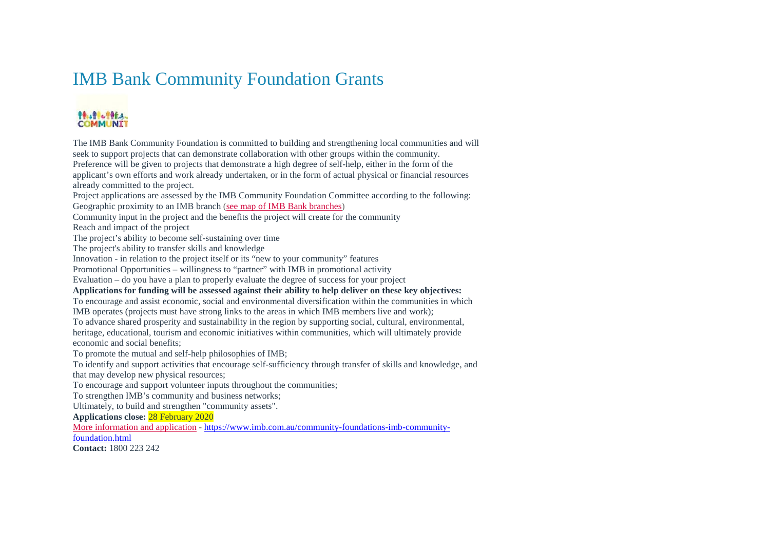# IMB Bank Community Foundation Grants

The IMB Bank Community Foundation is committed to building and strengthening local communities and will seek to support projects that can demonstrate collaboration with other groups within the community. Preference will be given to projects that demonstrate a high degree of self-help, either in the form of the applicant's own efforts and work already undertaken, or in the form of actual physical or financial resources already committed to the project.

Project applications are assessed by the IMB Community Foundation Committee according to the following:

Geographic proximity to an IMB branch (see map of IMB Bank branches)

Community input in the project and the benefits the project will create for the community

Reach and impact of the project

The project's ability to become self-sustaining over time

The project's ability to transfer skills and knowledge

Innovation - in relation to the project itself or its "new to your community" features

Promotional Opportunities – willingness to "partner" with IMB in promotional activity

Evaluation – do you have a plan to properly evaluate the degree of success for your project

**Applications for funding will be assessed against their ability to help deliver on these key objectives:**

To encourage and assist economic, social and environmental diversification within the communities in which IMB operates (projects must have strong links to the areas in which IMB members live and work);

To advance shared prosperity and sustainability in the region by supporting social, cultural, environmental, heritage, educational, tourism and economic initiatives within communities, which will ultimately provide economic and social benefits;

To promote the mutual and self-help philosophies of IMB;

To identify and support activities that encourage self-sufficiency through transfer of skills and knowledge, and that may develop new physical resources;

To encourage and support volunteer inputs throughout the communities;

To strengthen IMB's community and business networks;

Ultimately, to build and strengthen "community assets".

**Applications close:** 28 February 2020

More information and application - https://www.imb.com.au/community-foundations-imb-community-foundation.html

**Contact:** 1800 223 242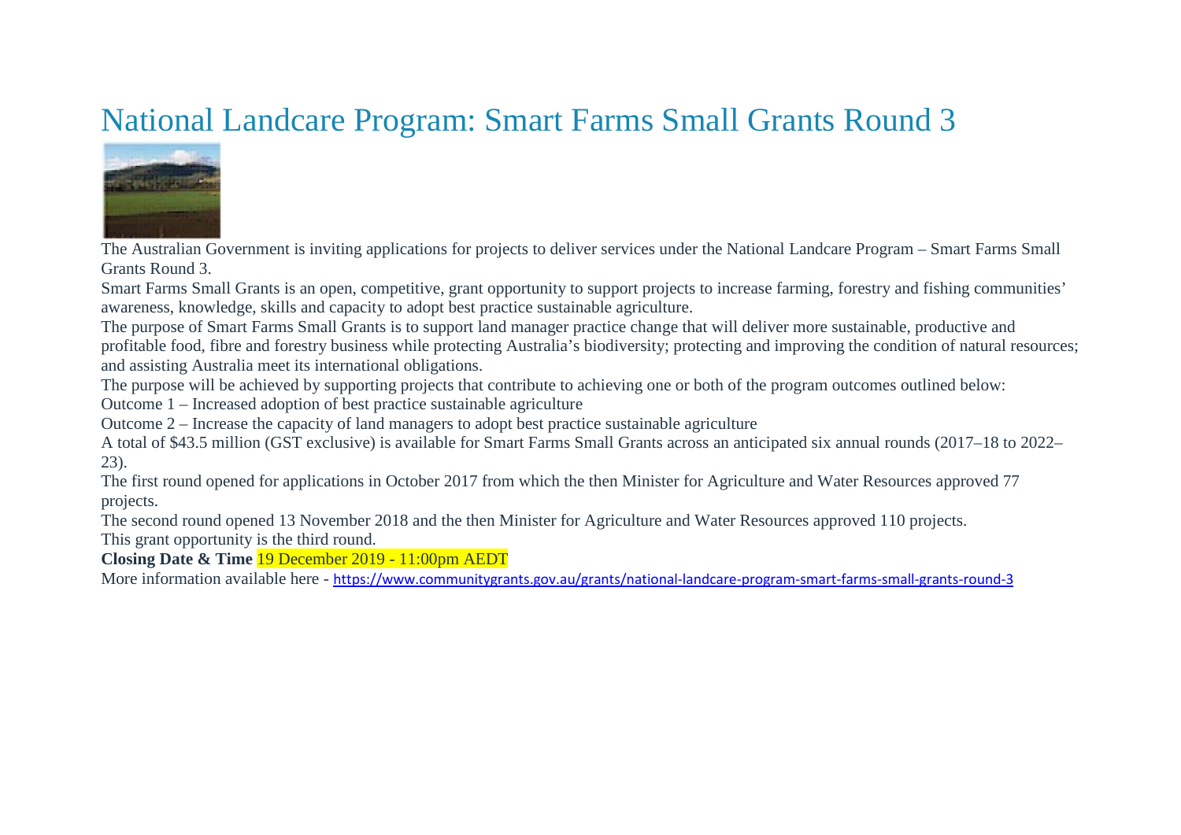# National Landcare Program: Smart Farms Small Grants Round 3

The Australian Government is inviting applications for projects to deliver services under the National Landcare Program – Smart Farms Small Grants Round 3.

Smart Farms Small Grants is an open, competitive, grant opportunity to support projects to increase farming, forestry and fishing communities' awareness, knowledge, skills and capacity to adopt best practice sustainable agriculture.

The purpose of Smart Farms Small Grants is to support land manager practice change that will deliver more sustainable, productive and profitable food, fibre and forestry business while protecting Australia's biodiversity; protecting and improving the condition of natural resources; and assisting Australia meet its international obligations.

The purpose will be achieved by supporting projects that contribute to achieving one or both of the program outcomes outlined below:

Outcome 1 – Increased adoption of best practice sustainable agriculture

Outcome 2 – Increase the capacity of land managers to adopt best practice sustainable agriculture

A total of $43.5 million (GST exclusive) is available for Smart Farms Small Grants across an anticipated six annual rounds (2017–18 to 2022–23).

The first round opened for applications in October 2017 from which the then Minister for Agriculture and Water Resources approved 77 projects.

The second round opened 13 November 2018 and the then Minister for Agriculture and Water Resources approved 110 projects.

This grant opportunity is the third round.

**Closing Date & Time** 19 December 2019 - 11:00pm AEDT

More information available here - https://www.communitygrants.gov.au/grants/national-landcare-program-smart-farms-small-grants-round-3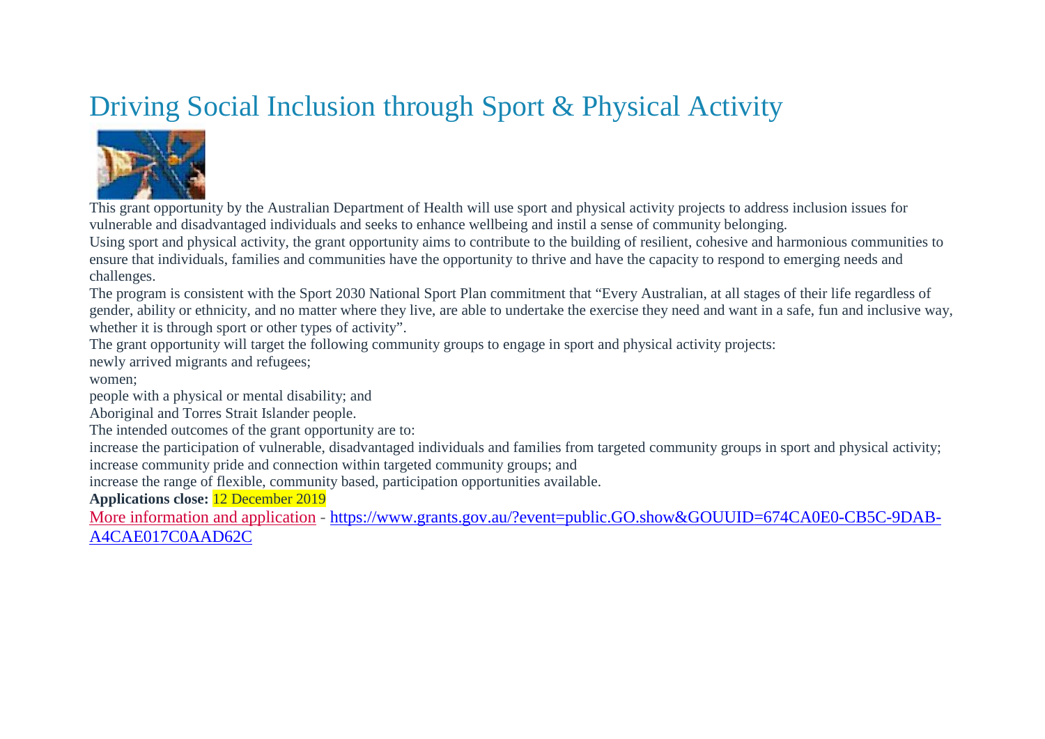# Driving Social Inclusion through Sport & Physical Activity

This grant opportunity by the Australian Department of Health will use sport and physical activity projects to address inclusion issues for vulnerable and disadvantaged individuals and seeks to enhance wellbeing and instil a sense of community belonging.

Using sport and physical activity, the grant opportunity aims to contribute to the building of resilient, cohesive and harmonious communities to ensure that individuals, families and communities have the opportunity to thrive and have the capacity to respond to emerging needs and challenges.

The program is consistent with the Sport 2030 National Sport Plan commitment that "Every Australian, at all stages of their life regardless of gender, ability or ethnicity, and no matter where they live, are able to undertake the exercise they need and want in a safe, fun and inclusive way, whether it is through sport or other types of activity".

The grant opportunity will target the following community groups to engage in sport and physical activity projects:

newly arrived migrants and refugees;

women;

people with a physical or mental disability; and

Aboriginal and Torres Strait Islander people.

The intended outcomes of the grant opportunity are to:

increase the participation of vulnerable, disadvantaged individuals and families from targeted community groups in sport and physical activity;

increase community pride and connection within targeted community groups; and

increase the range of flexible, community based, participation opportunities available.

**Applications close:** 12 December 2019

More information and application - https://www.grants.gov.au/?event=public.GO.show&GOUUID=674CA0E0-CB5C-9DAB-A4CAE017C0AAD62C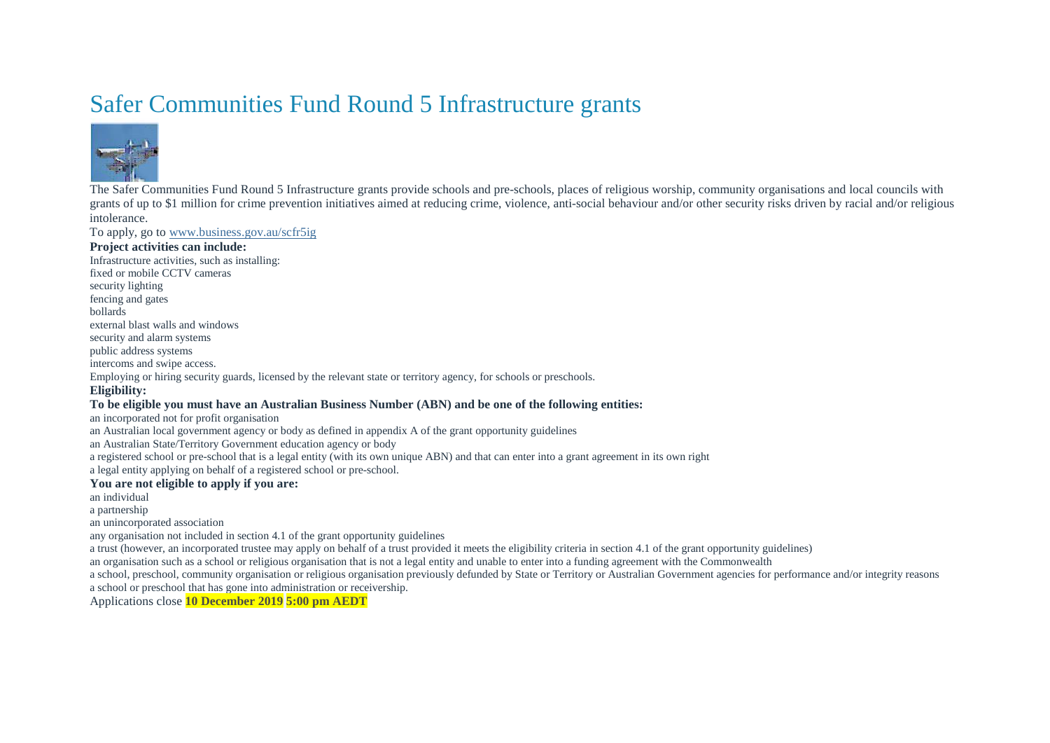# Safer Communities Fund Round 5 Infrastructure grants

The Safer Communities Fund Round 5 Infrastructure grants provide schools and pre-schools, places of religious worship, community organisations and local councils with grants of up to $1 million for crime prevention initiatives aimed at reducing crime, violence, anti-social behaviour and/or other security risks driven by racial and/or religious intolerance.

To apply, go to www.business.gov.au/scfr5ig

**Project activities can include:**

Infrastructure activities, such as installing:

- fixed or mobile CCTV cameras
- security lighting
- fencing and gates
- bollards
- external blast walls and windows
- security and alarm systems
- public address systems
- intercoms and swipe access.

Employing or hiring security guards, licensed by the relevant state or territory agency, for schools or preschools.

**Eligibility:**

**To be eligible you must have an Australian Business Number (ABN) and be one of the following entities:**

- an incorporated not for profit organisation
- an Australian local government agency or body as defined in appendix A of the grant opportunity guidelines
- an Australian State/Territory Government education agency or body
- a registered school or pre-school that is a legal entity (with its own unique ABN) and that can enter into a grant agreement in its own right
- a legal entity applying on behalf of a registered school or pre-school.

**You are not eligible to apply if you are:**

- an individual
- a partnership
- an unincorporated association
- any organisation not included in section 4.1 of the grant opportunity guidelines
- a trust (however, an incorporated trustee may apply on behalf of a trust provided it meets the eligibility criteria in section 4.1 of the grant opportunity guidelines)
- an organisation such as a school or religious organisation that is not a legal entity and unable to enter into a funding agreement with the Commonwealth
- a school, preschool, community organisation or religious organisation previously defunded by State or Territory or Australian Government agencies for performance and/or integrity reasons
- a school or preschool that has gone into administration or receivership.

Applications close **10 December 2019 5:00 pm AEDT**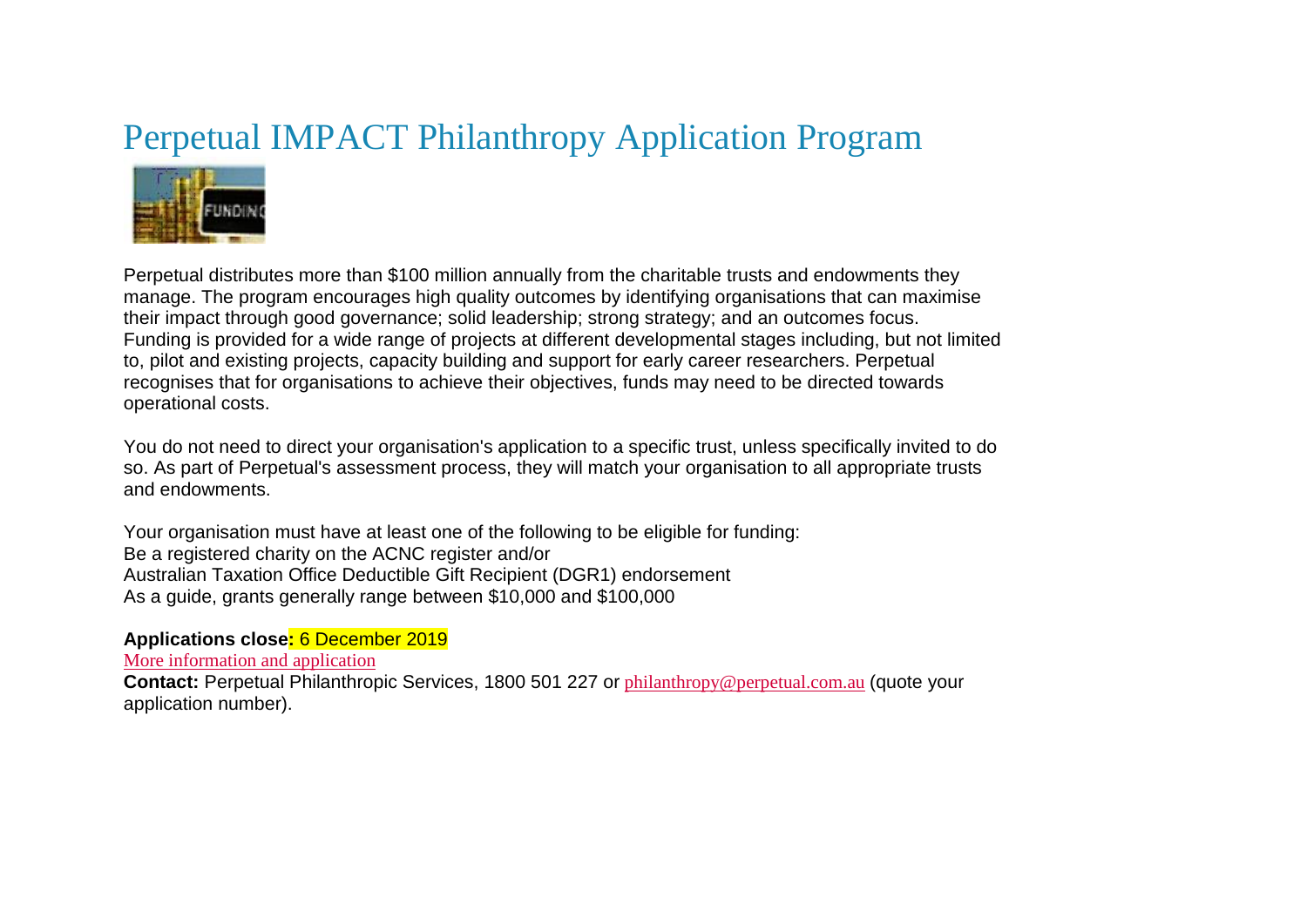# Perpetual IMPACT Philanthropy Application Program

Perpetual distributes more than $100 million annually from the charitable trusts and endowments they manage. The program encourages high quality outcomes by identifying organisations that can maximise their impact through good governance; solid leadership; strong strategy; and an outcomes focus. Funding is provided for a wide range of projects at different developmental stages including, but not limited to, pilot and existing projects, capacity building and support for early career researchers. Perpetual recognises that for organisations to achieve their objectives, funds may need to be directed towards operational costs.

You do not need to direct your organisation's application to a specific trust, unless specifically invited to do so. As part of Perpetual's assessment process, they will match your organisation to all appropriate trusts and endowments.

Your organisation must have at least one of the following to be eligible for funding:
Be a registered charity on the ACNC register and/or
Australian Taxation Office Deductible Gift Recipient (DGR1) endorsement
As a guide, grants generally range between $10,000 and $100,000

**Applications close:** 6 December 2019
More information and application
**Contact:** Perpetual Philanthropic Services, 1800 501 227 or philanthropy@perpetual.com.au (quote your application number).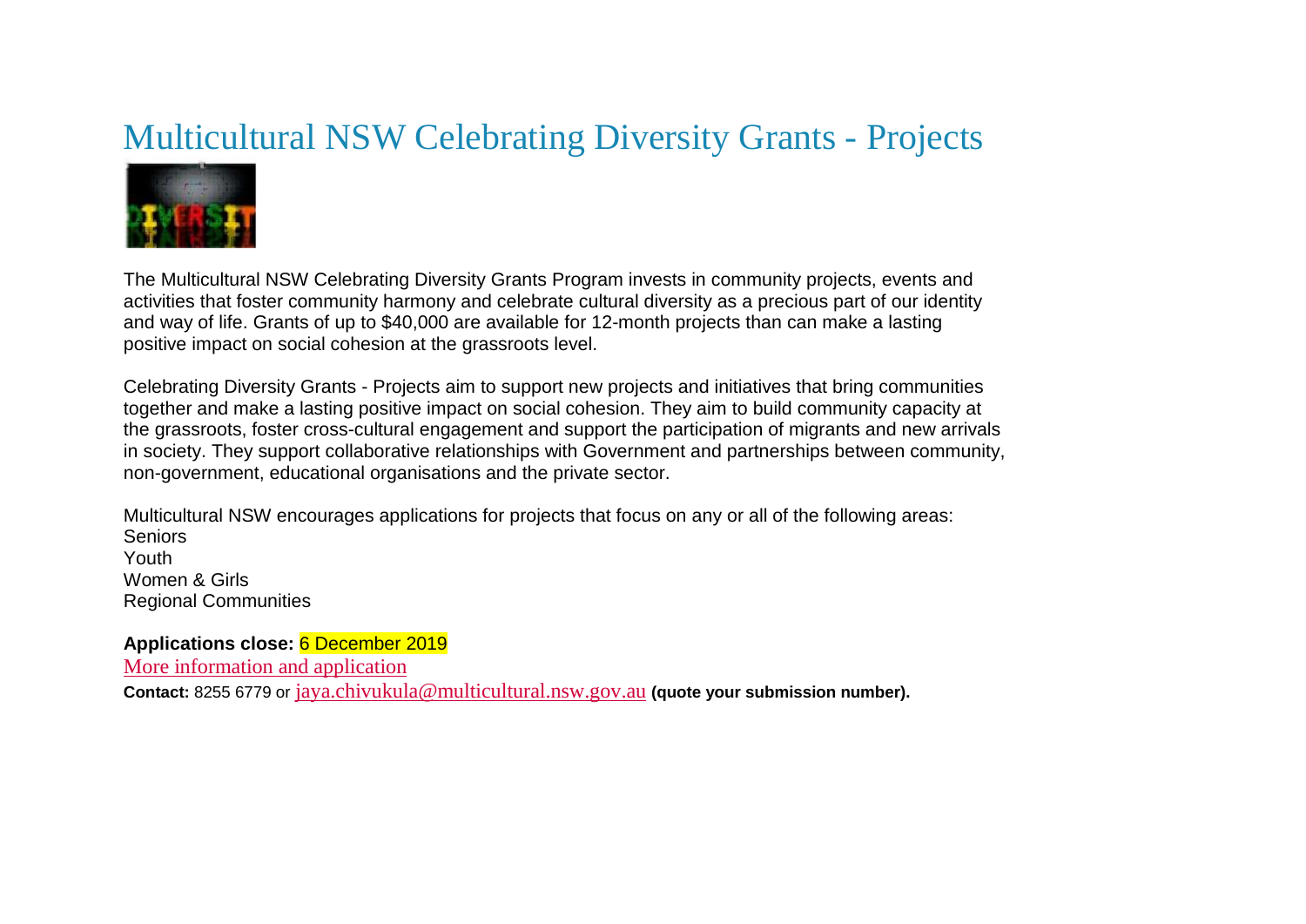# Multicultural NSW Celebrating Diversity Grants - Projects

The Multicultural NSW Celebrating Diversity Grants Program invests in community projects, events and activities that foster community harmony and celebrate cultural diversity as a precious part of our identity and way of life. Grants of up to $40,000 are available for 12-month projects than can make a lasting positive impact on social cohesion at the grassroots level.

Celebrating Diversity Grants - Projects aim to support new projects and initiatives that bring communities together and make a lasting positive impact on social cohesion. They aim to build community capacity at the grassroots, foster cross-cultural engagement and support the participation of migrants and new arrivals in society. They support collaborative relationships with Government and partnerships between community, non-government, educational organisations and the private sector.

Multicultural NSW encourages applications for projects that focus on any or all of the following areas:
Seniors
Youth
Women & Girls
Regional Communities

**Applications close:** 6 December 2019

More information and application

**Contact:** 8255 6779 or jaya.chivukula@multicultural.nsw.gov.au **(quote your submission number).**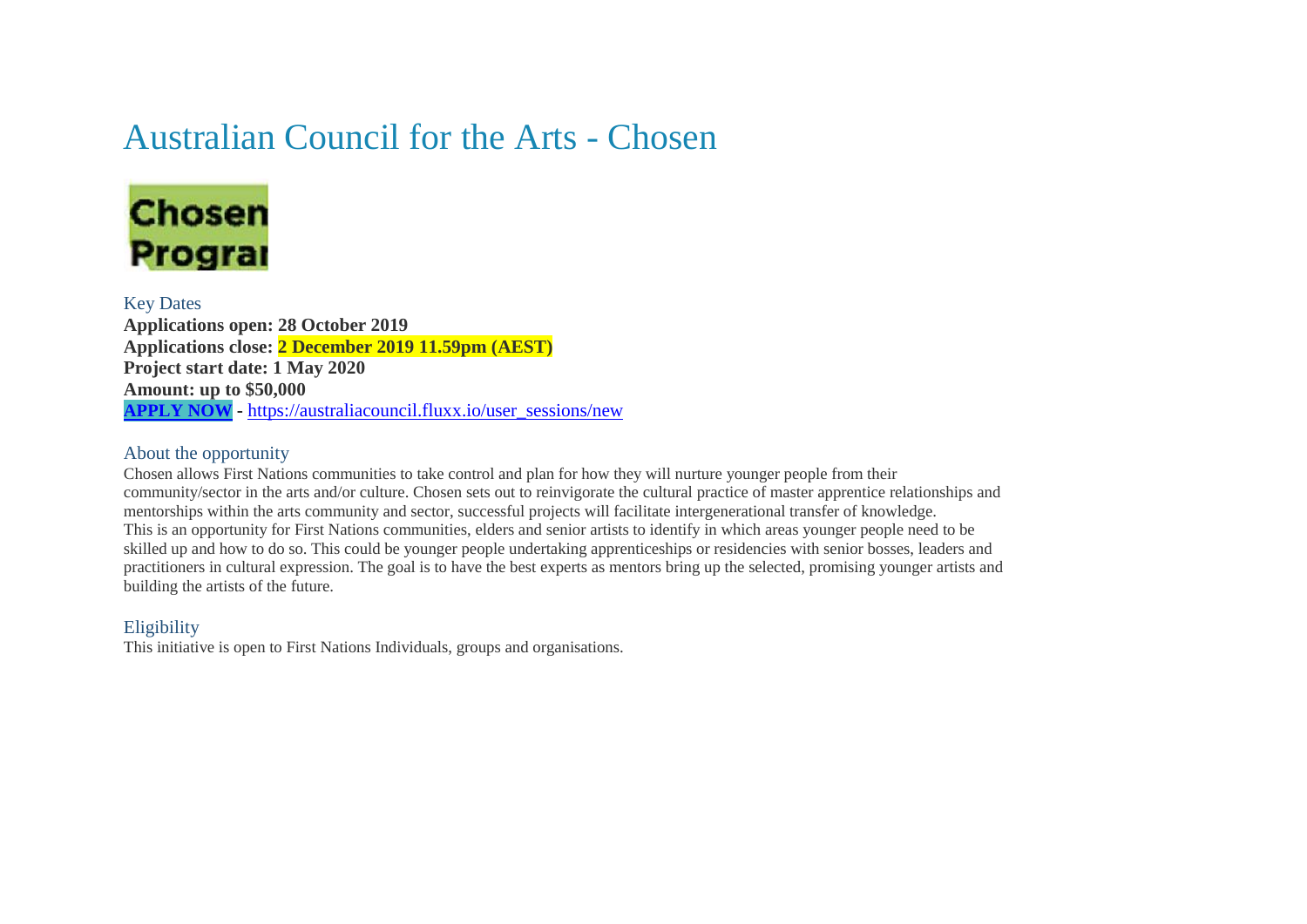# Australian Council for the Arts - Chosen

## Key Dates

**Applications open: 28 October 2019**
**Applications close: 2 December 2019 11.59pm (AEST)**
**Project start date: 1 May 2020**
**Amount: up to $50,000**
**APPLY NOW** - https://australiacouncil.fluxx.io/user_sessions/new

## About the opportunity

Chosen allows First Nations communities to take control and plan for how they will nurture younger people from their community/sector in the arts and/or culture. Chosen sets out to reinvigorate the cultural practice of master apprentice relationships and mentorships within the arts community and sector, successful projects will facilitate intergenerational transfer of knowledge.
This is an opportunity for First Nations communities, elders and senior artists to identify in which areas younger people need to be skilled up and how to do so. This could be younger people undertaking apprenticeships or residencies with senior bosses, leaders and practitioners in cultural expression. The goal is to have the best experts as mentors bring up the selected, promising younger artists and building the artists of the future.

## Eligibility

This initiative is open to First Nations Individuals, groups and organisations.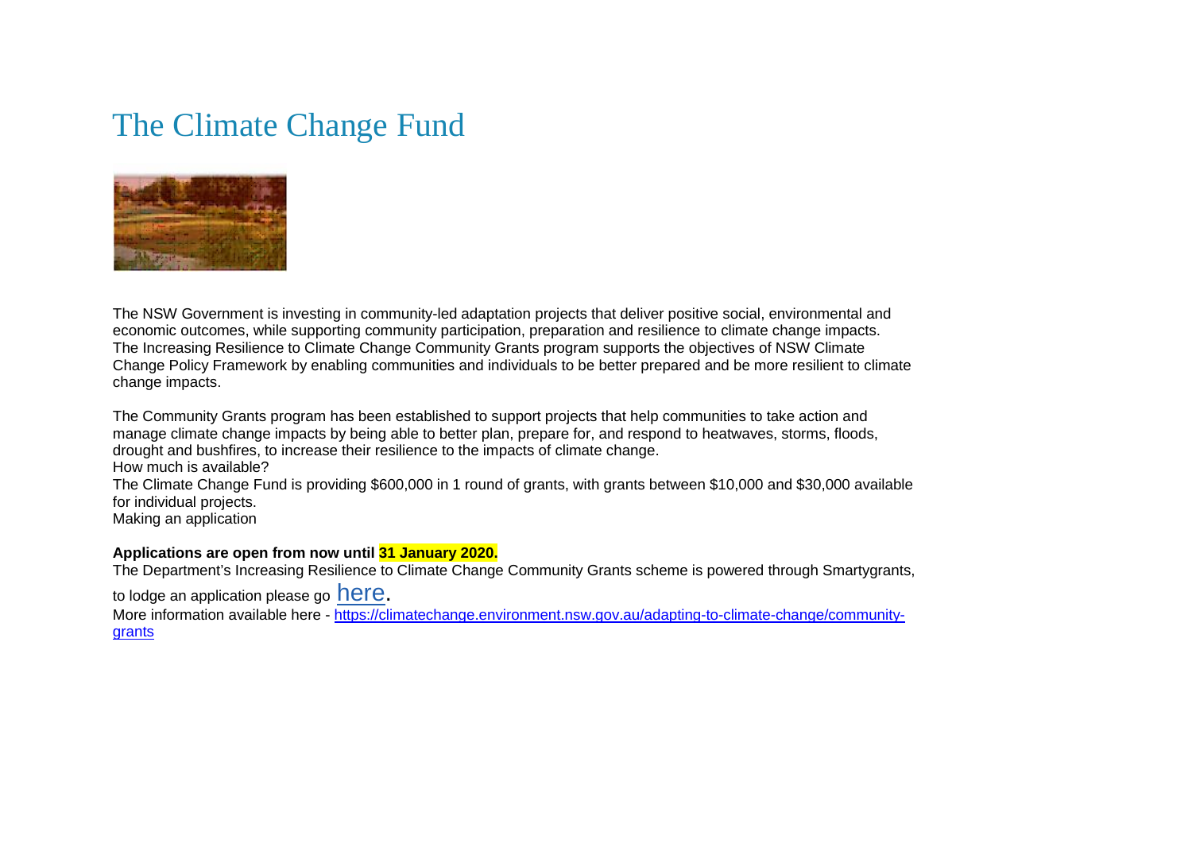# The Climate Change Fund

The NSW Government is investing in community-led adaptation projects that deliver positive social, environmental and economic outcomes, while supporting community participation, preparation and resilience to climate change impacts. The Increasing Resilience to Climate Change Community Grants program supports the objectives of NSW Climate Change Policy Framework by enabling communities and individuals to be better prepared and be more resilient to climate change impacts.

The Community Grants program has been established to support projects that help communities to take action and manage climate change impacts by being able to better plan, prepare for, and respond to heatwaves, storms, floods, drought and bushfires, to increase their resilience to the impacts of climate change.

How much is available?

The Climate Change Fund is providing $600,000 in 1 round of grants, with grants between $10,000 and $30,000 available for individual projects.

Making an application

**Applications are open from now until 31 January 2020.**

The Department's Increasing Resilience to Climate Change Community Grants scheme is powered through Smartygrants, to lodge an application please go here.

More information available here - https://climatechange.environment.nsw.gov.au/adapting-to-climate-change/community-grants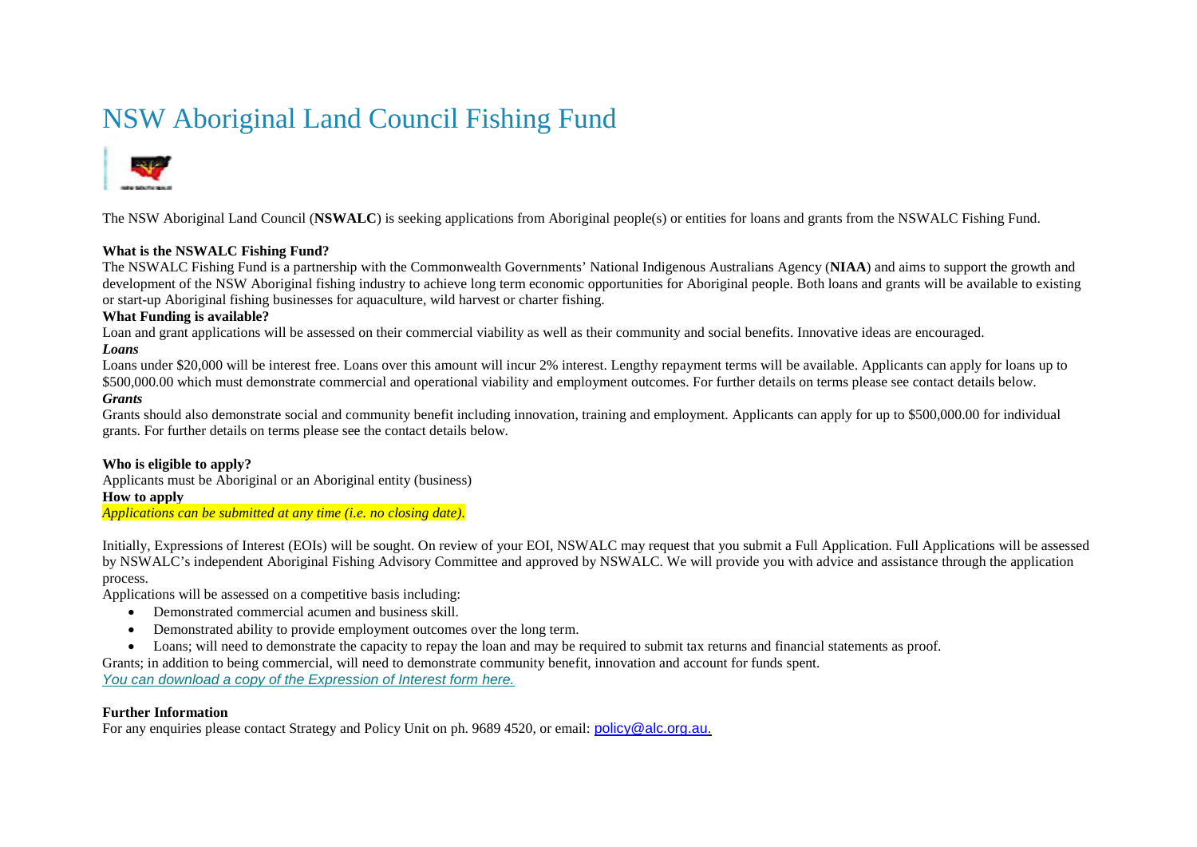# NSW Aboriginal Land Council Fishing Fund

The NSW Aboriginal Land Council (**NSWALC**) is seeking applications from Aboriginal people(s) or entities for loans and grants from the NSWALC Fishing Fund.

**What is the NSWALC Fishing Fund?**

The NSWALC Fishing Fund is a partnership with the Commonwealth Governments' National Indigenous Australians Agency (**NIAA**) and aims to support the growth and development of the NSW Aboriginal fishing industry to achieve long term economic opportunities for Aboriginal people. Both loans and grants will be available to existing or start-up Aboriginal fishing businesses for aquaculture, wild harvest or charter fishing.

**What Funding is available?**

Loan and grant applications will be assessed on their commercial viability as well as their community and social benefits. Innovative ideas are encouraged.

***Loans***

Loans under $20,000 will be interest free. Loans over this amount will incur 2% interest. Lengthy repayment terms will be available. Applicants can apply for loans up to $500,000.00 which must demonstrate commercial and operational viability and employment outcomes. For further details on terms please see contact details below.

***Grants***

Grants should also demonstrate social and community benefit including innovation, training and employment. Applicants can apply for up to $500,000.00 for individual grants. For further details on terms please see the contact details below.

**Who is eligible to apply?**

Applicants must be Aboriginal or an Aboriginal entity (business)

**How to apply**

*Applications can be submitted at any time (i.e. no closing date).*

Initially, Expressions of Interest (EOIs) will be sought. On review of your EOI, NSWALC may request that you submit a Full Application. Full Applications will be assessed by NSWALC's independent Aboriginal Fishing Advisory Committee and approved by NSWALC. We will provide you with advice and assistance through the application process.

Applications will be assessed on a competitive basis including:

- Demonstrated commercial acumen and business skill.
- Demonstrated ability to provide employment outcomes over the long term.
- Loans; will need to demonstrate the capacity to repay the loan and may be required to submit tax returns and financial statements as proof.

Grants; in addition to being commercial, will need to demonstrate community benefit, innovation and account for funds spent.

*You can download a copy of the Expression of Interest form here.*

**Further Information**

For any enquiries please contact Strategy and Policy Unit on ph. 9689 4520, or email: policy@alc.org.au.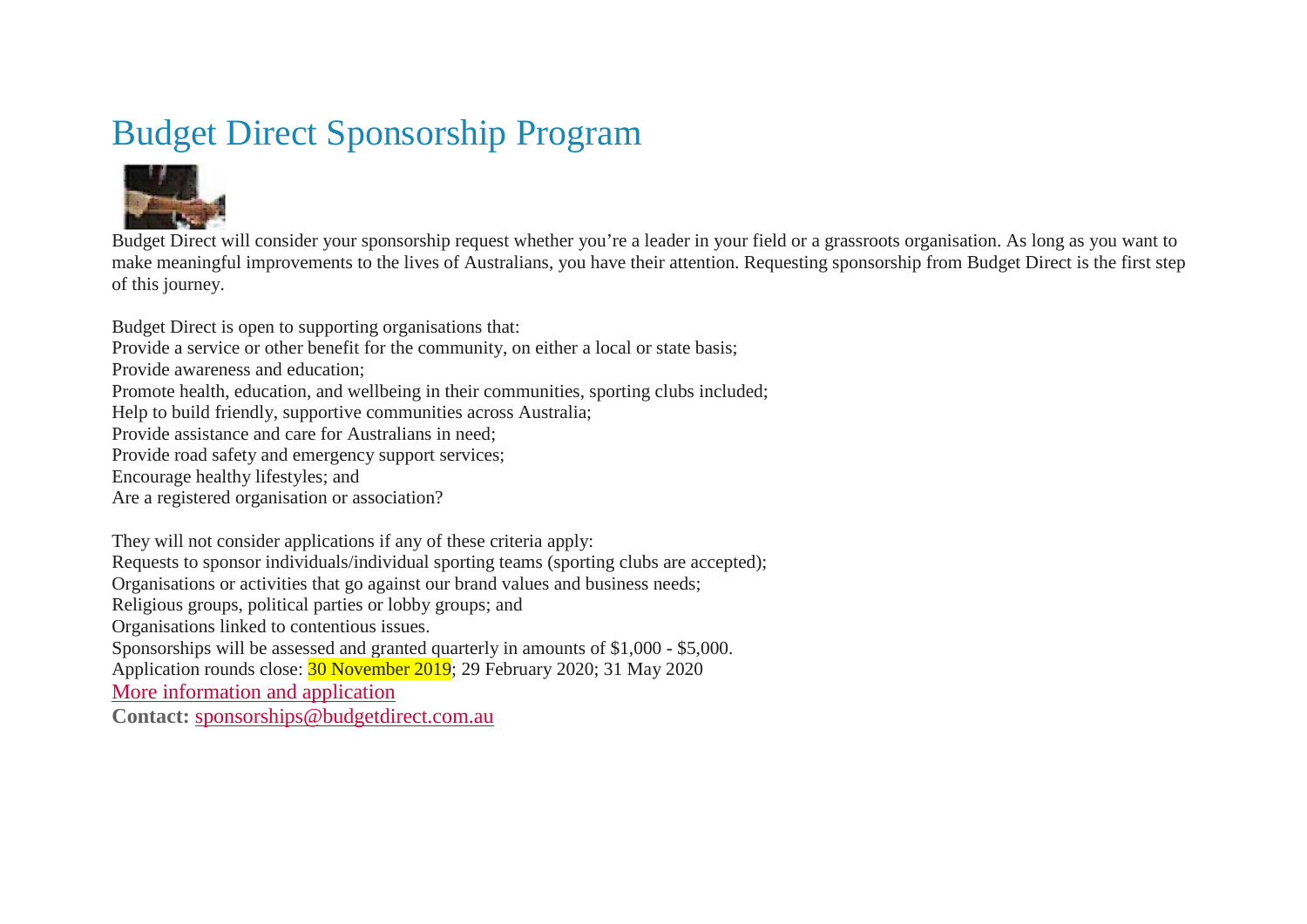# Budget Direct Sponsorship Program

Budget Direct will consider your sponsorship request whether you're a leader in your field or a grassroots organisation. As long as you want to make meaningful improvements to the lives of Australians, you have their attention. Requesting sponsorship from Budget Direct is the first step of this journey.

Budget Direct is open to supporting organisations that:
Provide a service or other benefit for the community, on either a local or state basis;
Provide awareness and education;
Promote health, education, and wellbeing in their communities, sporting clubs included;
Help to build friendly, supportive communities across Australia;
Provide assistance and care for Australians in need;
Provide road safety and emergency support services;
Encourage healthy lifestyles; and
Are a registered organisation or association?

They will not consider applications if any of these criteria apply:
Requests to sponsor individuals/individual sporting teams (sporting clubs are accepted);
Organisations or activities that go against our brand values and business needs;
Religious groups, political parties or lobby groups; and
Organisations linked to contentious issues.
Sponsorships will be assessed and granted quarterly in amounts of $1,000 - $5,000.
Application rounds close: 30 November 2019; 29 February 2020; 31 May 2020
More information and application
**Contact:** sponsorships@budgetdirect.com.au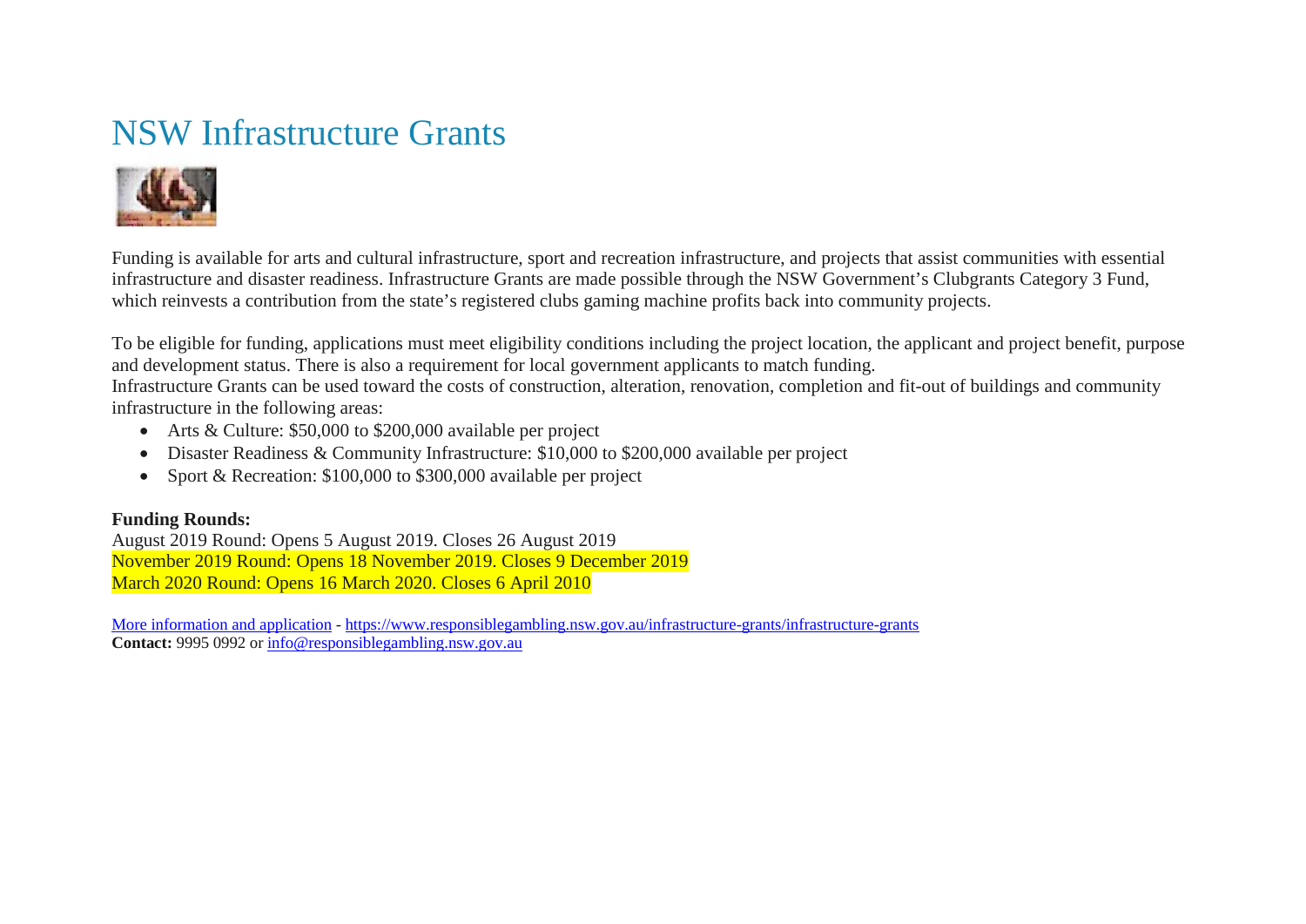# NSW Infrastructure Grants

Funding is available for arts and cultural infrastructure, sport and recreation infrastructure, and projects that assist communities with essential infrastructure and disaster readiness. Infrastructure Grants are made possible through the NSW Government's Clubgrants Category 3 Fund, which reinvests a contribution from the state's registered clubs gaming machine profits back into community projects.

To be eligible for funding, applications must meet eligibility conditions including the project location, the applicant and project benefit, purpose and development status. There is also a requirement for local government applicants to match funding.
Infrastructure Grants can be used toward the costs of construction, alteration, renovation, completion and fit-out of buildings and community infrastructure in the following areas:

- Arts & Culture: $50,000 to $200,000 available per project
- Disaster Readiness & Community Infrastructure: $10,000 to $200,000 available per project
- Sport & Recreation: $100,000 to $300,000 available per project

**Funding Rounds:**
August 2019 Round: Opens 5 August 2019. Closes 26 August 2019
November 2019 Round: Opens 18 November 2019. Closes 9 December 2019
March 2020 Round: Opens 16 March 2020. Closes 6 April 2010

More information and application - https://www.responsiblegambling.nsw.gov.au/infrastructure-grants/infrastructure-grants
**Contact:** 9995 0992 or info@responsiblegambling.nsw.gov.au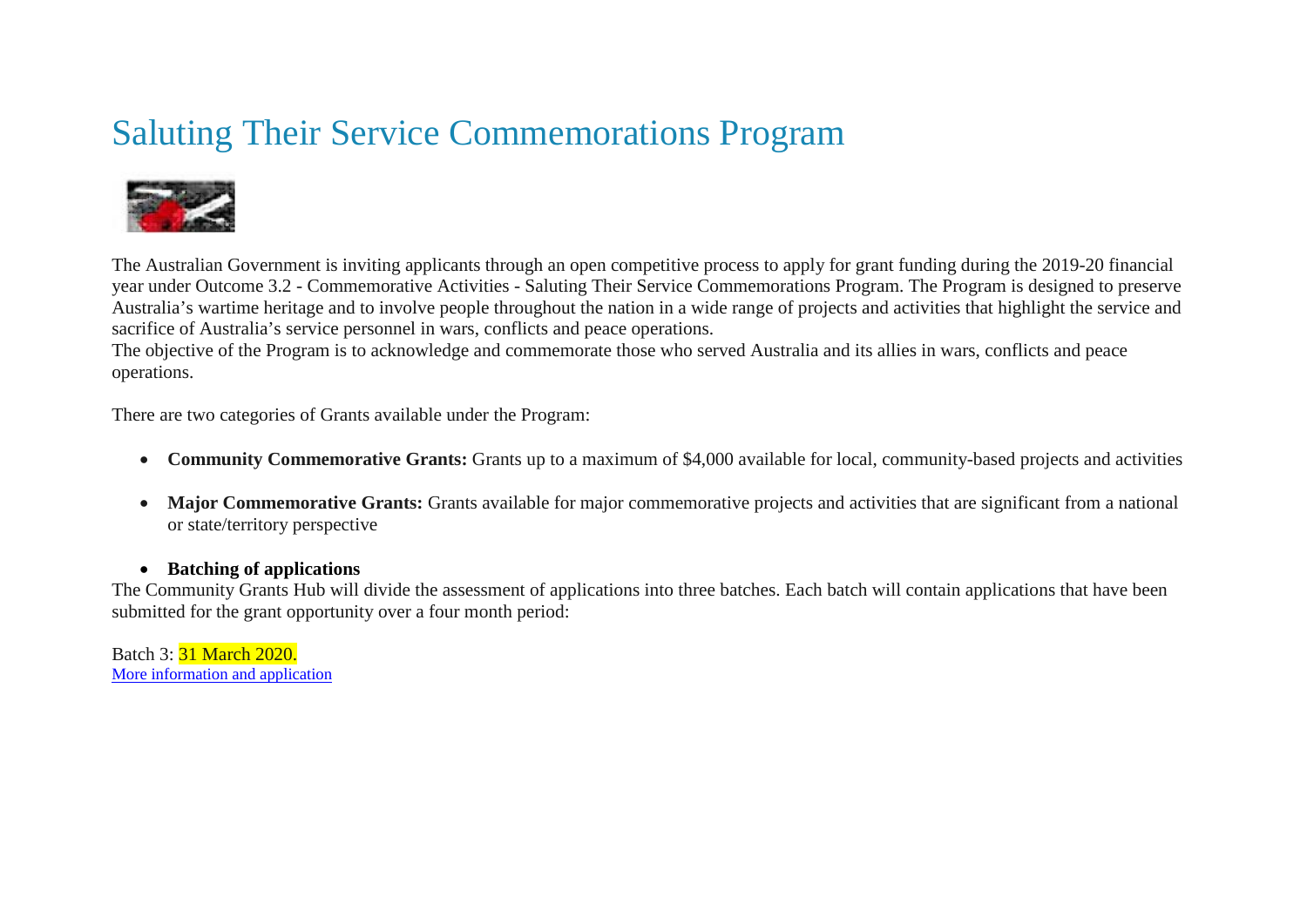# Saluting Their Service Commemorations Program

The Australian Government is inviting applicants through an open competitive process to apply for grant funding during the 2019-20 financial year under Outcome 3.2 - Commemorative Activities - Saluting Their Service Commemorations Program. The Program is designed to preserve Australia's wartime heritage and to involve people throughout the nation in a wide range of projects and activities that highlight the service and sacrifice of Australia's service personnel in wars, conflicts and peace operations.
The objective of the Program is to acknowledge and commemorate those who served Australia and its allies in wars, conflicts and peace operations.

There are two categories of Grants available under the Program:

- **Community Commemorative Grants:** Grants up to a maximum of $4,000 available for local, community-based projects and activities
- **Major Commemorative Grants:** Grants available for major commemorative projects and activities that are significant from a national or state/territory perspective
- **Batching of applications**

The Community Grants Hub will divide the assessment of applications into three batches. Each batch will contain applications that have been submitted for the grant opportunity over a four month period:

Batch 3: 31 March 2020.
More information and application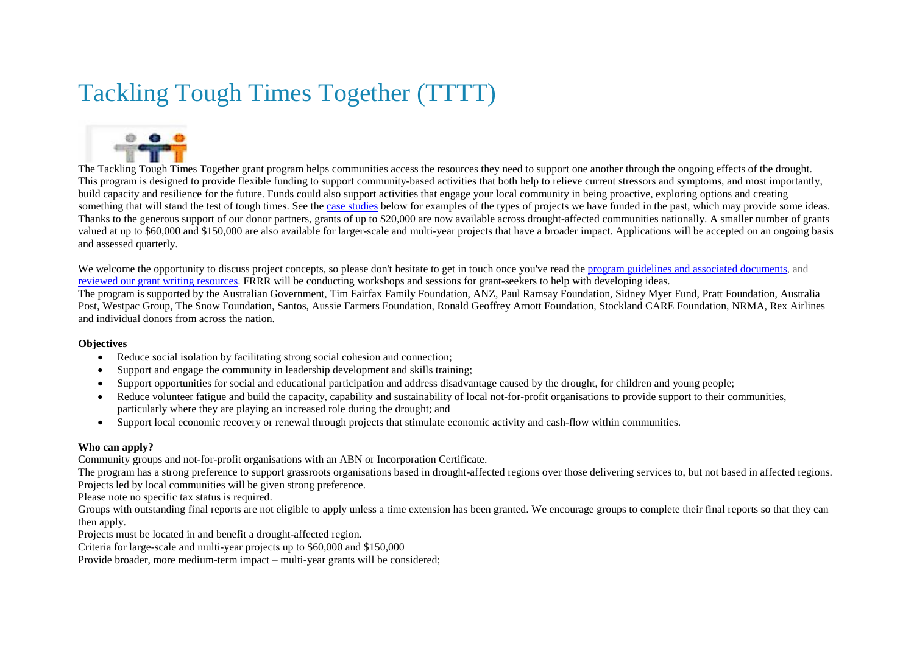# Tackling Tough Times Together (TTTT)

The Tackling Tough Times Together grant program helps communities access the resources they need to support one another through the ongoing effects of the drought. This program is designed to provide flexible funding to support community-based activities that both help to relieve current stressors and symptoms, and most importantly, build capacity and resilience for the future. Funds could also support activities that engage your local community in being proactive, exploring options and creating something that will stand the test of tough times. See the case studies below for examples of the types of projects we have funded in the past, which may provide some ideas. Thanks to the generous support of our donor partners, grants of up to $20,000 are now available across drought-affected communities nationally. A smaller number of grants valued at up to $60,000 and $150,000 are also available for larger-scale and multi-year projects that have a broader impact. Applications will be accepted on an ongoing basis and assessed quarterly.

We welcome the opportunity to discuss project concepts, so please don't hesitate to get in touch once you've read the program guidelines and associated documents, and reviewed our grant writing resources. FRRR will be conducting workshops and sessions for grant-seekers to help with developing ideas.
The program is supported by the Australian Government, Tim Fairfax Family Foundation, ANZ, Paul Ramsay Foundation, Sidney Myer Fund, Pratt Foundation, Australia Post, Westpac Group, The Snow Foundation, Santos, Aussie Farmers Foundation, Ronald Geoffrey Arnott Foundation, Stockland CARE Foundation, NRMA, Rex Airlines and individual donors from across the nation.

**Objectives**

- Reduce social isolation by facilitating strong social cohesion and connection;
- Support and engage the community in leadership development and skills training;
- Support opportunities for social and educational participation and address disadvantage caused by the drought, for children and young people;
- Reduce volunteer fatigue and build the capacity, capability and sustainability of local not-for-profit organisations to provide support to their communities, particularly where they are playing an increased role during the drought; and
- Support local economic recovery or renewal through projects that stimulate economic activity and cash-flow within communities.

**Who can apply?**

Community groups and not-for-profit organisations with an ABN or Incorporation Certificate.
The program has a strong preference to support grassroots organisations based in drought-affected regions over those delivering services to, but not based in affected regions. Projects led by local communities will be given strong preference.
Please note no specific tax status is required.
Groups with outstanding final reports are not eligible to apply unless a time extension has been granted. We encourage groups to complete their final reports so that they can then apply.
Projects must be located in and benefit a drought-affected region.
Criteria for large-scale and multi-year projects up to $60,000 and $150,000
Provide broader, more medium-term impact – multi-year grants will be considered;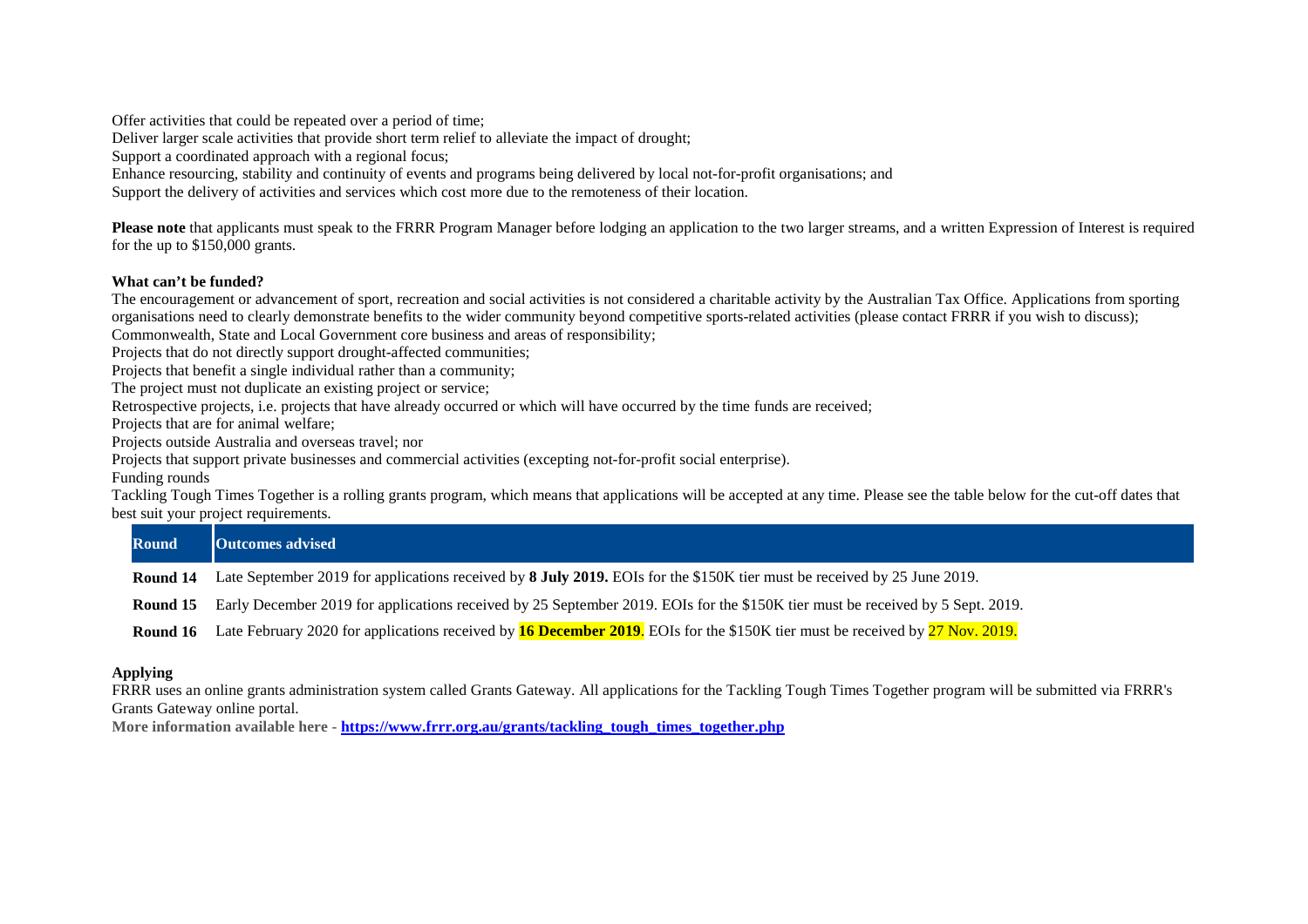Offer activities that could be repeated over a period of time;
Deliver larger scale activities that provide short term relief to alleviate the impact of drought;
Support a coordinated approach with a regional focus;
Enhance resourcing, stability and continuity of events and programs being delivered by local not-for-profit organisations; and
Support the delivery of activities and services which cost more due to the remoteness of their location.

**Please note** that applicants must speak to the FRRR Program Manager before lodging an application to the two larger streams, and a written Expression of Interest is required for the up to $150,000 grants.

**What can't be funded?**

The encouragement or advancement of sport, recreation and social activities is not considered a charitable activity by the Australian Tax Office. Applications from sporting organisations need to clearly demonstrate benefits to the wider community beyond competitive sports-related activities (please contact FRRR if you wish to discuss);
Commonwealth, State and Local Government core business and areas of responsibility;
Projects that do not directly support drought-affected communities;
Projects that benefit a single individual rather than a community;
The project must not duplicate an existing project or service;
Retrospective projects, i.e. projects that have already occurred or which will have occurred by the time funds are received;
Projects that are for animal welfare;
Projects outside Australia and overseas travel; nor
Projects that support private businesses and commercial activities (excepting not-for-profit social enterprise).

Funding rounds

Tackling Tough Times Together is a rolling grants program, which means that applications will be accepted at any time. Please see the table below for the cut-off dates that best suit your project requirements.

| Round | Outcomes advised |
|---|---|
| **Round 14** | Late September 2019 for applications received by **8 July 2019.** EOIs for the $150K tier must be received by 25 June 2019. |
| **Round 15** | Early December 2019 for applications received by 25 September 2019. EOIs for the $150K tier must be received by 5 Sept. 2019. |
| **Round 16** | Late February 2020 for applications received by **16 December 2019**. EOIs for the $150K tier must be received by 27 Nov. 2019. |

**Applying**

FRRR uses an online grants administration system called Grants Gateway. All applications for the Tackling Tough Times Together program will be submitted via FRRR's Grants Gateway online portal.

**More information available here - [https://www.frrr.org.au/grants/tackling_tough_times_together.php](https://www.frrr.org.au/grants/tackling_tough_times_together.php)**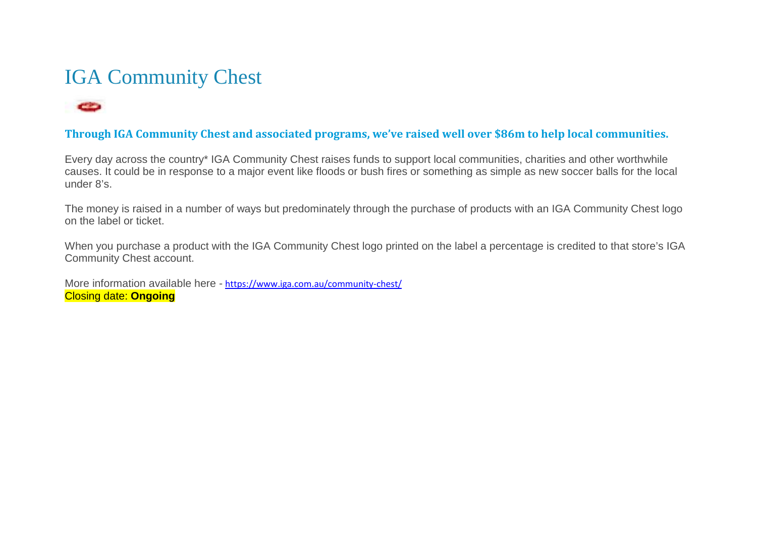# IGA Community Chest

**Through IGA Community Chest and associated programs, we've raised well over $86m to help local communities.**

Every day across the country* IGA Community Chest raises funds to support local communities, charities and other worthwhile causes. It could be in response to a major event like floods or bush fires or something as simple as new soccer balls for the local under 8's.

The money is raised in a number of ways but predominately through the purchase of products with an IGA Community Chest logo on the label or ticket.

When you purchase a product with the IGA Community Chest logo printed on the label a percentage is credited to that store's IGA Community Chest account.

More information available here - https://www.iga.com.au/community-chest/
Closing date: **Ongoing**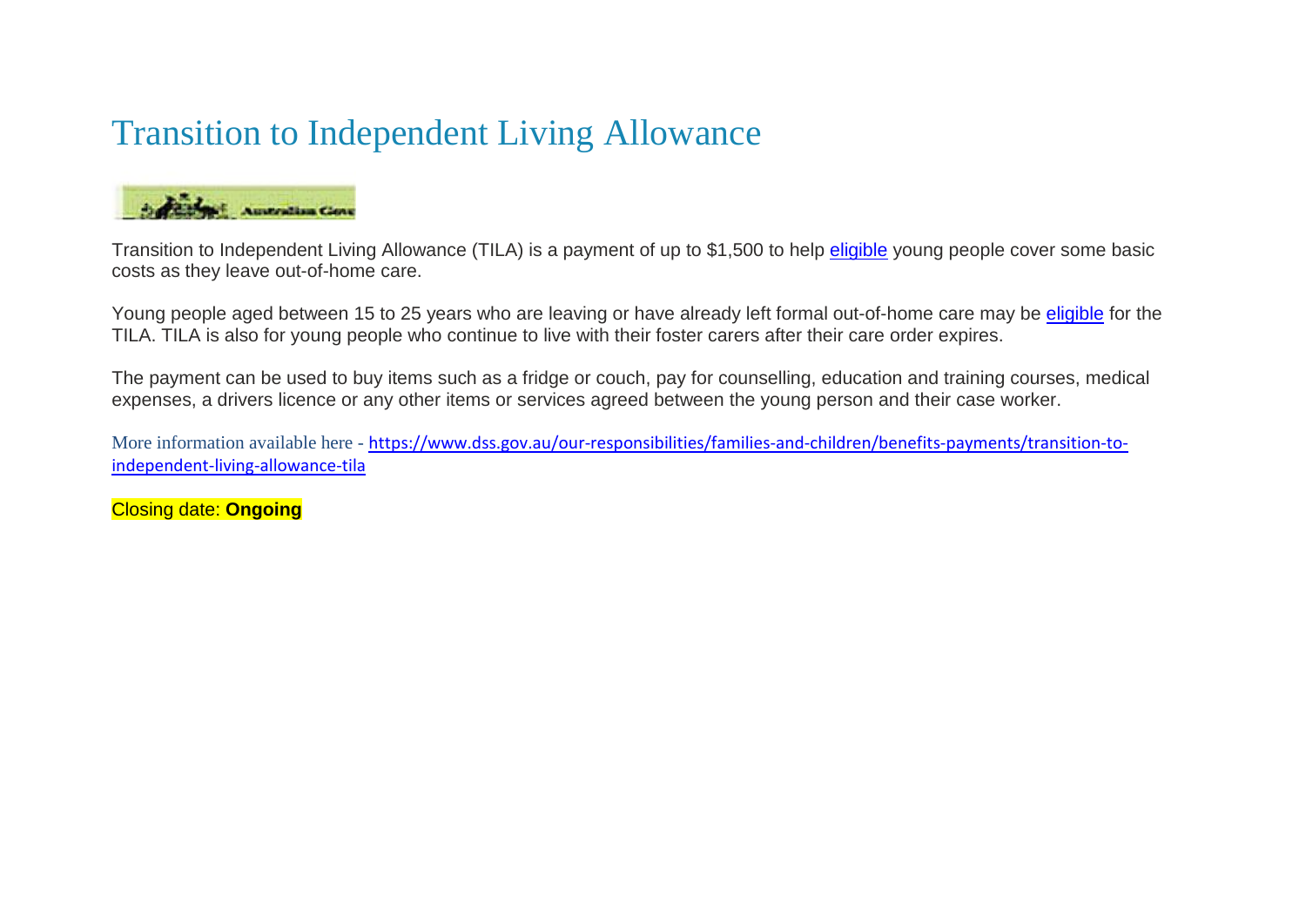# Transition to Independent Living Allowance

Transition to Independent Living Allowance (TILA) is a payment of up to $1,500 to help eligible young people cover some basic costs as they leave out-of-home care.

Young people aged between 15 to 25 years who are leaving or have already left formal out-of-home care may be eligible for the TILA. TILA is also for young people who continue to live with their foster carers after their care order expires.

The payment can be used to buy items such as a fridge or couch, pay for counselling, education and training courses, medical expenses, a drivers licence or any other items or services agreed between the young person and their case worker.

More information available here - https://www.dss.gov.au/our-responsibilities/families-and-children/benefits-payments/transition-to-independent-living-allowance-tila

Closing date: **Ongoing**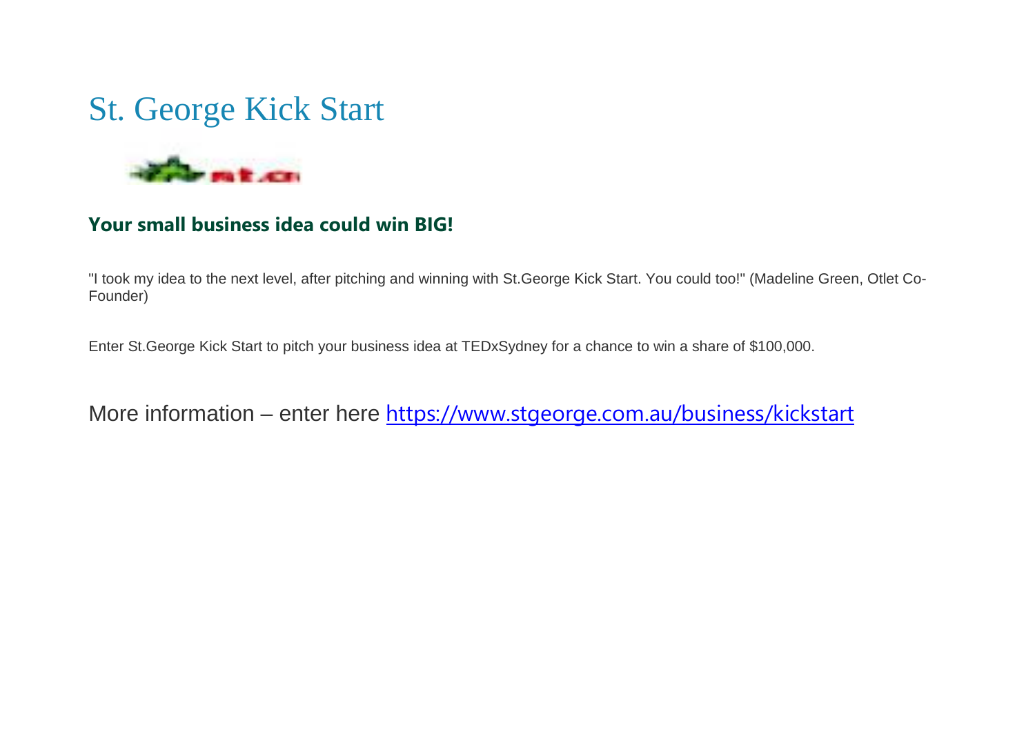# St. George Kick Start

**Your small business idea could win BIG!**

"I took my idea to the next level, after pitching and winning with St.George Kick Start. You could too!" (Madeline Green, Otlet Co-Founder)

Enter St.George Kick Start to pitch your business idea at TEDxSydney for a chance to win a share of $100,000.

More information – enter here https://www.stgeorge.com.au/business/kickstart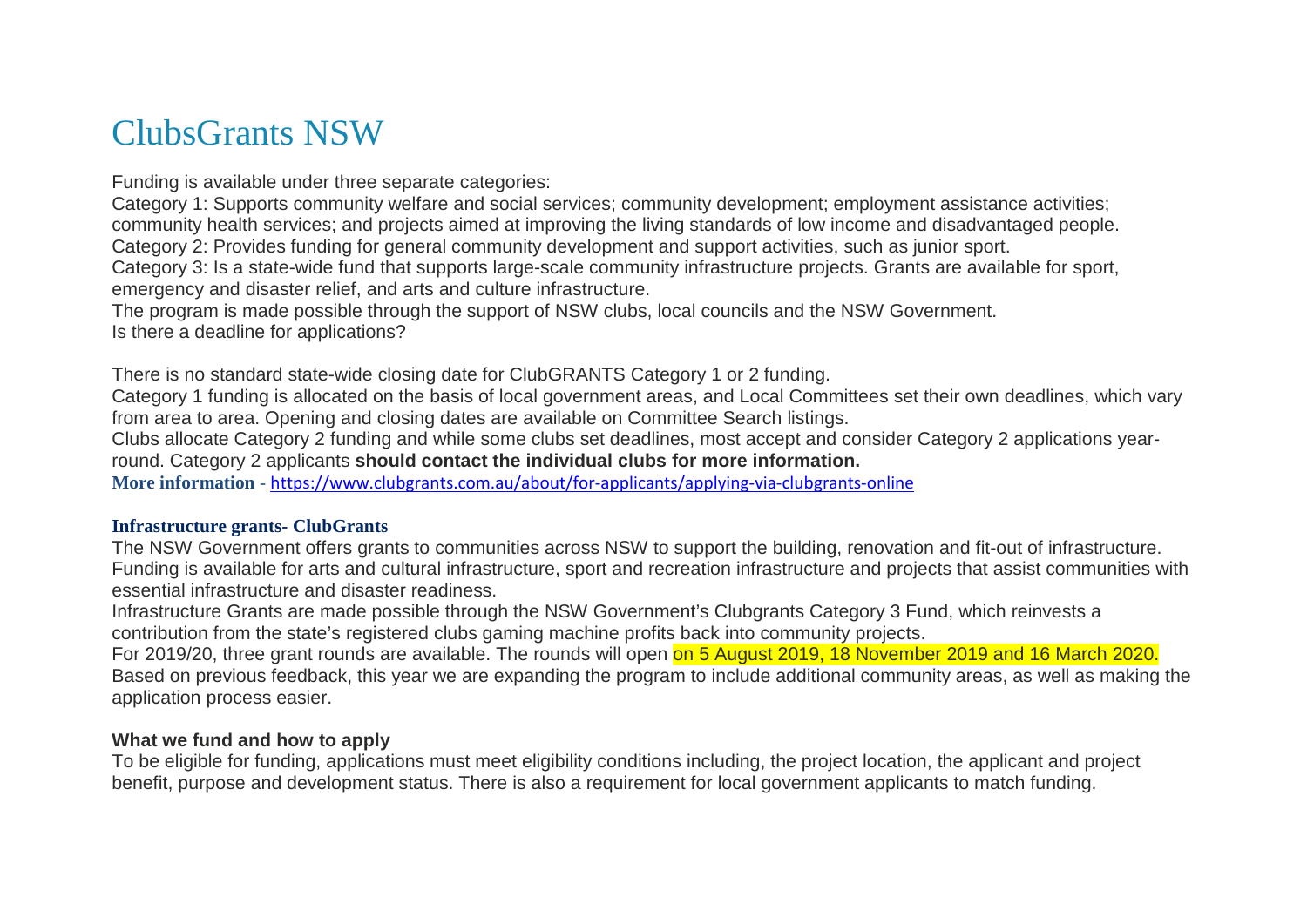# ClubsGrants NSW

Funding is available under three separate categories:

Category 1: Supports community welfare and social services; community development; employment assistance activities; community health services; and projects aimed at improving the living standards of low income and disadvantaged people.

Category 2: Provides funding for general community development and support activities, such as junior sport.

Category 3: Is a state-wide fund that supports large-scale community infrastructure projects. Grants are available for sport, emergency and disaster relief, and arts and culture infrastructure.

The program is made possible through the support of NSW clubs, local councils and the NSW Government.

Is there a deadline for applications?

There is no standard state-wide closing date for ClubGRANTS Category 1 or 2 funding.

Category 1 funding is allocated on the basis of local government areas, and Local Committees set their own deadlines, which vary from area to area. Opening and closing dates are available on Committee Search listings.

Clubs allocate Category 2 funding and while some clubs set deadlines, most accept and consider Category 2 applications year-round. Category 2 applicants **should contact the individual clubs for more information.**

**More information** - https://www.clubgrants.com.au/about/for-applicants/applying-via-clubgrants-online

**Infrastructure grants- ClubGrants**

The NSW Government offers grants to communities across NSW to support the building, renovation and fit-out of infrastructure. Funding is available for arts and cultural infrastructure, sport and recreation infrastructure and projects that assist communities with essential infrastructure and disaster readiness.

Infrastructure Grants are made possible through the NSW Government's Clubgrants Category 3 Fund, which reinvests a contribution from the state's registered clubs gaming machine profits back into community projects.

For 2019/20, three grant rounds are available. The rounds will open on 5 August 2019, 18 November 2019 and 16 March 2020. Based on previous feedback, this year we are expanding the program to include additional community areas, as well as making the application process easier.

**What we fund and how to apply**

To be eligible for funding, applications must meet eligibility conditions including, the project location, the applicant and project benefit, purpose and development status. There is also a requirement for local government applicants to match funding.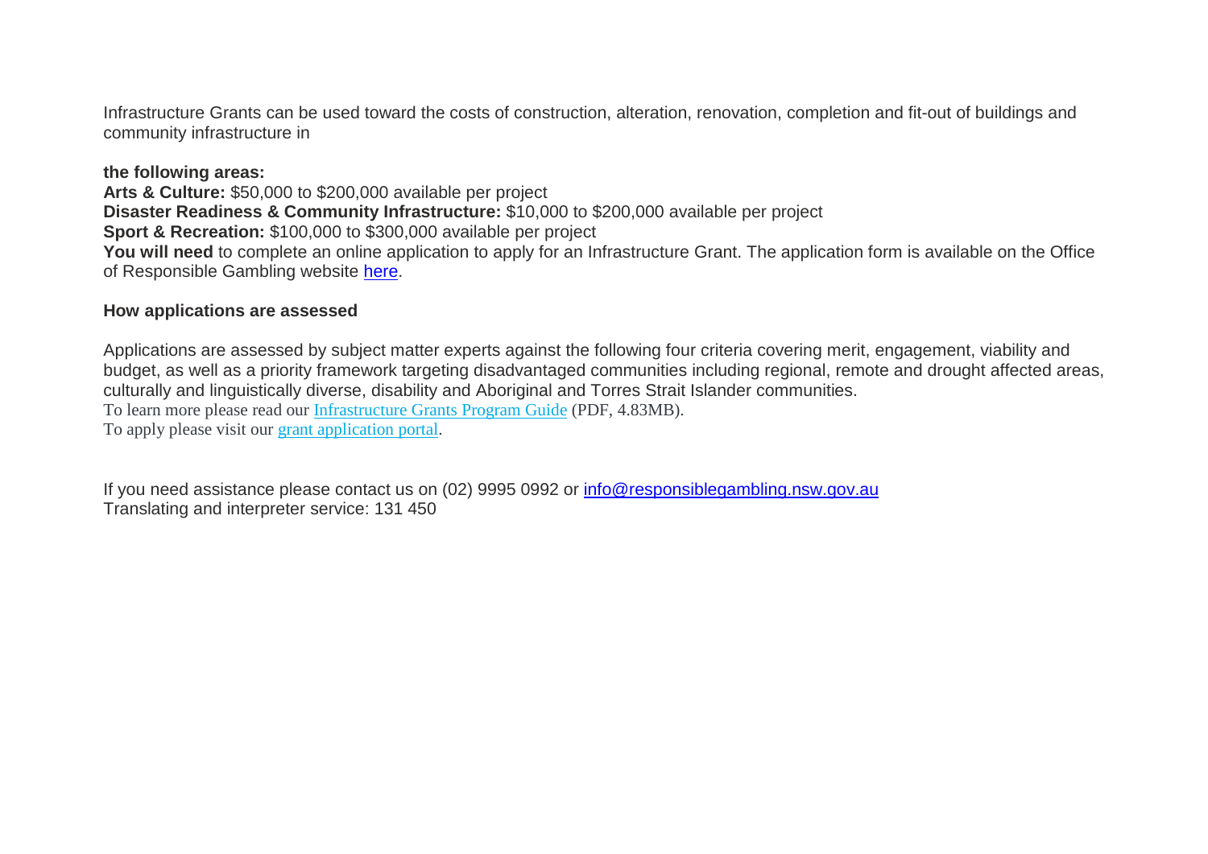Infrastructure Grants can be used toward the costs of construction, alteration, renovation, completion and fit-out of buildings and community infrastructure in

**the following areas:**

**Arts & Culture:** $50,000 to $200,000 available per project

**Disaster Readiness & Community Infrastructure:** $10,000 to $200,000 available per project

**Sport & Recreation:** $100,000 to $300,000 available per project

**You will need** to complete an online application to apply for an Infrastructure Grant. The application form is available on the Office of Responsible Gambling website here.

**How applications are assessed**

Applications are assessed by subject matter experts against the following four criteria covering merit, engagement, viability and budget, as well as a priority framework targeting disadvantaged communities including regional, remote and drought affected areas, culturally and linguistically diverse, disability and Aboriginal and Torres Strait Islander communities.

To learn more please read our Infrastructure Grants Program Guide (PDF, 4.83MB).

To apply please visit our grant application portal.

If you need assistance please contact us on (02) 9995 0992 or info@responsiblegambling.nsw.gov.au

Translating and interpreter service: 131 450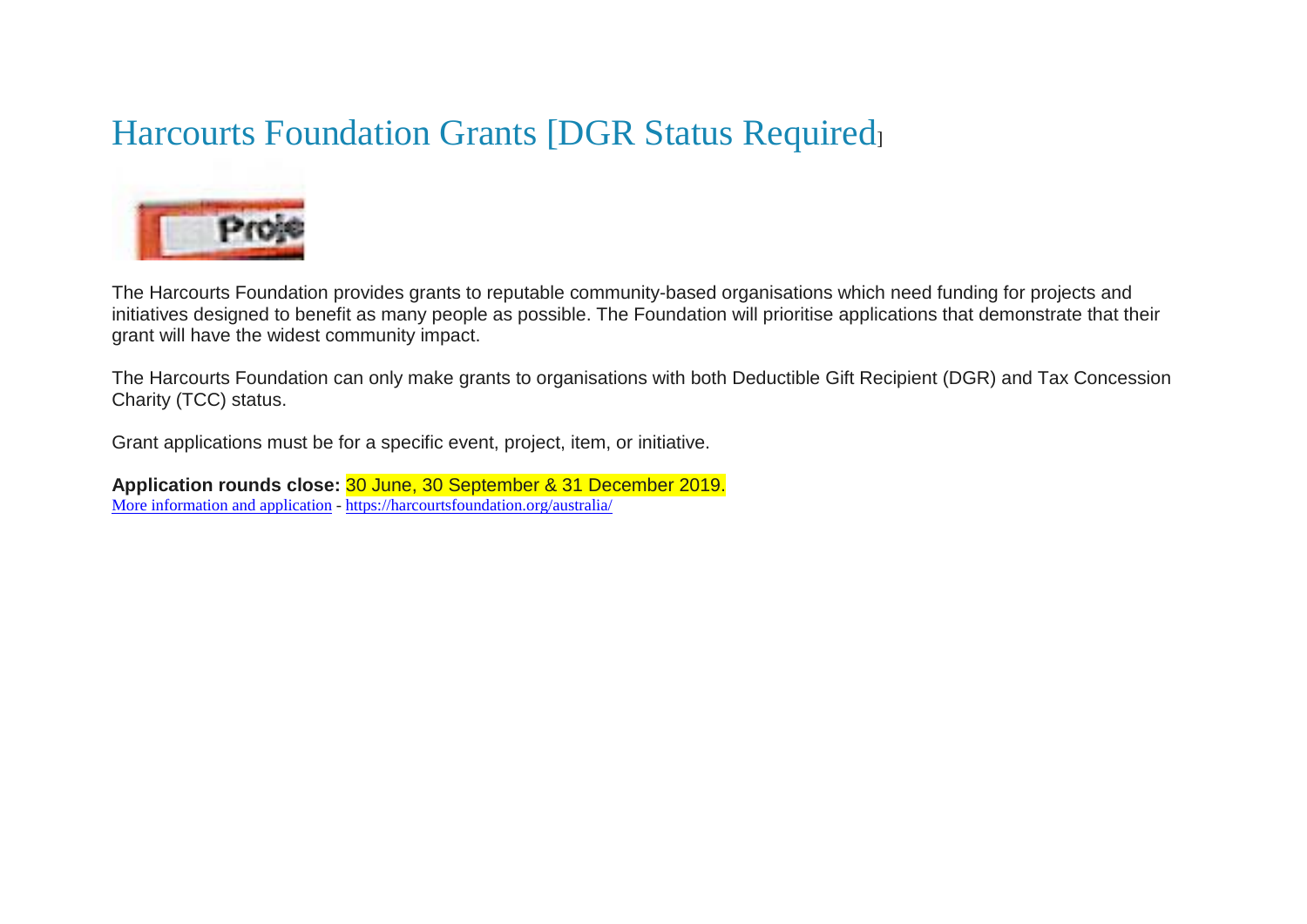# Harcourts Foundation Grants [DGR Status Required]

The Harcourts Foundation provides grants to reputable community-based organisations which need funding for projects and initiatives designed to benefit as many people as possible. The Foundation will prioritise applications that demonstrate that their grant will have the widest community impact.

The Harcourts Foundation can only make grants to organisations with both Deductible Gift Recipient (DGR) and Tax Concession Charity (TCC) status.

Grant applications must be for a specific event, project, item, or initiative.

**Application rounds close:** 30 June, 30 September & 31 December 2019.
More information and application - https://harcourtsfoundation.org/australia/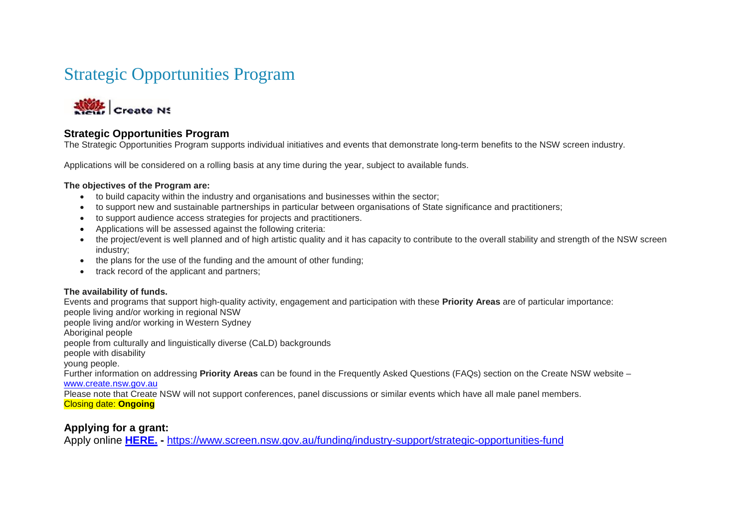# Strategic Opportunities Program

## Strategic Opportunities Program

The Strategic Opportunities Program supports individual initiatives and events that demonstrate long-term benefits to the NSW screen industry.

Applications will be considered on a rolling basis at any time during the year, subject to available funds.

**The objectives of the Program are:**

- to build capacity within the industry and organisations and businesses within the sector;
- to support new and sustainable partnerships in particular between organisations of State significance and practitioners;
- to support audience access strategies for projects and practitioners.
- Applications will be assessed against the following criteria:
- the project/event is well planned and of high artistic quality and it has capacity to contribute to the overall stability and strength of the NSW screen industry;
- the plans for the use of the funding and the amount of other funding;
- track record of the applicant and partners;

**The availability of funds.**

Events and programs that support high-quality activity, engagement and participation with these **Priority Areas** are of particular importance:
people living and/or working in regional NSW
people living and/or working in Western Sydney
Aboriginal people
people from culturally and linguistically diverse (CaLD) backgrounds
people with disability
young people.
Further information on addressing **Priority Areas** can be found in the Frequently Asked Questions (FAQs) section on the Create NSW website – www.create.nsw.gov.au
Please note that Create NSW will not support conferences, panel discussions or similar events which have all male panel members.
Closing date: **Ongoing**

### Applying for a grant:

Apply online **HERE.** - https://www.screen.nsw.gov.au/funding/industry-support/strategic-opportunities-fund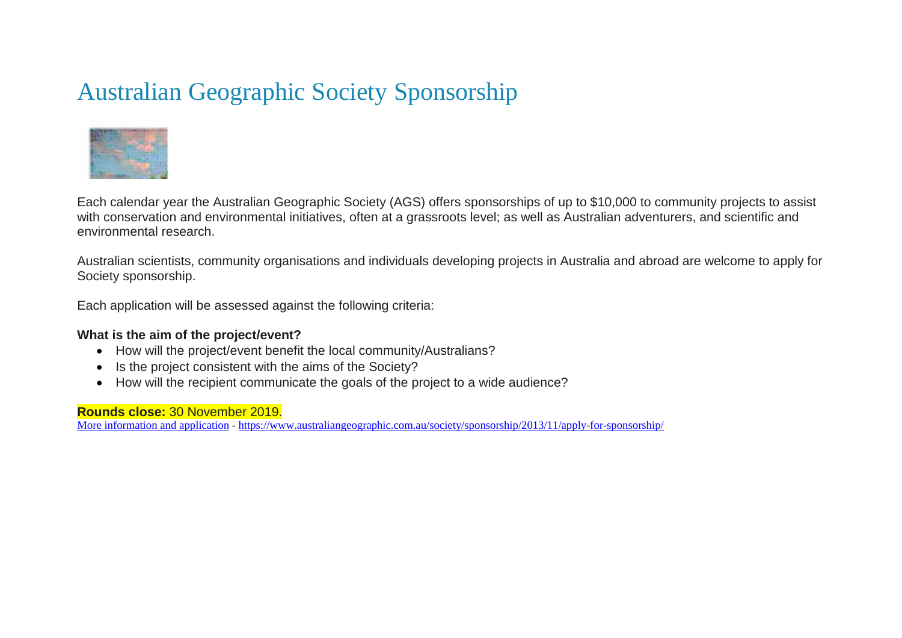# Australian Geographic Society Sponsorship

Each calendar year the Australian Geographic Society (AGS) offers sponsorships of up to $10,000 to community projects to assist with conservation and environmental initiatives, often at a grassroots level; as well as Australian adventurers, and scientific and environmental research.

Australian scientists, community organisations and individuals developing projects in Australia and abroad are welcome to apply for Society sponsorship.

Each application will be assessed against the following criteria:

**What is the aim of the project/event?**

- How will the project/event benefit the local community/Australians?
- Is the project consistent with the aims of the Society?
- How will the recipient communicate the goals of the project to a wide audience?

**Rounds close:** 30 November 2019.

More information and application - https://www.australiangeographic.com.au/society/sponsorship/2013/11/apply-for-sponsorship/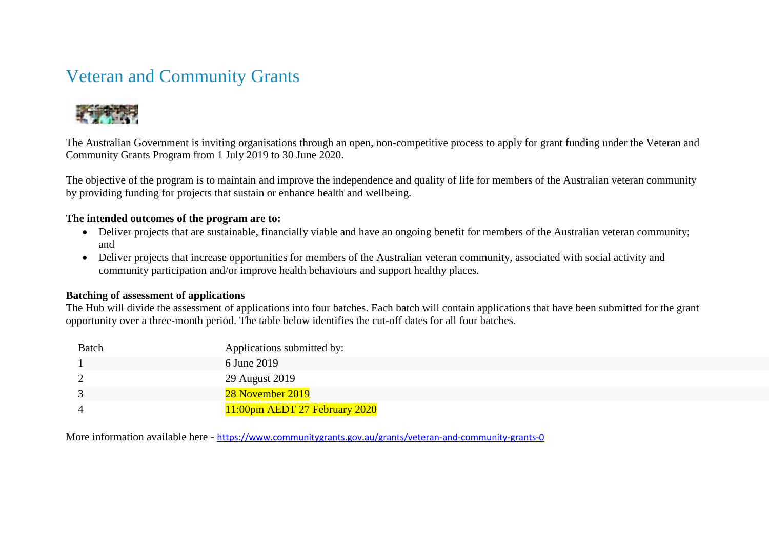# Veteran and Community Grants

The Australian Government is inviting organisations through an open, non-competitive process to apply for grant funding under the Veteran and Community Grants Program from 1 July 2019 to 30 June 2020.

The objective of the program is to maintain and improve the independence and quality of life for members of the Australian veteran community by providing funding for projects that sustain or enhance health and wellbeing.

**The intended outcomes of the program are to:**

- Deliver projects that are sustainable, financially viable and have an ongoing benefit for members of the Australian veteran community; and
- Deliver projects that increase opportunities for members of the Australian veteran community, associated with social activity and community participation and/or improve health behaviours and support healthy places.

**Batching of assessment of applications**

The Hub will divide the assessment of applications into four batches. Each batch will contain applications that have been submitted for the grant opportunity over a three-month period. The table below identifies the cut-off dates for all four batches.

| Batch | Applications submitted by: |
| --- | --- |
| 1 | 6 June 2019 |
| 2 | 29 August 2019 |
| 3 | 28 November 2019 |
| 4 | 11:00pm AEDT 27 February 2020 |

More information available here - https://www.communitygrants.gov.au/grants/veteran-and-community-grants-0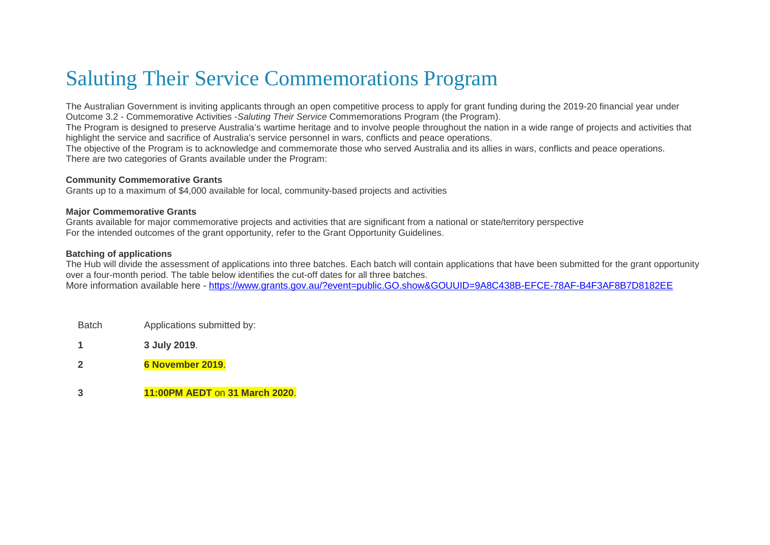# Saluting Their Service Commemorations Program

The Australian Government is inviting applicants through an open competitive process to apply for grant funding during the 2019-20 financial year under Outcome 3.2 - Commemorative Activities -*Saluting Their Service* Commemorations Program (the Program).
The Program is designed to preserve Australia's wartime heritage and to involve people throughout the nation in a wide range of projects and activities that highlight the service and sacrifice of Australia's service personnel in wars, conflicts and peace operations.
The objective of the Program is to acknowledge and commemorate those who served Australia and its allies in wars, conflicts and peace operations.
There are two categories of Grants available under the Program:

**Community Commemorative Grants**
Grants up to a maximum of $4,000 available for local, community-based projects and activities

**Major Commemorative Grants**
Grants available for major commemorative projects and activities that are significant from a national or state/territory perspective
For the intended outcomes of the grant opportunity, refer to the Grant Opportunity Guidelines.

**Batching of applications**
The Hub will divide the assessment of applications into three batches. Each batch will contain applications that have been submitted for the grant opportunity over a four-month period. The table below identifies the cut-off dates for all three batches.
More information available here - https://www.grants.gov.au/?event=public.GO.show&GOUUID=9A8C438B-EFCE-78AF-B4F3AF8B7D8182EE

| Batch | Applications submitted by: |
|---|---|
| **1** | **3 July 2019**. |
| **2** | **6 November 2019**. |
| **3** | **11:00PM AEDT** on **31 March 2020**. |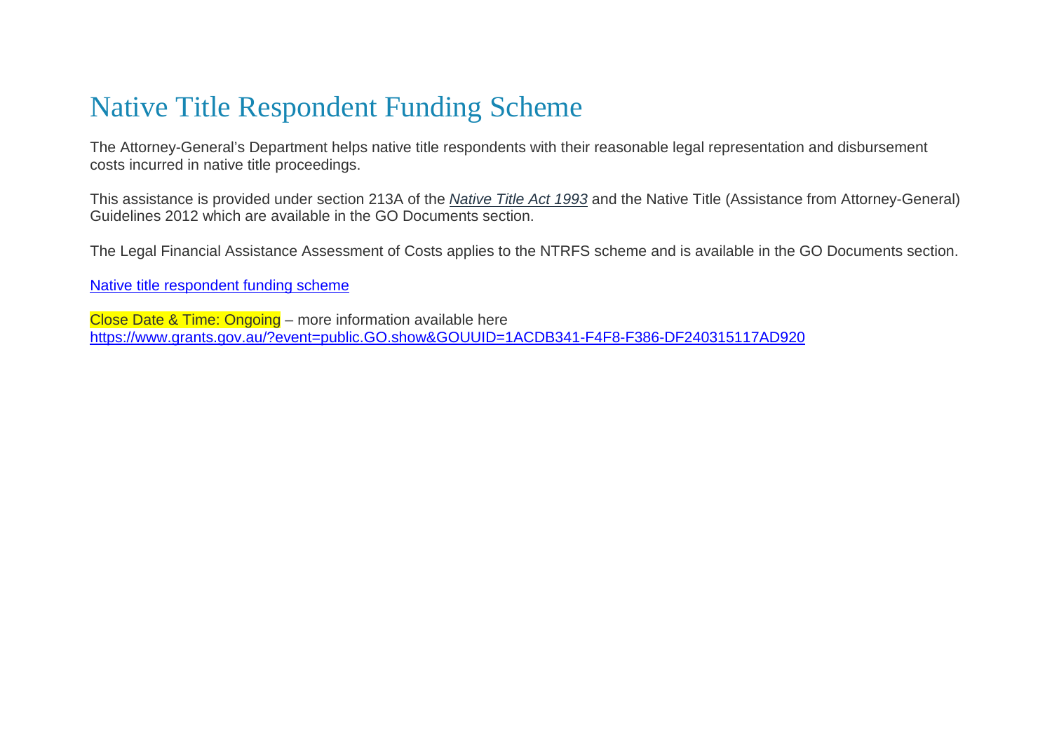# Native Title Respondent Funding Scheme

The Attorney-General's Department helps native title respondents with their reasonable legal representation and disbursement costs incurred in native title proceedings.

This assistance is provided under section 213A of the *Native Title Act 1993* and the Native Title (Assistance from Attorney-General) Guidelines 2012 which are available in the GO Documents section.

The Legal Financial Assistance Assessment of Costs applies to the NTRFS scheme and is available in the GO Documents section.

Native title respondent funding scheme

Close Date & Time: Ongoing – more information available here https://www.grants.gov.au/?event=public.GO.show&GOUUID=1ACDB341-F4F8-F386-DF240315117AD920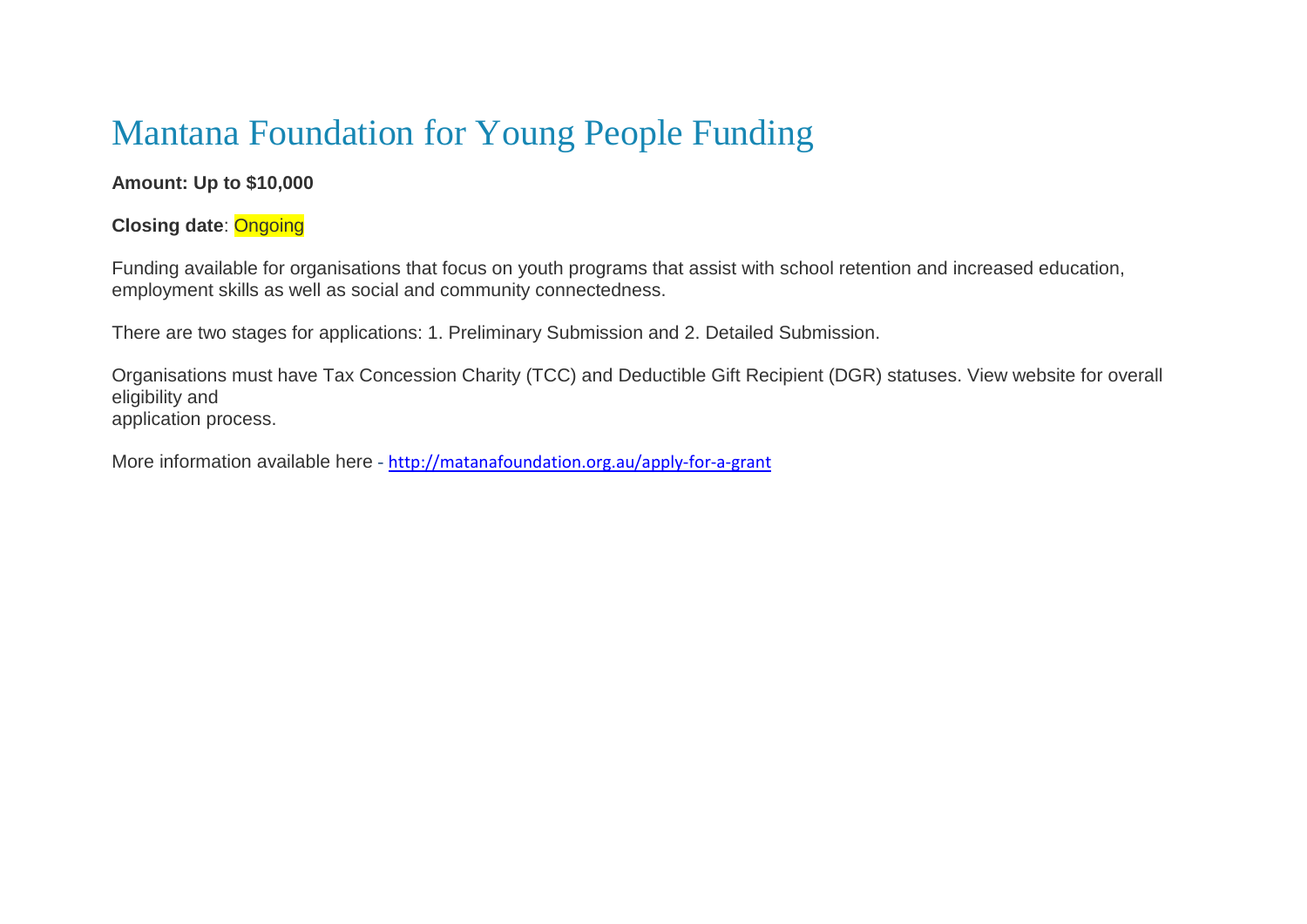# Mantana Foundation for Young People Funding

**Amount: Up to $10,000**

**Closing date**: Ongoing

Funding available for organisations that focus on youth programs that assist with school retention and increased education, employment skills as well as social and community connectedness.

There are two stages for applications: 1. Preliminary Submission and 2. Detailed Submission.

Organisations must have Tax Concession Charity (TCC) and Deductible Gift Recipient (DGR) statuses. View website for overall eligibility and application process.

More information available here - http://matanafoundation.org.au/apply-for-a-grant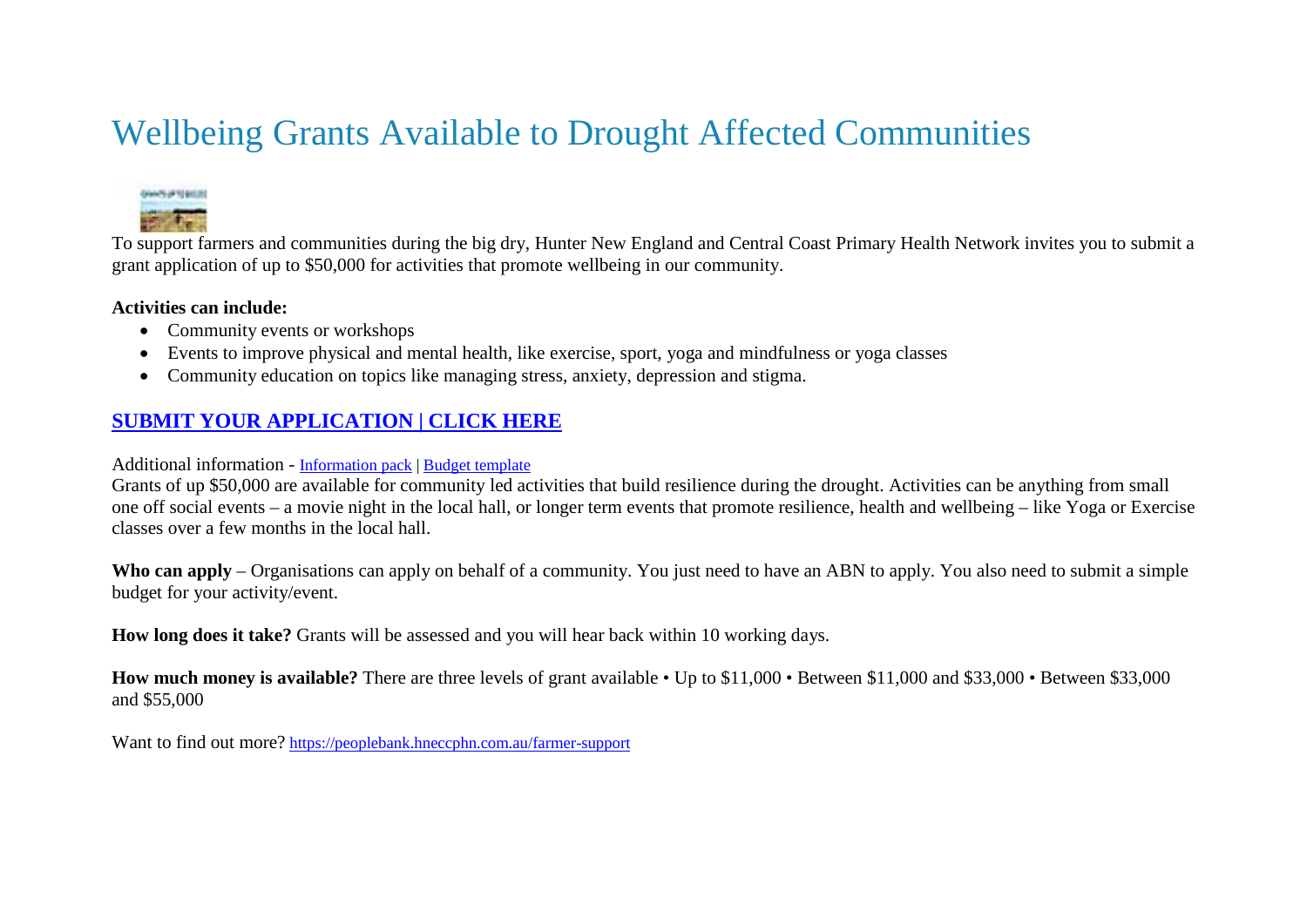# Wellbeing Grants Available to Drought Affected Communities

To support farmers and communities during the big dry, Hunter New England and Central Coast Primary Health Network invites you to submit a grant application of up to $50,000 for activities that promote wellbeing in our community.

**Activities can include:**

- Community events or workshops
- Events to improve physical and mental health, like exercise, sport, yoga and mindfulness or yoga classes
- Community education on topics like managing stress, anxiety, depression and stigma.

**SUBMIT YOUR APPLICATION | CLICK HERE**

Additional information - Information pack | Budget template

Grants of up $50,000 are available for community led activities that build resilience during the drought. Activities can be anything from small one off social events – a movie night in the local hall, or longer term events that promote resilience, health and wellbeing – like Yoga or Exercise classes over a few months in the local hall.

**Who can apply** – Organisations can apply on behalf of a community. You just need to have an ABN to apply. You also need to submit a simple budget for your activity/event.

**How long does it take?** Grants will be assessed and you will hear back within 10 working days.

**How much money is available?** There are three levels of grant available • Up to $11,000 • Between $11,000 and $33,000 • Between $33,000 and $55,000

Want to find out more? https://peoplebank.hneccphn.com.au/farmer-support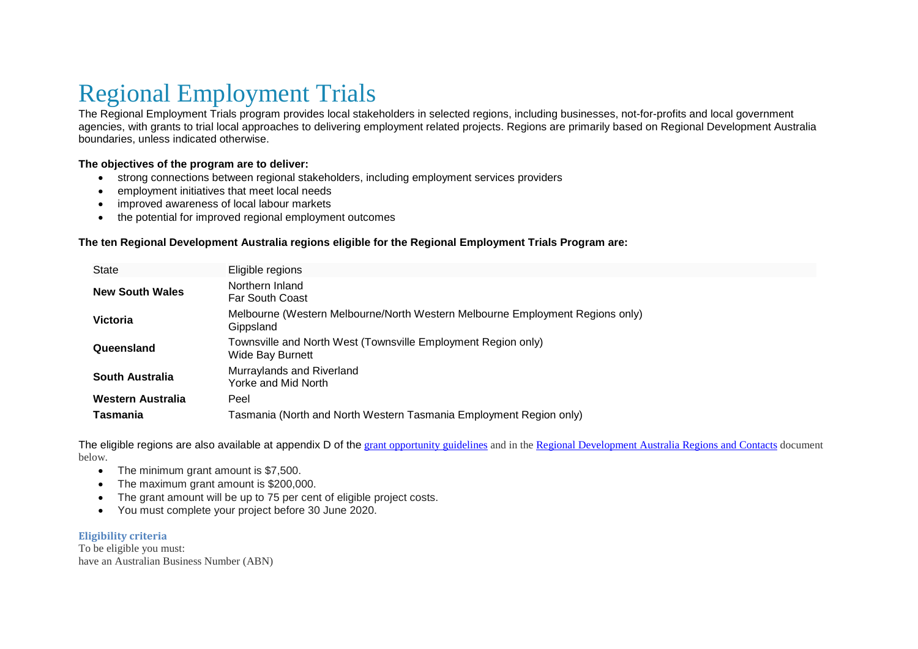# Regional Employment Trials

The Regional Employment Trials program provides local stakeholders in selected regions, including businesses, not-for-profits and local government agencies, with grants to trial local approaches to delivering employment related projects. Regions are primarily based on Regional Development Australia boundaries, unless indicated otherwise.

**The objectives of the program are to deliver:**

- strong connections between regional stakeholders, including employment services providers
- employment initiatives that meet local needs
- improved awareness of local labour markets
- the potential for improved regional employment outcomes

**The ten Regional Development Australia regions eligible for the Regional Employment Trials Program are:**

| State | Eligible regions |
|---|---|
| **New South Wales** | Northern Inland<br>Far South Coast |
| **Victoria** | Melbourne (Western Melbourne/North Western Melbourne Employment Regions only)<br>Gippsland |
| **Queensland** | Townsville and North West (Townsville Employment Region only)<br>Wide Bay Burnett |
| **South Australia** | Murraylands and Riverland<br>Yorke and Mid North |
| **Western Australia** | Peel |
| **Tasmania** | Tasmania (North and North Western Tasmania Employment Region only) |

The eligible regions are also available at appendix D of the grant opportunity guidelines and in the Regional Development Australia Regions and Contacts document below.

- The minimum grant amount is $7,500.
- The maximum grant amount is $200,000.
- The grant amount will be up to 75 per cent of eligible project costs.
- You must complete your project before 30 June 2020.

**Eligibility criteria**

To be eligible you must:
have an Australian Business Number (ABN)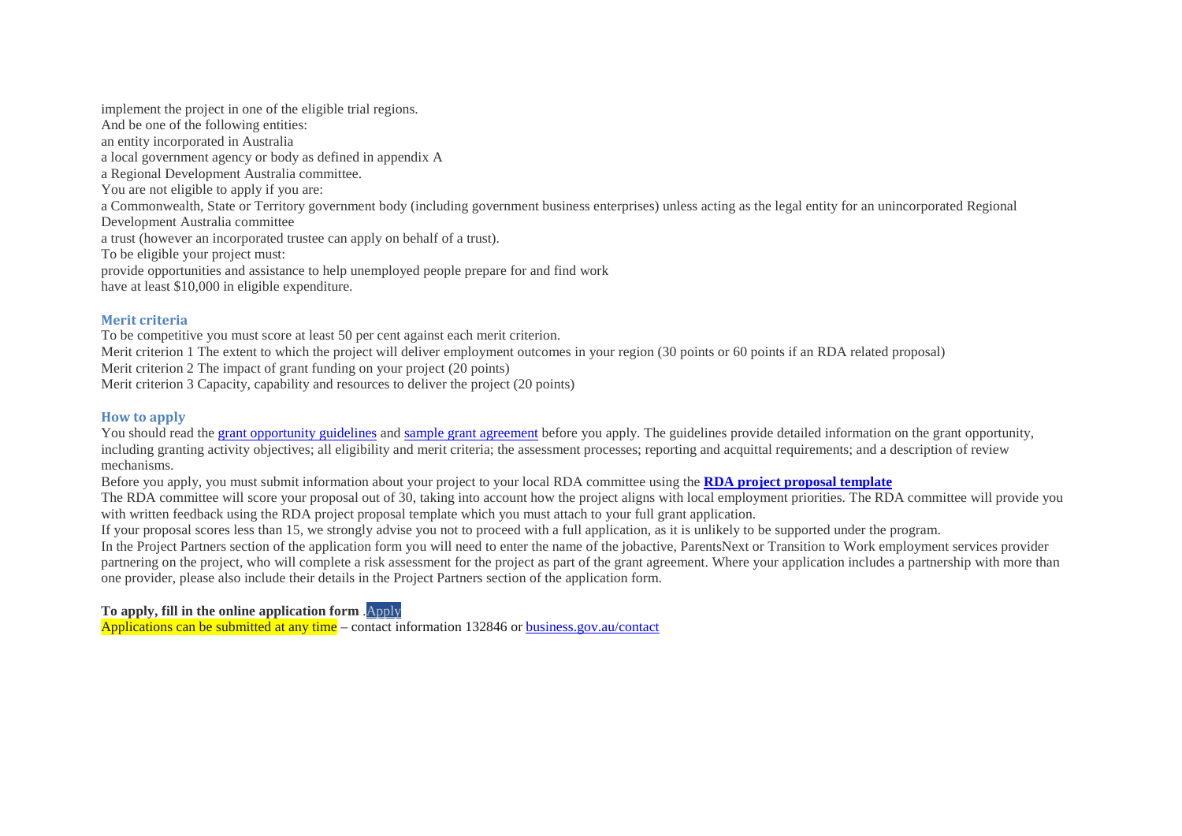implement the project in one of the eligible trial regions.

And be one of the following entities:

an entity incorporated in Australia

a local government agency or body as defined in appendix A

a Regional Development Australia committee.

You are not eligible to apply if you are:

a Commonwealth, State or Territory government body (including government business enterprises) unless acting as the legal entity for an unincorporated Regional Development Australia committee

a trust (however an incorporated trustee can apply on behalf of a trust).

To be eligible your project must:

provide opportunities and assistance to help unemployed people prepare for and find work

have at least $10,000 in eligible expenditure.

### Merit criteria

To be competitive you must score at least 50 per cent against each merit criterion.

Merit criterion 1 The extent to which the project will deliver employment outcomes in your region (30 points or 60 points if an RDA related proposal)

Merit criterion 2 The impact of grant funding on your project (20 points)

Merit criterion 3 Capacity, capability and resources to deliver the project (20 points)

### How to apply

You should read the grant opportunity guidelines and sample grant agreement before you apply. The guidelines provide detailed information on the grant opportunity, including granting activity objectives; all eligibility and merit criteria; the assessment processes; reporting and acquittal requirements; and a description of review mechanisms.

Before you apply, you must submit information about your project to your local RDA committee using the **RDA project proposal template**

The RDA committee will score your proposal out of 30, taking into account how the project aligns with local employment priorities. The RDA committee will provide you with written feedback using the RDA project proposal template which you must attach to your full grant application.

If your proposal scores less than 15, we strongly advise you not to proceed with a full application, as it is unlikely to be supported under the program.

In the Project Partners section of the application form you will need to enter the name of the jobactive, ParentsNext or Transition to Work employment services provider partnering on the project, who will complete a risk assessment for the project as part of the grant agreement. Where your application includes a partnership with more than one provider, please also include their details in the Project Partners section of the application form.

**To apply, fill in the online application form** .Apply

Applications can be submitted at any time – contact information 132846 or business.gov.au/contact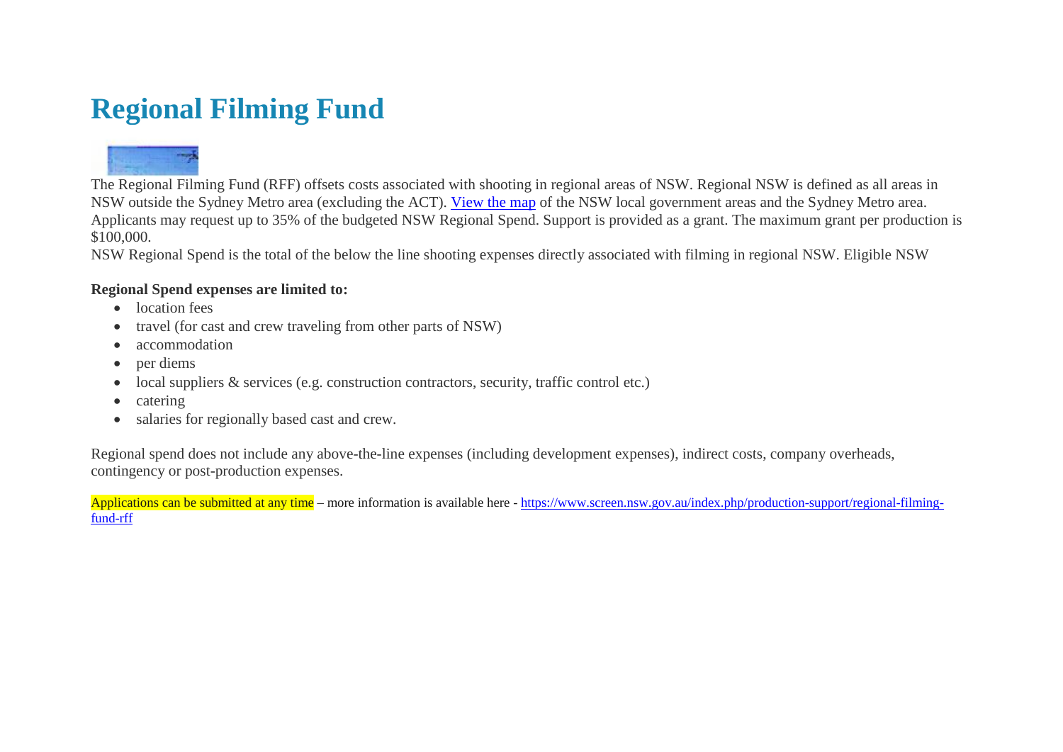# Regional Filming Fund

The Regional Filming Fund (RFF) offsets costs associated with shooting in regional areas of NSW. Regional NSW is defined as all areas in NSW outside the Sydney Metro area (excluding the ACT). [View the map](#) of the NSW local government areas and the Sydney Metro area. Applicants may request up to 35% of the budgeted NSW Regional Spend. Support is provided as a grant. The maximum grant per production is $100,000.
NSW Regional Spend is the total of the below the line shooting expenses directly associated with filming in regional NSW. Eligible NSW

**Regional Spend expenses are limited to:**

- location fees
- travel (for cast and crew traveling from other parts of NSW)
- accommodation
- per diems
- local suppliers & services (e.g. construction contractors, security, traffic control etc.)
- catering
- salaries for regionally based cast and crew.

Regional spend does not include any above-the-line expenses (including development expenses), indirect costs, company overheads, contingency or post-production expenses.

Applications can be submitted at any time – more information is available here - https://www.screen.nsw.gov.au/index.php/production-support/regional-filming-fund-rff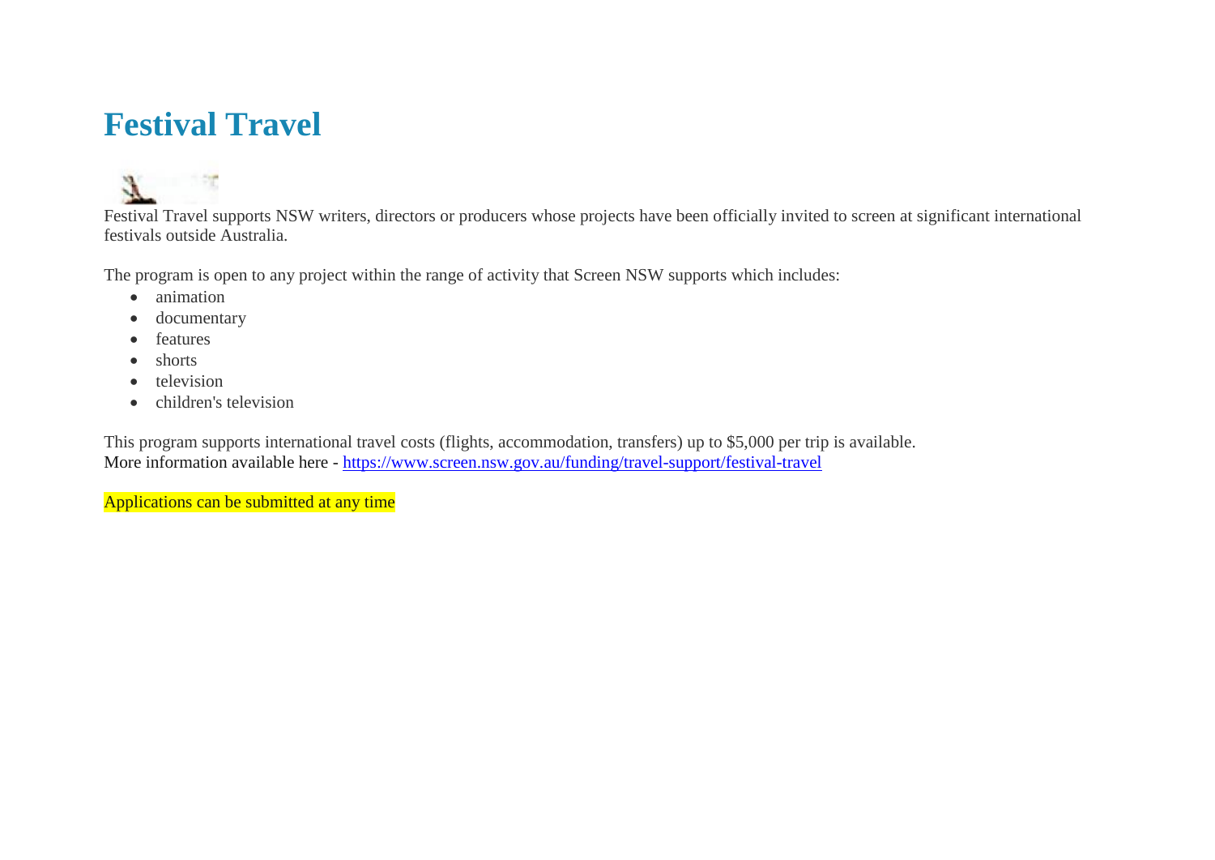# Festival Travel

Festival Travel supports NSW writers, directors or producers whose projects have been officially invited to screen at significant international festivals outside Australia.

The program is open to any project within the range of activity that Screen NSW supports which includes:

- animation
- documentary
- features
- shorts
- television
- children's television

This program supports international travel costs (flights, accommodation, transfers) up to $5,000 per trip is available.
More information available here - https://www.screen.nsw.gov.au/funding/travel-support/festival-travel

Applications can be submitted at any time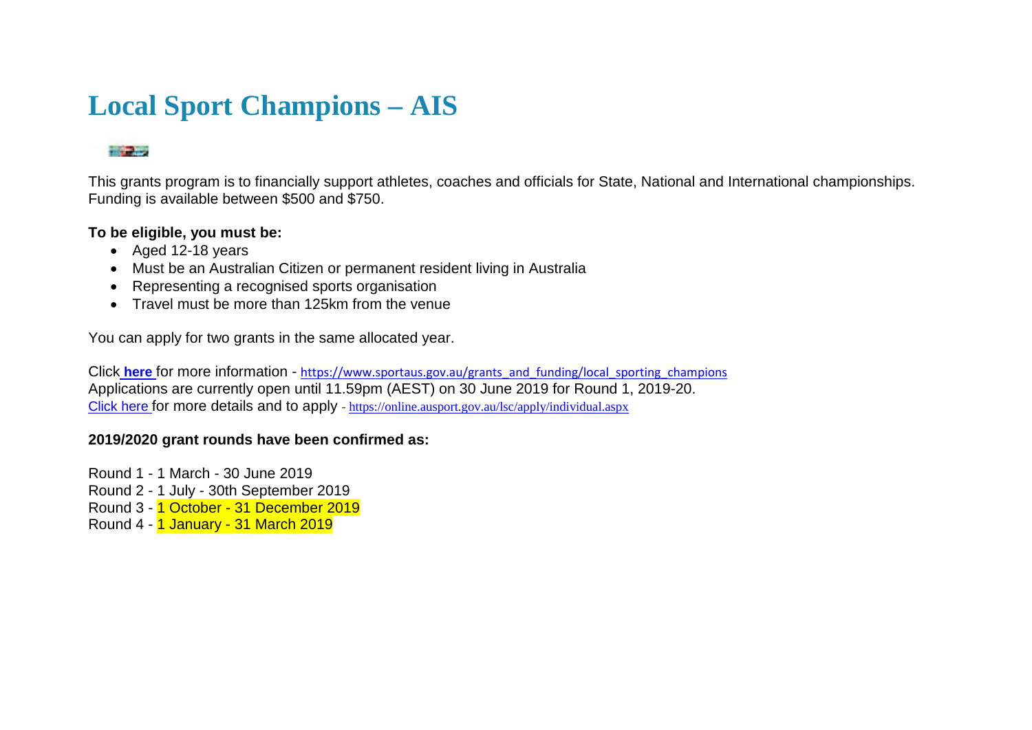# Local Sport Champions – AIS

This grants program is to financially support athletes, coaches and officials for State, National and International championships. Funding is available between $500 and $750.

**To be eligible, you must be:**

- Aged 12-18 years
- Must be an Australian Citizen or permanent resident living in Australia
- Representing a recognised sports organisation
- Travel must be more than 125km from the venue

You can apply for two grants in the same allocated year.

Click **here** for more information - https://www.sportaus.gov.au/grants_and_funding/local_sporting_champions
Applications are currently open until 11.59pm (AEST) on 30 June 2019 for Round 1, 2019-20.
Click here for more details and to apply - https://online.ausport.gov.au/lsc/apply/individual.aspx

**2019/2020 grant rounds have been confirmed as:**

Round 1 - 1 March - 30 June 2019
Round 2 - 1 July - 30th September 2019
Round 3 - 1 October - 31 December 2019
Round 4 - 1 January - 31 March 2019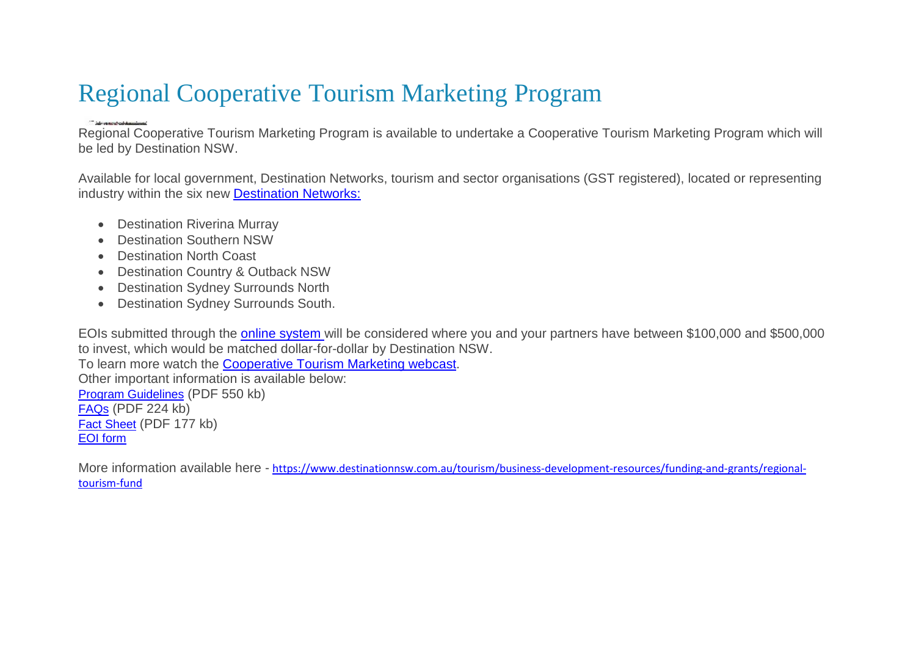# Regional Cooperative Tourism Marketing Program

Regional Cooperative Tourism Marketing Program is available to undertake a Cooperative Tourism Marketing Program which will be led by Destination NSW.

Available for local government, Destination Networks, tourism and sector organisations (GST registered), located or representing industry within the six new [Destination Networks:](#)

- Destination Riverina Murray
- Destination Southern NSW
- Destination North Coast
- Destination Country & Outback NSW
- Destination Sydney Surrounds North
- Destination Sydney Surrounds South.

EOIs submitted through the [online system](#) will be considered where you and your partners have between $100,000 and $500,000 to invest, which would be matched dollar-for-dollar by Destination NSW.
To learn more watch the [Cooperative Tourism Marketing webcast](#).
Other important information is available below:
[Program Guidelines](#) (PDF 550 kb)
[FAQs](#) (PDF 224 kb)
[Fact Sheet](#) (PDF 177 kb)
[EOI form](#)

More information available here - https://www.destinationnsw.com.au/tourism/business-development-resources/funding-and-grants/regional-tourism-fund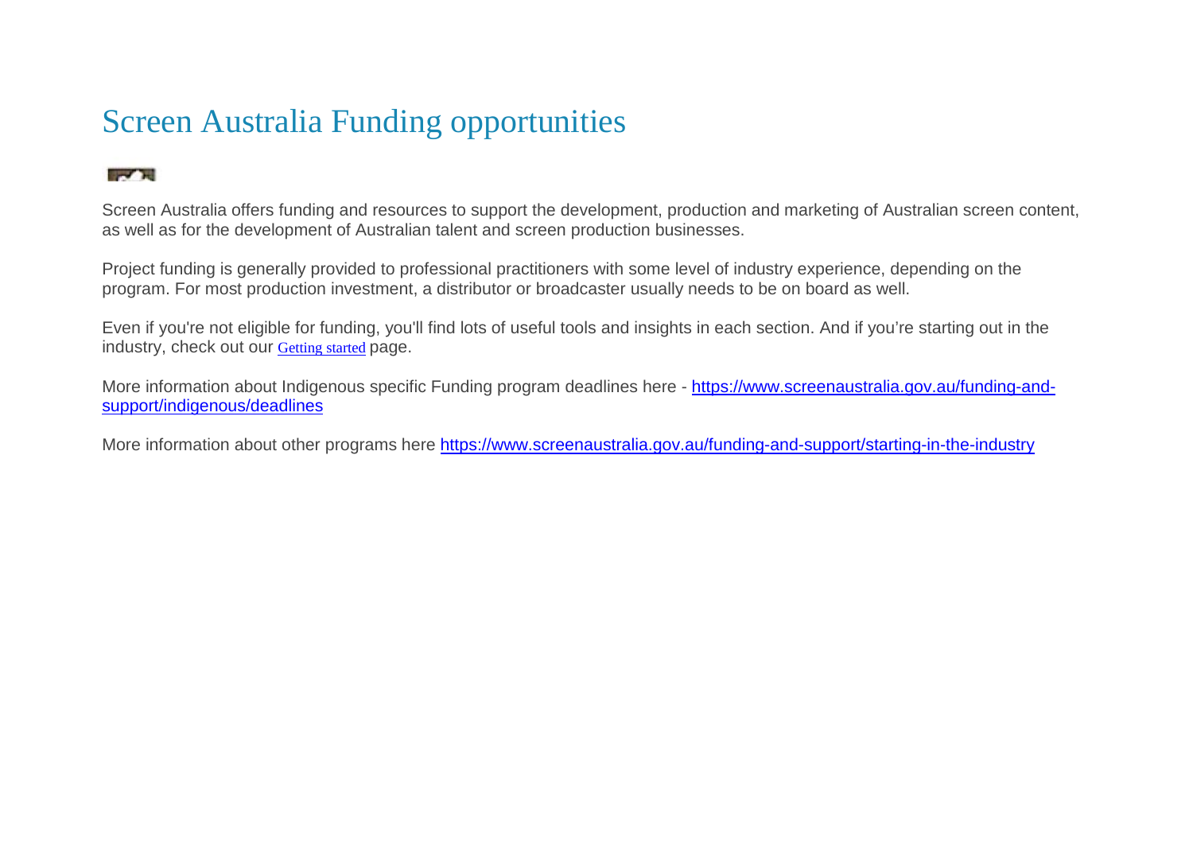# Screen Australia Funding opportunities

Screen Australia offers funding and resources to support the development, production and marketing of Australian screen content, as well as for the development of Australian talent and screen production businesses.

Project funding is generally provided to professional practitioners with some level of industry experience, depending on the program. For most production investment, a distributor or broadcaster usually needs to be on board as well.

Even if you're not eligible for funding, you'll find lots of useful tools and insights in each section. And if you're starting out in the industry, check out our [Getting started](#) page.

More information about Indigenous specific Funding program deadlines here - [https://www.screenaustralia.gov.au/funding-and-support/indigenous/deadlines](https://www.screenaustralia.gov.au/funding-and-support/indigenous/deadlines)

More information about other programs here [https://www.screenaustralia.gov.au/funding-and-support/starting-in-the-industry](https://www.screenaustralia.gov.au/funding-and-support/starting-in-the-industry)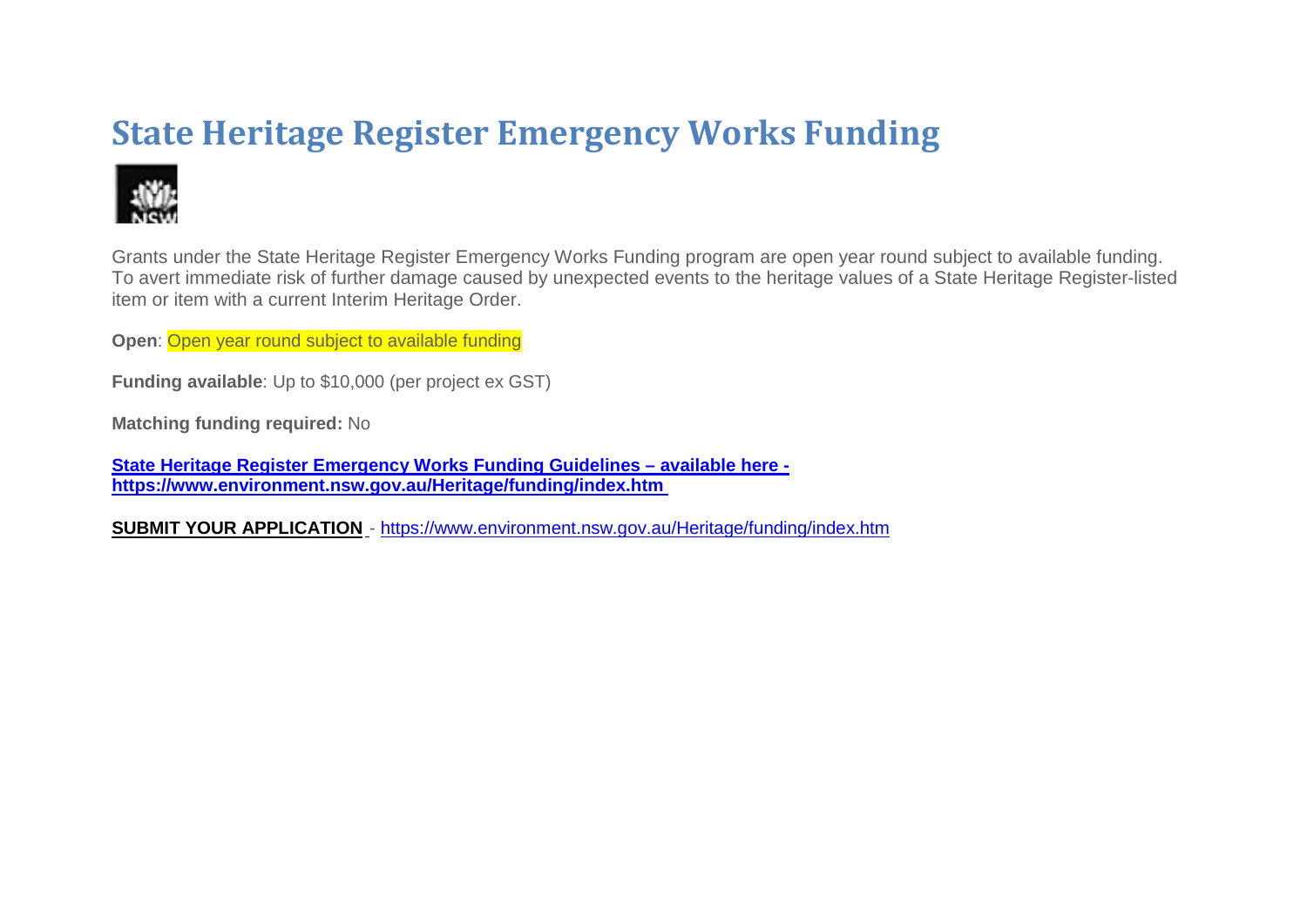# State Heritage Register Emergency Works Funding

Grants under the State Heritage Register Emergency Works Funding program are open year round subject to available funding. To avert immediate risk of further damage caused by unexpected events to the heritage values of a State Heritage Register-listed item or item with a current Interim Heritage Order.

**Open**: Open year round subject to available funding

**Funding available**: Up to $10,000 (per project ex GST)

**Matching funding required:** No

**State Heritage Register Emergency Works Funding Guidelines – available here - https://www.environment.nsw.gov.au/Heritage/funding/index.htm**

**SUBMIT YOUR APPLICATION** - https://www.environment.nsw.gov.au/Heritage/funding/index.htm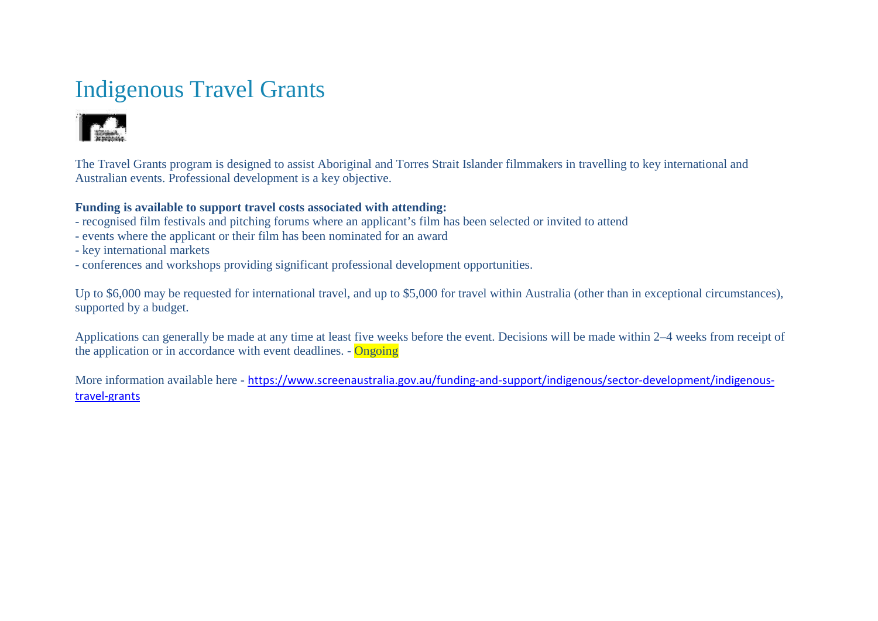# Indigenous Travel Grants

The Travel Grants program is designed to assist Aboriginal and Torres Strait Islander filmmakers in travelling to key international and Australian events. Professional development is a key objective.

**Funding is available to support travel costs associated with attending:**
- recognised film festivals and pitching forums where an applicant's film has been selected or invited to attend
- events where the applicant or their film has been nominated for an award
- key international markets
- conferences and workshops providing significant professional development opportunities.

Up to $6,000 may be requested for international travel, and up to $5,000 for travel within Australia (other than in exceptional circumstances), supported by a budget.

Applications can generally be made at any time at least five weeks before the event. Decisions will be made within 2–4 weeks from receipt of the application or in accordance with event deadlines. - Ongoing

More information available here - https://www.screenaustralia.gov.au/funding-and-support/indigenous/sector-development/indigenous-travel-grants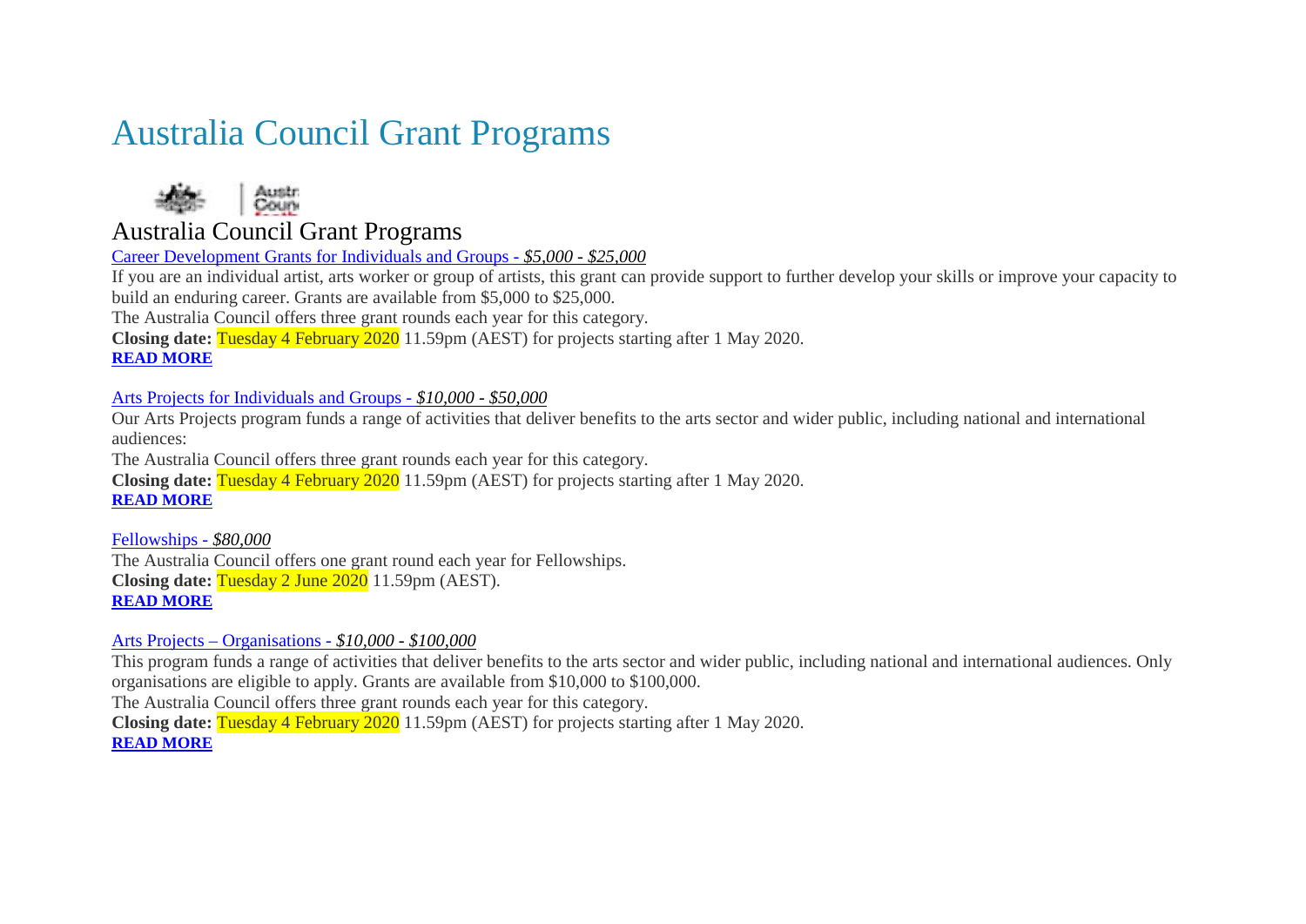# Australia Council Grant Programs

## Australia Council Grant Programs

Career Development Grants for Individuals and Groups - *$5,000 - $25,000*

If you are an individual artist, arts worker or group of artists, this grant can provide support to further develop your skills or improve your capacity to build an enduring career. Grants are available from $5,000 to $25,000.

The Australia Council offers three grant rounds each year for this category.

**Closing date:** Tuesday 4 February 2020 11.59pm (AEST) for projects starting after 1 May 2020.

**READ MORE**

Arts Projects for Individuals and Groups - *$10,000 - $50,000*

Our Arts Projects program funds a range of activities that deliver benefits to the arts sector and wider public, including national and international audiences:

The Australia Council offers three grant rounds each year for this category.

**Closing date:** Tuesday 4 February 2020 11.59pm (AEST) for projects starting after 1 May 2020.

**READ MORE**

Fellowships - *$80,000*

The Australia Council offers one grant round each year for Fellowships.

**Closing date:** Tuesday 2 June 2020 11.59pm (AEST).

**READ MORE**

Arts Projects – Organisations - *$10,000 - $100,000*

This program funds a range of activities that deliver benefits to the arts sector and wider public, including national and international audiences. Only organisations are eligible to apply. Grants are available from $10,000 to $100,000.

The Australia Council offers three grant rounds each year for this category.

**Closing date:** Tuesday 4 February 2020 11.59pm (AEST) for projects starting after 1 May 2020.

**READ MORE**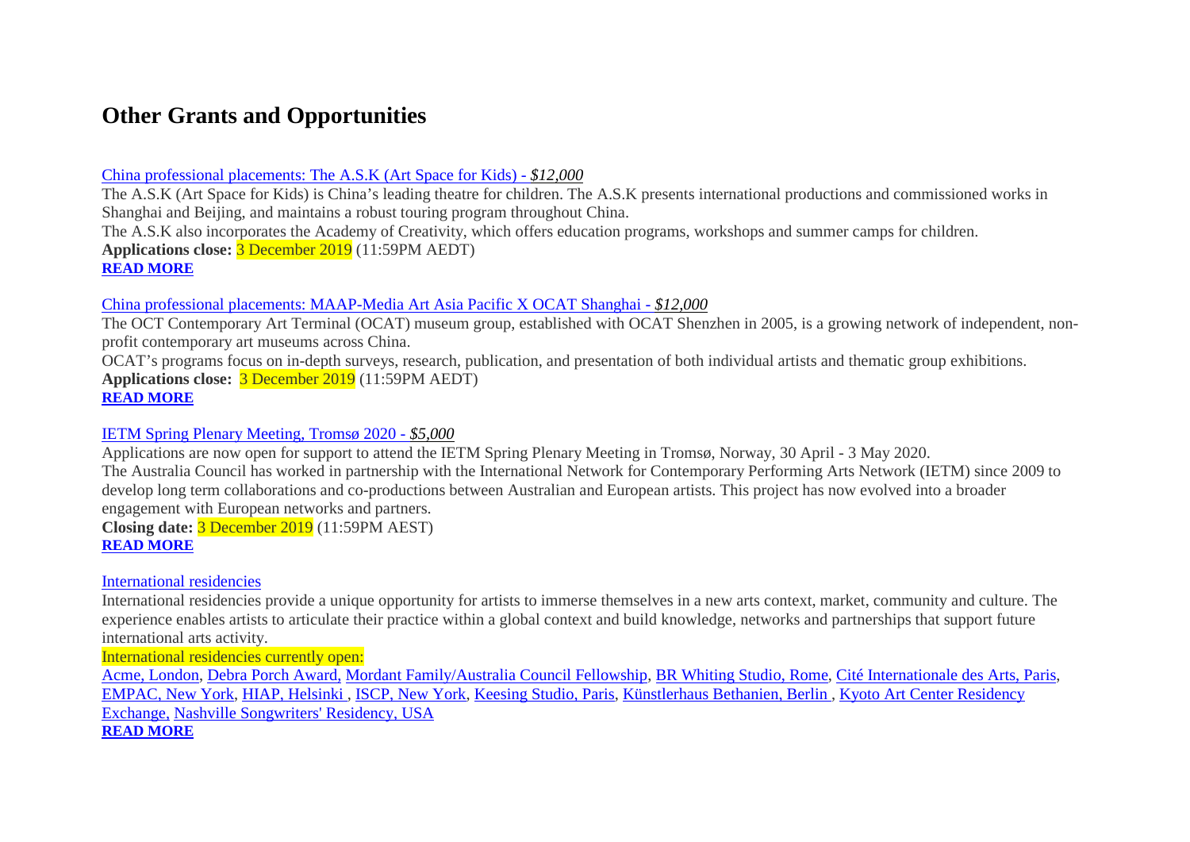# Other Grants and Opportunities

China professional placements: The A.S.K (Art Space for Kids) - *$12,000*

The A.S.K (Art Space for Kids) is China's leading theatre for children. The A.S.K presents international productions and commissioned works in Shanghai and Beijing, and maintains a robust touring program throughout China.

The A.S.K also incorporates the Academy of Creativity, which offers education programs, workshops and summer camps for children.

**Applications close:** 3 December 2019 (11:59PM AEDT)

**READ MORE**

China professional placements: MAAP-Media Art Asia Pacific X OCAT Shanghai - *$12,000*

The OCT Contemporary Art Terminal (OCAT) museum group, established with OCAT Shenzhen in 2005, is a growing network of independent, non-profit contemporary art museums across China.

OCAT's programs focus on in-depth surveys, research, publication, and presentation of both individual artists and thematic group exhibitions.

**Applications close:** 3 December 2019 (11:59PM AEDT)

**READ MORE**

IETM Spring Plenary Meeting, Tromsø 2020 - *$5,000*

Applications are now open for support to attend the IETM Spring Plenary Meeting in Tromsø, Norway, 30 April - 3 May 2020.

The Australia Council has worked in partnership with the International Network for Contemporary Performing Arts Network (IETM) since 2009 to develop long term collaborations and co-productions between Australian and European artists. This project has now evolved into a broader engagement with European networks and partners.

**Closing date:** 3 December 2019 (11:59PM AEST)

**READ MORE**

International residencies

International residencies provide a unique opportunity for artists to immerse themselves in a new arts context, market, community and culture. The experience enables artists to articulate their practice within a global context and build knowledge, networks and partnerships that support future international arts activity.

International residencies currently open:

Acme, London, Debra Porch Award, Mordant Family/Australia Council Fellowship, BR Whiting Studio, Rome, Cité Internationale des Arts, Paris, EMPAC, New York, HIAP, Helsinki , ISCP, New York, Keesing Studio, Paris, Künstlerhaus Bethanien, Berlin , Kyoto Art Center Residency Exchange, Nashville Songwriters' Residency, USA

**READ MORE**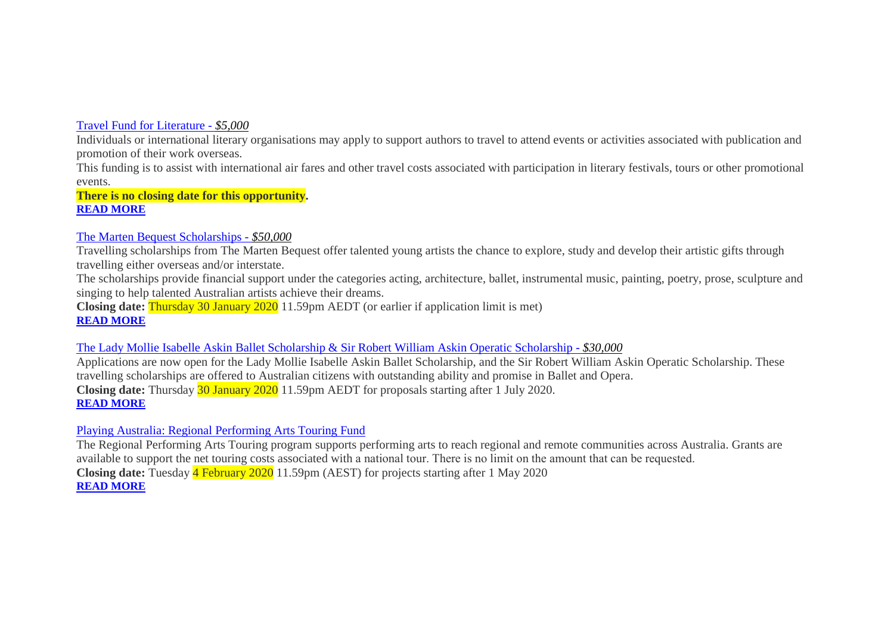[Travel Fund for Literature - *$5,000*]

Individuals or international literary organisations may apply to support authors to travel to attend events or activities associated with publication and promotion of their work overseas.

This funding is to assist with international air fares and other travel costs associated with participation in literary festivals, tours or other promotional events.

**There is no closing date for this opportunity.**

**READ MORE**

[The Marten Bequest Scholarships - *$50,000*]

Travelling scholarships from The Marten Bequest offer talented young artists the chance to explore, study and develop their artistic gifts through travelling either overseas and/or interstate.

The scholarships provide financial support under the categories acting, architecture, ballet, instrumental music, painting, poetry, prose, sculpture and singing to help talented Australian artists achieve their dreams.

**Closing date:** Thursday 30 January 2020 11.59pm AEDT (or earlier if application limit is met)

**READ MORE**

[The Lady Mollie Isabelle Askin Ballet Scholarship & Sir Robert William Askin Operatic Scholarship - *$30,000*]

Applications are now open for the Lady Mollie Isabelle Askin Ballet Scholarship, and the Sir Robert William Askin Operatic Scholarship. These travelling scholarships are offered to Australian citizens with outstanding ability and promise in Ballet and Opera.

**Closing date:** Thursday 30 January 2020 11.59pm AEDT for proposals starting after 1 July 2020.

**READ MORE**

[Playing Australia: Regional Performing Arts Touring Fund]

The Regional Performing Arts Touring program supports performing arts to reach regional and remote communities across Australia. Grants are available to support the net touring costs associated with a national tour. There is no limit on the amount that can be requested.

**Closing date:** Tuesday 4 February 2020 11.59pm (AEST) for projects starting after 1 May 2020

**READ MORE**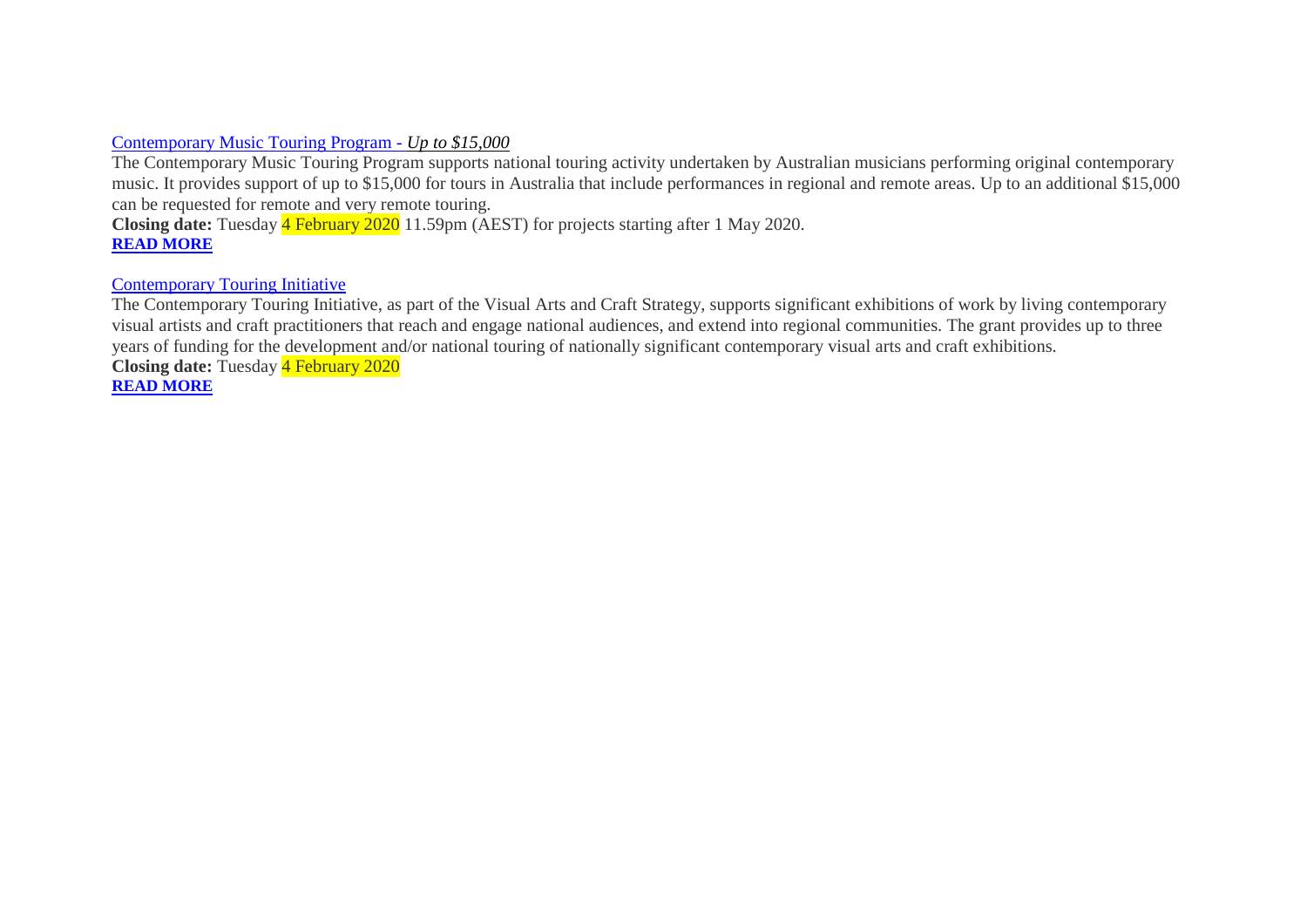[Contemporary Music Touring Program - *Up to $15,000*]

The Contemporary Music Touring Program supports national touring activity undertaken by Australian musicians performing original contemporary music. It provides support of up to $15,000 for tours in Australia that include performances in regional and remote areas. Up to an additional $15,000 can be requested for remote and very remote touring.

**Closing date:** Tuesday 4 February 2020 11.59pm (AEST) for projects starting after 1 May 2020.

**READ MORE**

[Contemporary Touring Initiative]

The Contemporary Touring Initiative, as part of the Visual Arts and Craft Strategy, supports significant exhibitions of work by living contemporary visual artists and craft practitioners that reach and engage national audiences, and extend into regional communities. The grant provides up to three years of funding for the development and/or national touring of nationally significant contemporary visual arts and craft exhibitions.

**Closing date:** Tuesday 4 February 2020

**READ MORE**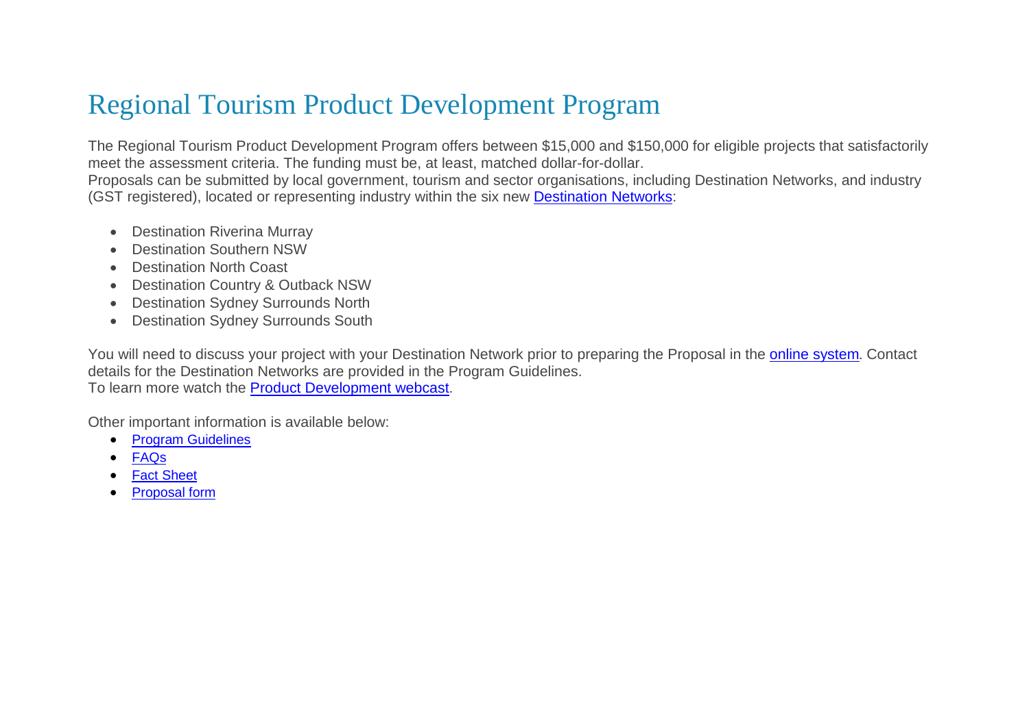# Regional Tourism Product Development Program

The Regional Tourism Product Development Program offers between $15,000 and $150,000 for eligible projects that satisfactorily meet the assessment criteria. The funding must be, at least, matched dollar-for-dollar.
Proposals can be submitted by local government, tourism and sector organisations, including Destination Networks, and industry (GST registered), located or representing industry within the six new Destination Networks:

- Destination Riverina Murray
- Destination Southern NSW
- Destination North Coast
- Destination Country & Outback NSW
- Destination Sydney Surrounds North
- Destination Sydney Surrounds South

You will need to discuss your project with your Destination Network prior to preparing the Proposal in the online system. Contact details for the Destination Networks are provided in the Program Guidelines.
To learn more watch the Product Development webcast.

Other important information is available below:

- Program Guidelines
- FAQs
- Fact Sheet
- Proposal form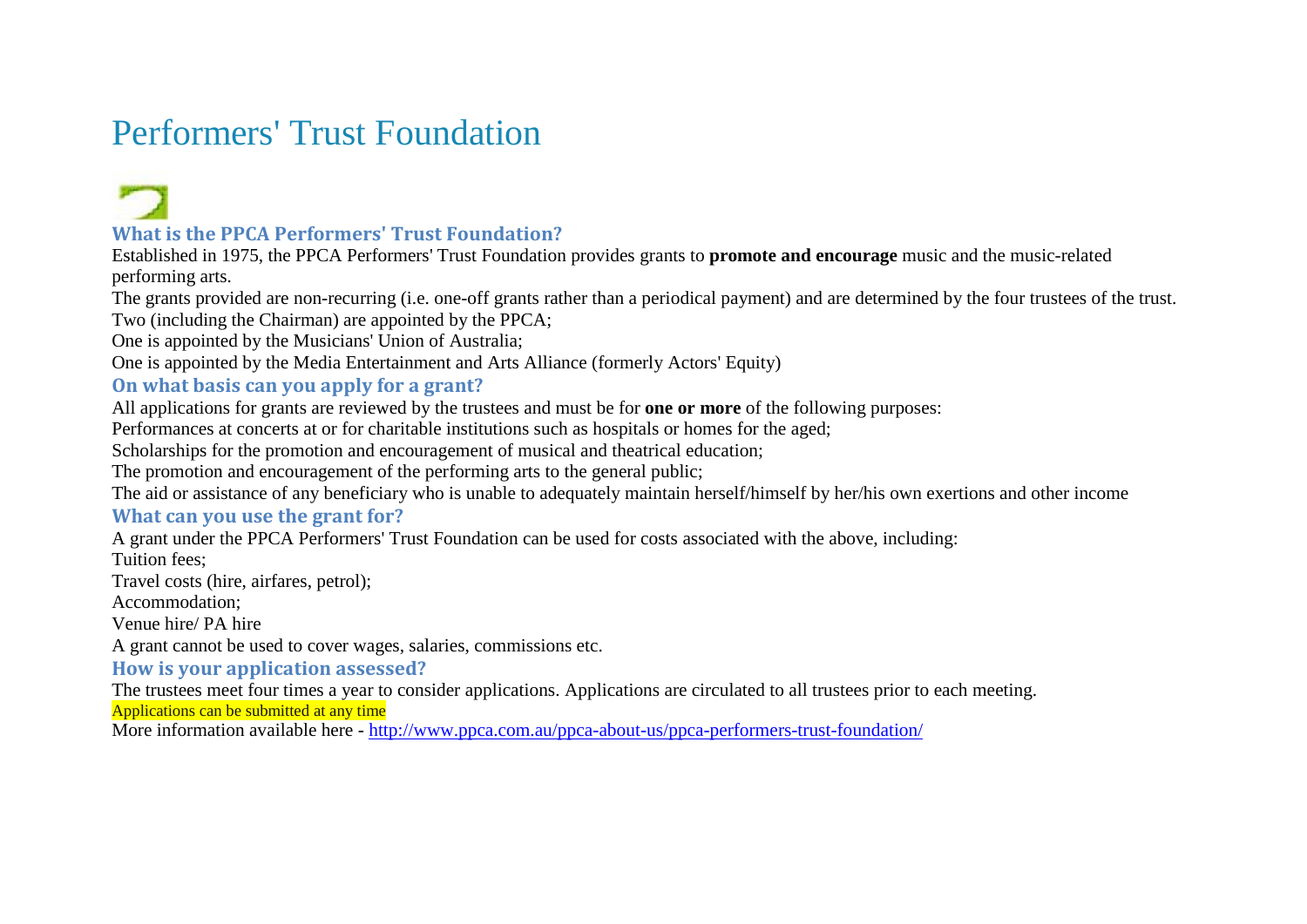# Performers' Trust Foundation

### What is the PPCA Performers' Trust Foundation?

Established in 1975, the PPCA Performers' Trust Foundation provides grants to **promote and encourage** music and the music-related performing arts.

The grants provided are non-recurring (i.e. one-off grants rather than a periodical payment) and are determined by the four trustees of the trust.

Two (including the Chairman) are appointed by the PPCA;

One is appointed by the Musicians' Union of Australia;

One is appointed by the Media Entertainment and Arts Alliance (formerly Actors' Equity)

### On what basis can you apply for a grant?

All applications for grants are reviewed by the trustees and must be for **one or more** of the following purposes:

Performances at concerts at or for charitable institutions such as hospitals or homes for the aged;

Scholarships for the promotion and encouragement of musical and theatrical education;

The promotion and encouragement of the performing arts to the general public;

The aid or assistance of any beneficiary who is unable to adequately maintain herself/himself by her/his own exertions and other income

### What can you use the grant for?

A grant under the PPCA Performers' Trust Foundation can be used for costs associated with the above, including:

Tuition fees;

Travel costs (hire, airfares, petrol);

Accommodation;

Venue hire/ PA hire

A grant cannot be used to cover wages, salaries, commissions etc.

### How is your application assessed?

The trustees meet four times a year to consider applications. Applications are circulated to all trustees prior to each meeting.

Applications can be submitted at any time

More information available here - http://www.ppca.com.au/ppca-about-us/ppca-performers-trust-foundation/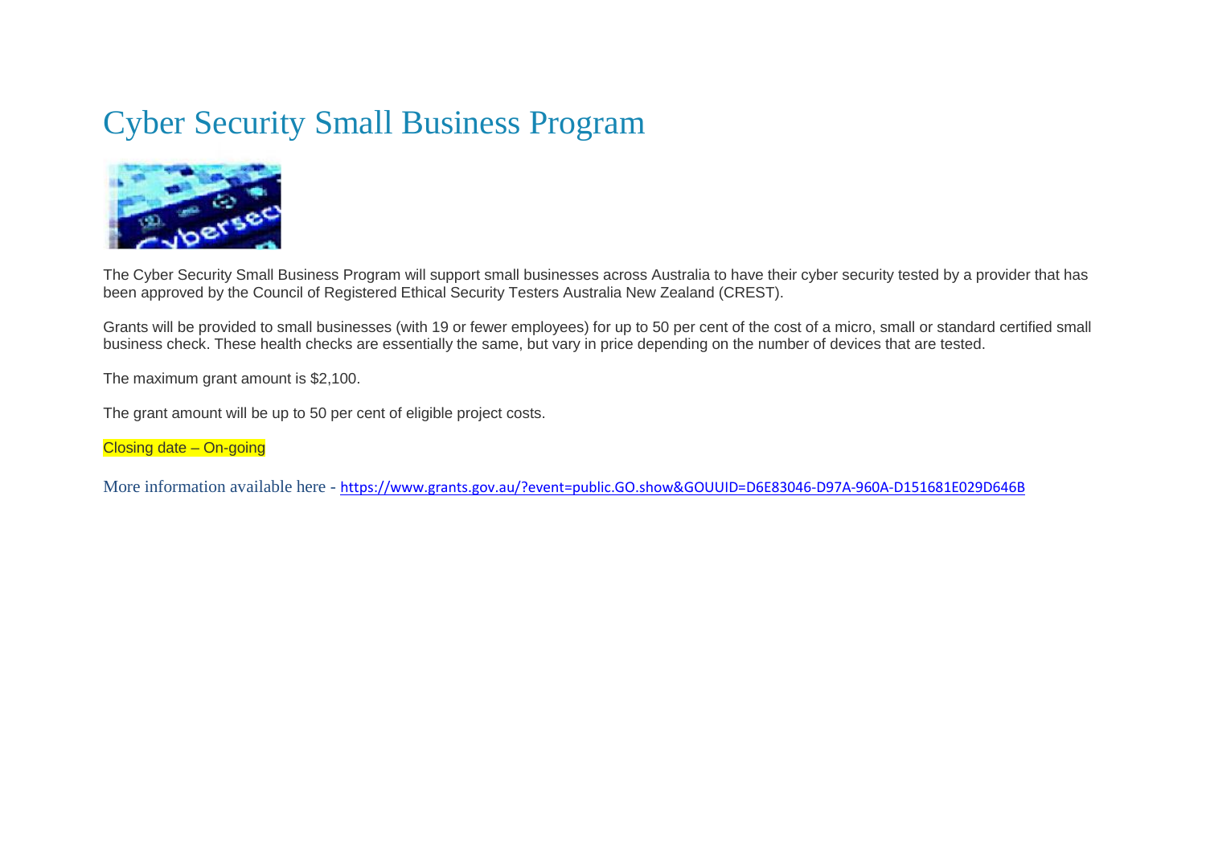# Cyber Security Small Business Program

The Cyber Security Small Business Program will support small businesses across Australia to have their cyber security tested by a provider that has been approved by the Council of Registered Ethical Security Testers Australia New Zealand (CREST).

Grants will be provided to small businesses (with 19 or fewer employees) for up to 50 per cent of the cost of a micro, small or standard certified small business check. These health checks are essentially the same, but vary in price depending on the number of devices that are tested.

The maximum grant amount is $2,100.

The grant amount will be up to 50 per cent of eligible project costs.

Closing date – On-going

More information available here - https://www.grants.gov.au/?event=public.GO.show&GOUUID=D6E83046-D97A-960A-D151681E029D646B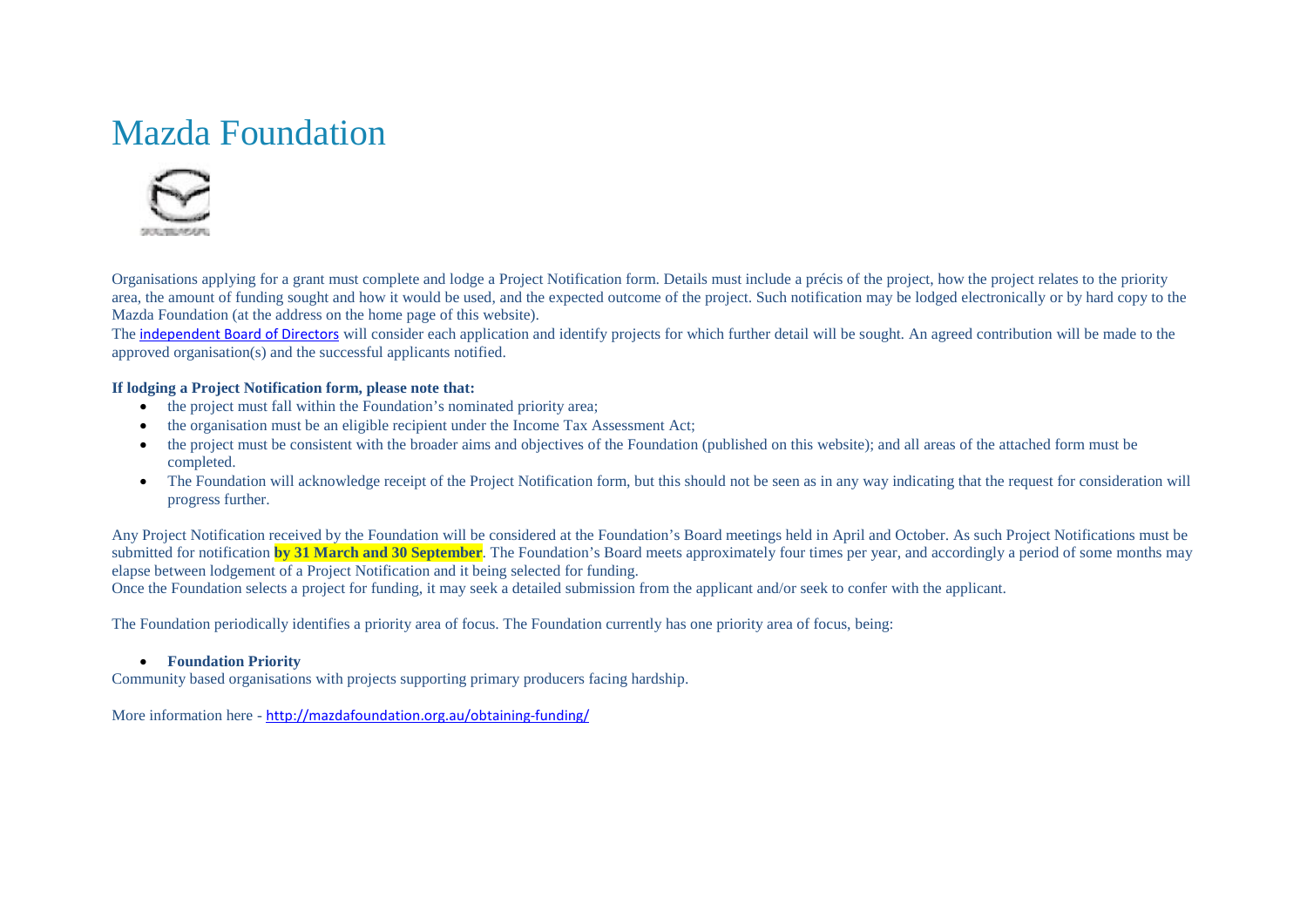# Mazda Foundation

Organisations applying for a grant must complete and lodge a Project Notification form. Details must include a précis of the project, how the project relates to the priority area, the amount of funding sought and how it would be used, and the expected outcome of the project. Such notification may be lodged electronically or by hard copy to the Mazda Foundation (at the address on the home page of this website).

The independent Board of Directors will consider each application and identify projects for which further detail will be sought. An agreed contribution will be made to the approved organisation(s) and the successful applicants notified.

**If lodging a Project Notification form, please note that:**

- the project must fall within the Foundation's nominated priority area;
- the organisation must be an eligible recipient under the Income Tax Assessment Act;
- the project must be consistent with the broader aims and objectives of the Foundation (published on this website); and all areas of the attached form must be completed.
- The Foundation will acknowledge receipt of the Project Notification form, but this should not be seen as in any way indicating that the request for consideration will progress further.

Any Project Notification received by the Foundation will be considered at the Foundation's Board meetings held in April and October. As such Project Notifications must be submitted for notification **by 31 March and 30 September**. The Foundation's Board meets approximately four times per year, and accordingly a period of some months may elapse between lodgement of a Project Notification and it being selected for funding.

Once the Foundation selects a project for funding, it may seek a detailed submission from the applicant and/or seek to confer with the applicant.

The Foundation periodically identifies a priority area of focus. The Foundation currently has one priority area of focus, being:

- **Foundation Priority**

Community based organisations with projects supporting primary producers facing hardship.

More information here - http://mazdafoundation.org.au/obtaining-funding/